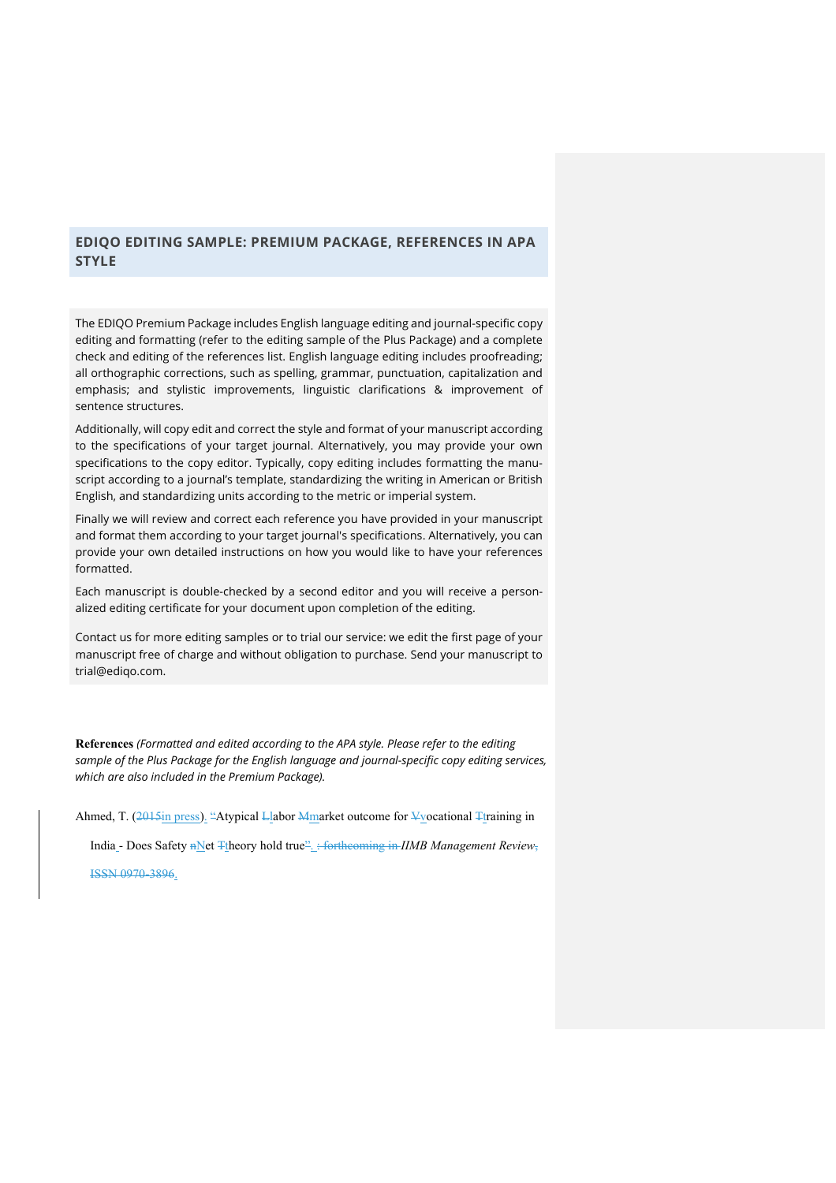# EDIQO EDITING SAMPLE: PREMIUM PACKAGE, REFERENCES IN APA STYLE

The EDIQO Premium Package includes English language editing and journal-specific copy editing and formatting (refer to the editing sample of the Plus Package) and a complete check and editing of the references list. English language editing includes proofreading; all orthographic corrections, such as spelling, grammar, punctuation, capitalization and emphasis; and stylistic improvements, linguistic clarifications & improvement of sentence structures.

Additionally, will copy edit and correct the style and format of your manuscript according to the specifications of your target journal. Alternatively, you may provide your own specifications to the copy editor. Typically, copy editing includes formatting the manuscript according to a journal's template, standardizing the writing in American or British English, and standardizing units according to the metric or imperial system.

Finally we will review and correct each reference you have provided in your manuscript and format them according to your target journal's specifications. Alternatively, you can provide your own detailed instructions on how you would like to have your references formatted.

Each manuscript is double-checked by a second editor and you will receive a personalized editing certificate for your document upon completion of the editing.

Contact us for more editing samples or to trial our service: we edit the first page of your manuscript free of charge and without obligation to purchase. Send your manuscript to trial@ediqo.com.

**References** *(Formatted and edited according to the APA style. Please refer to the editing sample of the Plus Package for the English language and journal-specific copy editing services, which are also included in the Premium Package).*

Ahmed, T. (~~2015~~in press). "Atypical ~~L~~labor ~~M~~market outcome for ~~V~~vocational ~~T~~training in India - Does Safety ~~n~~Net ~~T~~theory hold true". ~~; forthcoming in~~ *IIMB Management Review*~~, ISSN 0970-3896~~.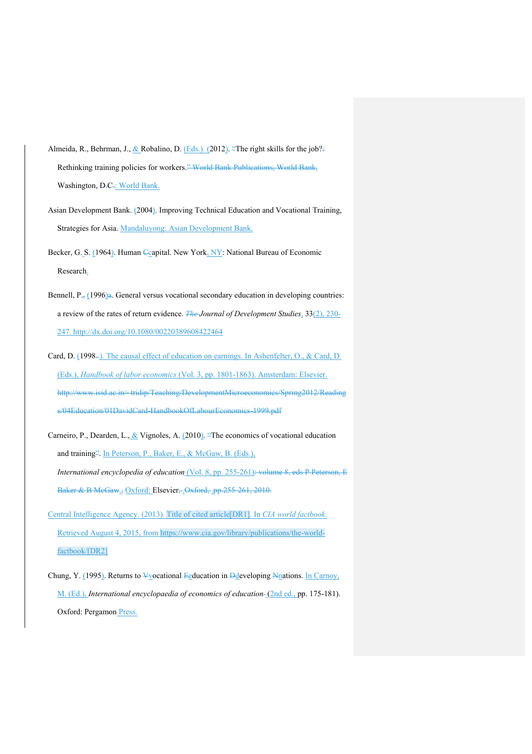Almeida, R., Behrman, J., & Robalino, D. (Eds.). (2012). The right skills for the job? Rethinking training policies for workers. Washington, D.C.: World Bank.

Asian Development Bank. (2004). Improving Technical Education and Vocational Training, Strategies for Asia. Mandaluyong: Asian Development Bank.

Becker, G. S. (1964). Human capital. New York, NY: National Bureau of Economic Research.

Bennell, P. (1996). General versus vocational secondary education in developing countries: a review of the rates of return evidence. *Journal of Development Studies*, 33(2), 230-247. http://dx.doi.org/10.1080/00220389608422464

Card, D. (1998). The causal effect of education on earnings. In Ashenfelter, O., & Card, D. (Eds.), *Handbook of labor economics* (Vol. 3, pp. 1801-1863). Amsterdam: Elsevier.

Carneiro, P., Dearden, L., & Vignoles, A. (2010). The economics of vocational education and training. In Peterson, P., Baker, E., & McGaw, B. (Eds.), *International encyclopedia of education* (Vol. 8, pp. 255-261). Oxford: Elsevier.

Central Intelligence Agency. (2013). Title of cited article[DR1]. In *CIA world factbook.* Retrieved August 4, 2015, from https://www.cia.gov/library/publications/the-world-factbook/[DR2]

Chung, Y. (1995). Returns to vocational education in developing nations. In Carnoy, M. (Ed.), *International encyclopaedia of economics of education* (2nd ed., pp. 175-181). Oxford: Pergamon Press.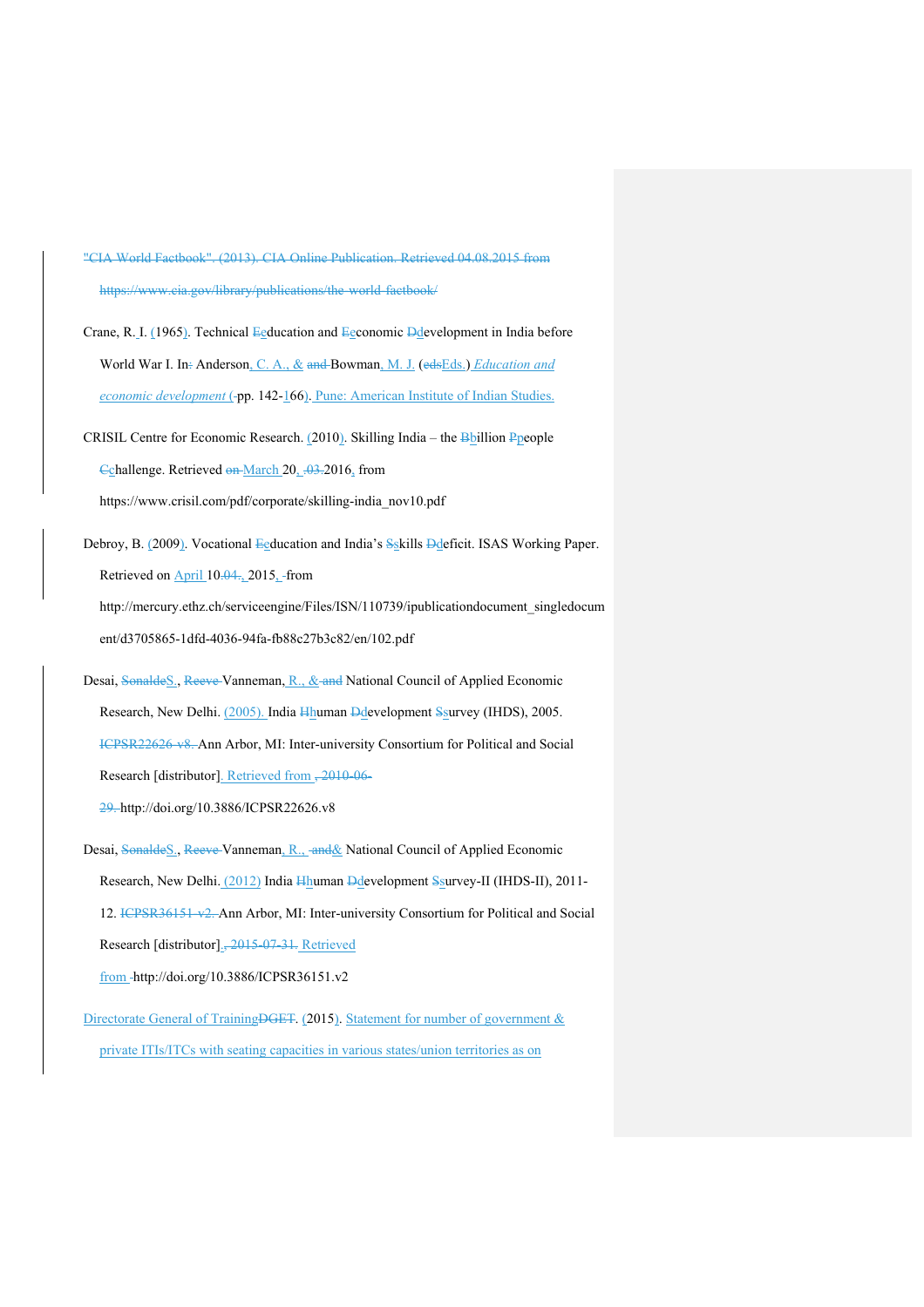Crane, R. I. (1965). Technical education and economic development in India before World War I. In Anderson, C. A., & Bowman, M. J. (Eds.) *Education and economic development* (pp. 142-166). Pune: American Institute of Indian Studies.

CRISIL Centre for Economic Research. (2010). Skilling India – the billion people challenge. Retrieved March 20, 2016, from https://www.crisil.com/pdf/corporate/skilling-india_nov10.pdf

Debroy, B. (2009). Vocational education and India's skills deficit. ISAS Working Paper. Retrieved on April 10, 2015, from http://mercury.ethz.ch/serviceengine/Files/ISN/110739/ipublicationdocument_singledocument/d3705865-1dfd-4036-94fa-fb88c27b3c82/en/102.pdf

Desai, S., Vanneman, R., & National Council of Applied Economic Research, New Delhi. (2005). India human development survey (IHDS), 2005. Ann Arbor, MI: Inter-university Consortium for Political and Social Research [distributor]. Retrieved from http://doi.org/10.3886/ICPSR22626.v8

Desai, S., Vanneman, R., & National Council of Applied Economic Research, New Delhi. (2012) India human development survey-II (IHDS-II), 2011-12. Ann Arbor, MI: Inter-university Consortium for Political and Social Research [distributor]. Retrieved from http://doi.org/10.3886/ICPSR36151.v2

Directorate General of Training. (2015). Statement for number of government & private ITIs/ITCs with seating capacities in various states/union territories as on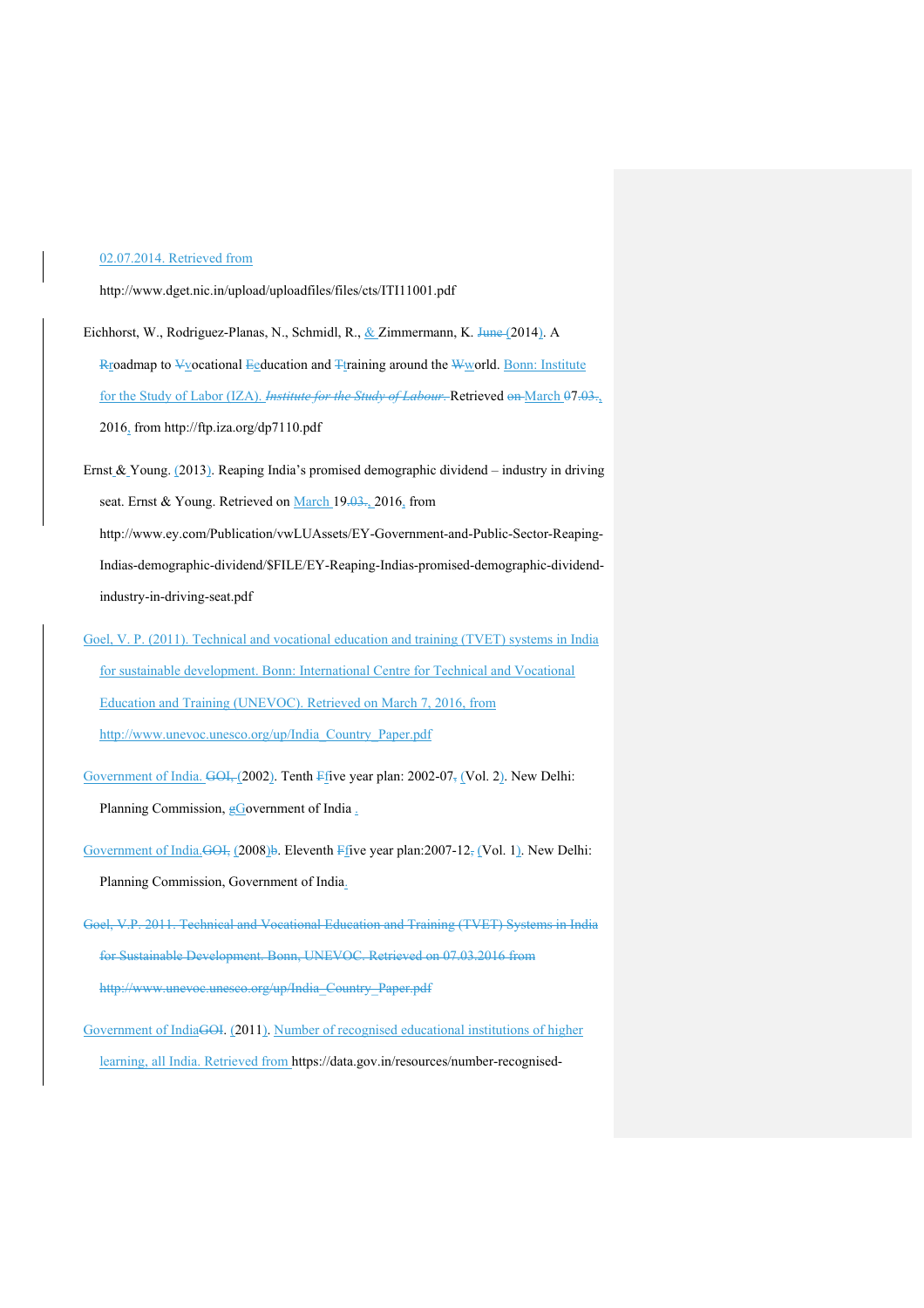02.07.2014. Retrieved from http://www.dget.nic.in/upload/uploadfiles/files/cts/ITI11001.pdf

Eichhorst, W., Rodriguez-Planas, N., Schmidl, R., & Zimmermann, K. (2014). A roadmap to vocational education and training around the world. Bonn: Institute for the Study of Labor (IZA). Retrieved March 7, 2016, from http://ftp.iza.org/dp7110.pdf

Ernst & Young. (2013). Reaping India's promised demographic dividend – industry in driving seat. Ernst & Young. Retrieved on March 19, 2016, from http://www.ey.com/Publication/vwLUAssets/EY-Government-and-Public-Sector-Reaping-Indias-demographic-dividend/$FILE/EY-Reaping-Indias-promised-demographic-dividend-industry-in-driving-seat.pdf

Goel, V. P. (2011). Technical and vocational education and training (TVET) systems in India for sustainable development. Bonn: International Centre for Technical and Vocational Education and Training (UNEVOC). Retrieved on March 7, 2016, from http://www.unevoc.unesco.org/up/India_Country_Paper.pdf

Government of India. (2002). Tenth five year plan: 2002-07 (Vol. 2). New Delhi: Planning Commission, Government of India.

Government of India. (2008). Eleventh five year plan:2007-12 (Vol. 1). New Delhi: Planning Commission, Government of India.

Government of India. (2011). Number of recognised educational institutions of higher learning, all India. Retrieved from https://data.gov.in/resources/number-recognised-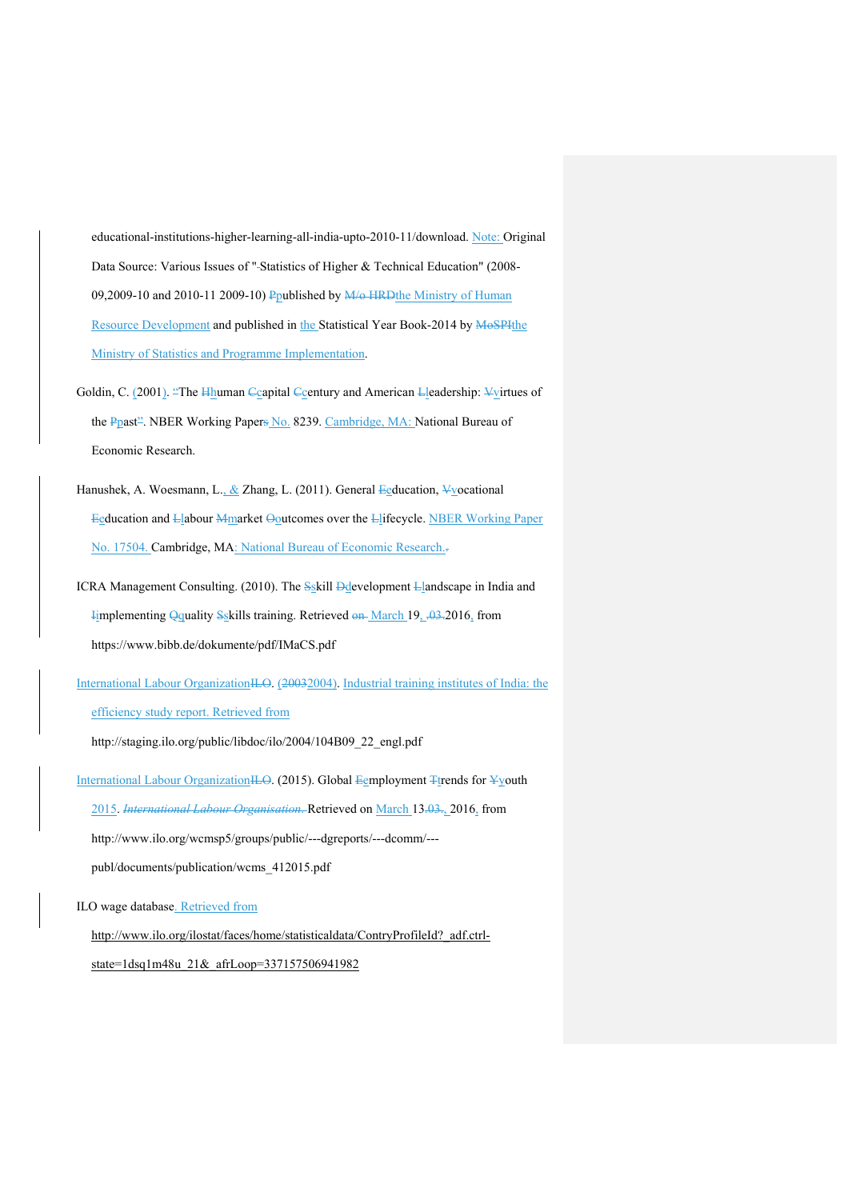educational-institutions-higher-learning-all-india-upto-2010-11/download. Note: Original Data Source: Various Issues of "Statistics of Higher & Technical Education" (2008-09,2009-10 and 2010-11 2009-10) published by the Ministry of Human Resource Development and published in the Statistical Year Book-2014 by the Ministry of Statistics and Programme Implementation.

Goldin, C. (2001). The human capital century and American leadership: virtues of the past. NBER Working Paper No. 8239. Cambridge, MA: National Bureau of Economic Research.

Hanushek, A. Woesmann, L., & Zhang, L. (2011). General education, vocational education and labour market outcomes over the lifecycle. NBER Working Paper No. 17504. Cambridge, MA: National Bureau of Economic Research.

ICRA Management Consulting. (2010). The skill development landscape in India and implementing quality skills training. Retrieved March 19, 2016, from https://www.bibb.de/dokumente/pdf/IMaCS.pdf

International Labour Organization. (2004). Industrial training institutes of India: the efficiency study report. Retrieved from http://staging.ilo.org/public/libdoc/ilo/2004/104B09_22_engl.pdf

International Labour Organization. (2015). Global employment trends for youth 2015. Retrieved on March 13, 2016, from http://www.ilo.org/wcmsp5/groups/public/---dgreports/---dcomm/---publ/documents/publication/wcms_412015.pdf

ILO wage database. Retrieved from http://www.ilo.org/ilostat/faces/home/statisticaldata/ContryProfileId?_adf.ctrl-state=1dsq1m48u_21&_afrLoop=337157506941982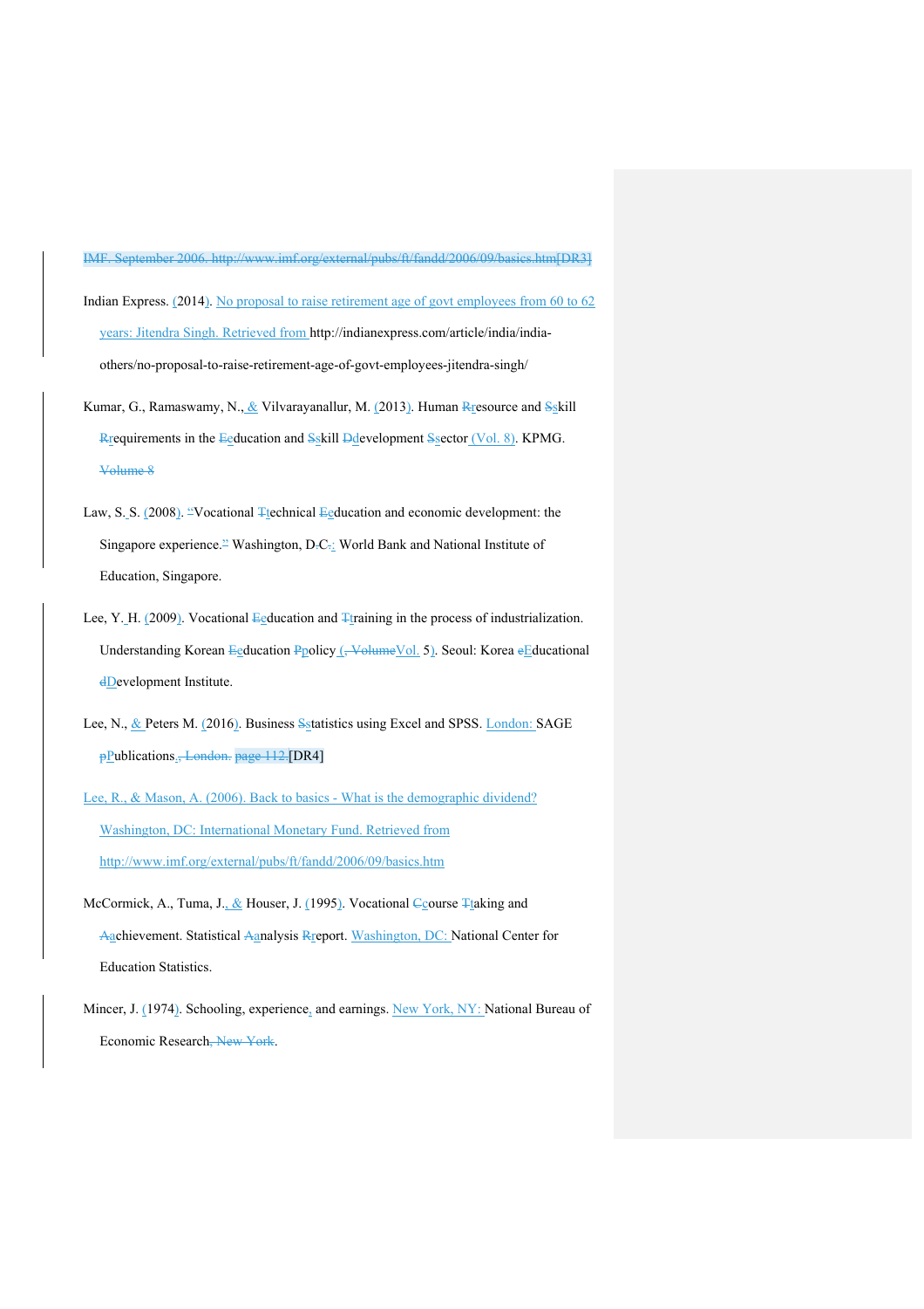Indian Express. (2014). No proposal to raise retirement age of govt employees from 60 to 62 years: Jitendra Singh. Retrieved from http://indianexpress.com/article/india/india-others/no-proposal-to-raise-retirement-age-of-govt-employees-jitendra-singh/

Kumar, G., Ramaswamy, N., & Vilvarayanallur, M. (2013). Human resource and skill requirements in the education and skill development sector (Vol. 8). KPMG.

Law, S. S. (2008). Vocational technical education and economic development: the Singapore experience. Washington, DC: World Bank and National Institute of Education, Singapore.

Lee, Y. H. (2009). Vocational education and training in the process of industrialization. Understanding Korean education policy (Vol. 5). Seoul: Korea Educational Development Institute.

Lee, N., & Peters M. (2016). Business statistics using Excel and SPSS. London: SAGE Publications. [DR4]

Lee, R., & Mason, A. (2006). Back to basics - What is the demographic dividend? Washington, DC: International Monetary Fund. Retrieved from http://www.imf.org/external/pubs/ft/fandd/2006/09/basics.htm

McCormick, A., Tuma, J., & Houser, J. (1995). Vocational course taking and achievement. Statistical analysis report. Washington, DC: National Center for Education Statistics.

Mincer, J. (1974). Schooling, experience, and earnings. New York, NY: National Bureau of Economic Research.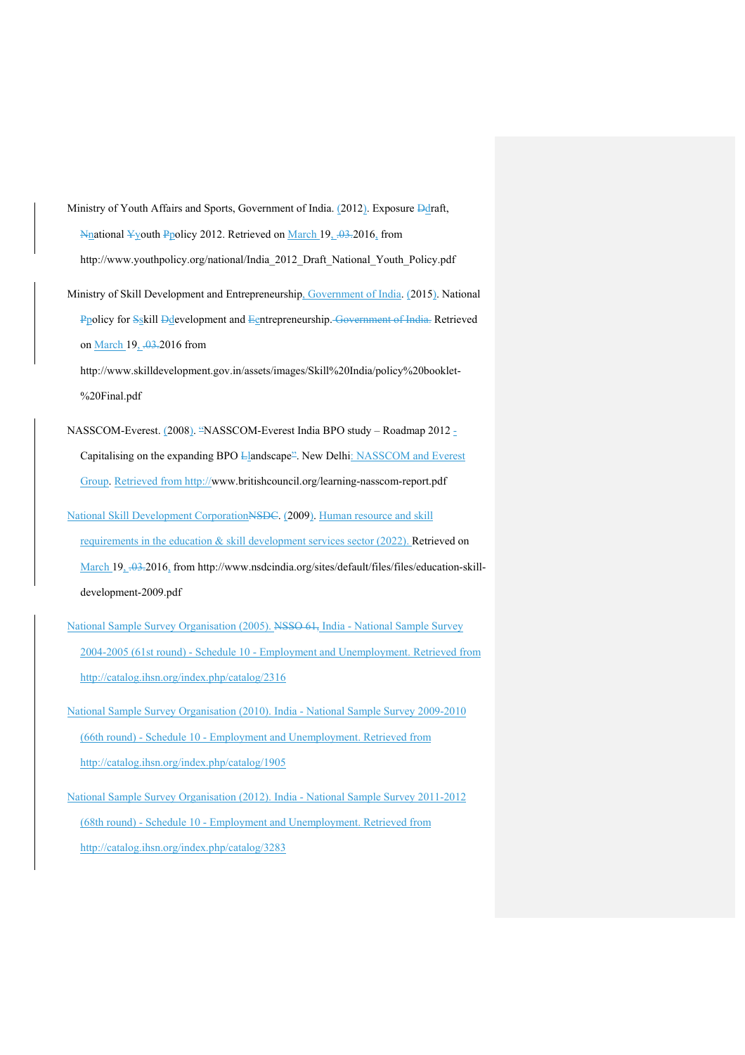Ministry of Youth Affairs and Sports, Government of India. (2012). Exposure draft, national youth policy 2012. Retrieved on March 19, 2016, from http://www.youthpolicy.org/national/India_2012_Draft_National_Youth_Policy.pdf

Ministry of Skill Development and Entrepreneurship, Government of India. (2015). National policy for skill development and entrepreneurship. Retrieved on March 19, 2016 from http://www.skilldevelopment.gov.in/assets/images/Skill%20India/policy%20booklet-%20Final.pdf

NASSCOM-Everest. (2008). NASSCOM-Everest India BPO study – Roadmap 2012 - Capitalising on the expanding BPO landscape. New Delhi: NASSCOM and Everest Group. Retrieved from http://www.britishcouncil.org/learning-nasscom-report.pdf

National Skill Development Corporation. (2009). Human resource and skill requirements in the education & skill development services sector (2022). Retrieved on March 19, 2016, from http://www.nsdcindia.org/sites/default/files/files/education-skill-development-2009.pdf

National Sample Survey Organisation (2005). India - National Sample Survey 2004-2005 (61st round) - Schedule 10 - Employment and Unemployment. Retrieved from http://catalog.ihsn.org/index.php/catalog/2316

National Sample Survey Organisation (2010). India - National Sample Survey 2009-2010 (66th round) - Schedule 10 - Employment and Unemployment. Retrieved from http://catalog.ihsn.org/index.php/catalog/1905

National Sample Survey Organisation (2012). India - National Sample Survey 2011-2012 (68th round) - Schedule 10 - Employment and Unemployment. Retrieved from http://catalog.ihsn.org/index.php/catalog/3283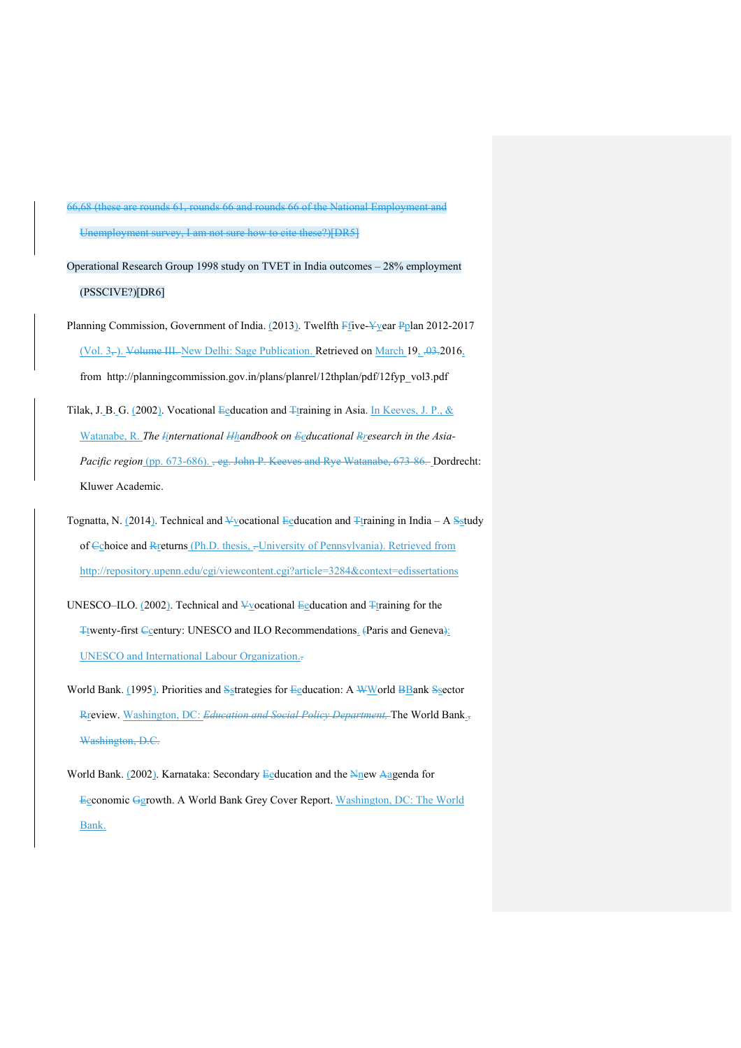~~66,68 (these are rounds 61, rounds 66 and rounds 66 of the National Employment and Unemployment survey, I am not sure how to cite these?)[DR5]~~

Operational Research Group 1998 study on TVET in India outcomes – 28% employment (PSSCIVE?)[DR6]

Planning Commission, Government of India. (2013). Twelfth ~~F~~five-~~Y~~year ~~P~~plan 2012-2017 (Vol. 3~~,~~ ). ~~Volume III.~~ New Delhi: Sage Publication. Retrieved on March 19, ~~.03.~~2016, from http://planningcommission.gov.in/plans/planrel/12thplan/pdf/12fyp_vol3.pdf

Tilak, J. B. G. (2002). Vocational ~~E~~education and ~~T~~training in Asia. In Keeves, J. P., & Watanabe, R. *The ~~I~~international ~~H~~handbook on ~~E~~educational ~~R~~research in the Asia-Pacific region* (pp. 673-686). ~~, eg. John P. Keeves and Rye Watanabe, 673-86.~~ Dordrecht: Kluwer Academic.

Tognatta, N. (2014). Technical and ~~V~~vocational ~~E~~education and ~~T~~training in India – A ~~S~~study of ~~C~~choice and ~~R~~returns (Ph.D. thesis, ~~.~~University of Pennsylvania). Retrieved from http://repository.upenn.edu/cgi/viewcontent.cgi?article=3284&context=edissertations

UNESCO–ILO. (2002). Technical and ~~V~~vocational ~~E~~education and ~~T~~training for the ~~T~~twenty-first ~~C~~century: UNESCO and ILO Recommendations. ~~(~~Paris and Geneva~~)~~: UNESCO and International Labour Organization.~~.~~

World Bank. (1995). Priorities and ~~S~~strategies for ~~E~~education: A ~~W~~World ~~B~~Bank ~~S~~sector ~~R~~review. Washington, DC: ~~*Education and Social Policy Department,*~~ The World Bank.~~, Washington, D.C.~~

World Bank. (2002). Karnataka: Secondary ~~E~~education and the ~~N~~new ~~A~~agenda for ~~E~~economic ~~G~~growth. A World Bank Grey Cover Report. Washington, DC: The World Bank.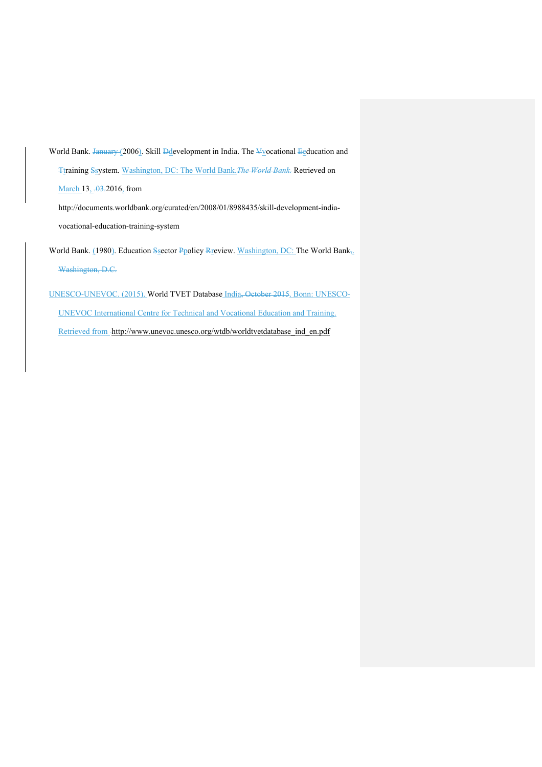World Bank. ~~January~~ (2006). Skill ~~D~~development in India. The ~~V~~vocational ~~E~~education and ~~T~~training ~~S~~system. Washington, DC: The World Bank.~~*The World Bank.*~~ Retrieved on March 13, ~~.03.~~2016, from http://documents.worldbank.org/curated/en/2008/01/8988435/skill-development-india-vocational-education-training-system

World Bank. (1980). Education ~~S~~sector ~~P~~policy ~~R~~review. Washington, DC: The World Bank~~,~~. ~~Washington, D.C.~~

UNESCO-UNEVOC. (2015). World TVET Database India~~, October 2015~~. Bonn: UNESCO-UNEVOC International Centre for Technical and Vocational Education and Training. Retrieved from ~~-~~http://www.unevoc.unesco.org/wtdb/worldtvetdatabase_ind_en.pdf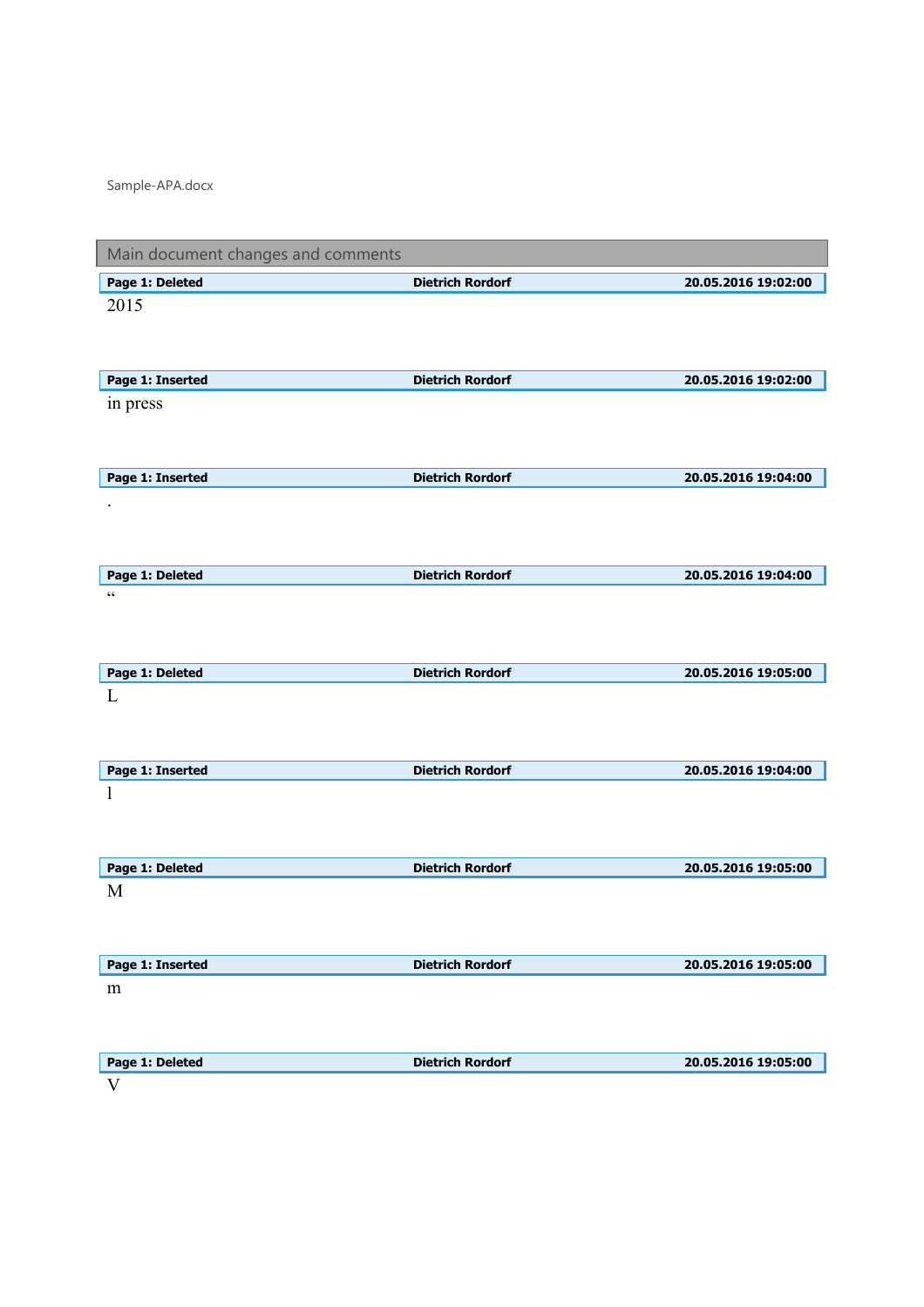Sample-APA.docx

## Main document changes and comments

| Page 1: Deleted | Dietrich Rordorf | 20.05.2016 19:02:00 |
|---|---|---|

2015

| Page 1: Inserted | Dietrich Rordorf | 20.05.2016 19:02:00 |
|---|---|---|

in press

| Page 1: Inserted | Dietrich Rordorf | 20.05.2016 19:04:00 |
|---|---|---|

.

| Page 1: Deleted | Dietrich Rordorf | 20.05.2016 19:04:00 |
|---|---|---|

“

| Page 1: Deleted | Dietrich Rordorf | 20.05.2016 19:05:00 |
|---|---|---|

L

| Page 1: Inserted | Dietrich Rordorf | 20.05.2016 19:04:00 |
|---|---|---|

l

| Page 1: Deleted | Dietrich Rordorf | 20.05.2016 19:05:00 |
|---|---|---|

M

| Page 1: Inserted | Dietrich Rordorf | 20.05.2016 19:05:00 |
|---|---|---|

m

| Page 1: Deleted | Dietrich Rordorf | 20.05.2016 19:05:00 |
|---|---|---|

V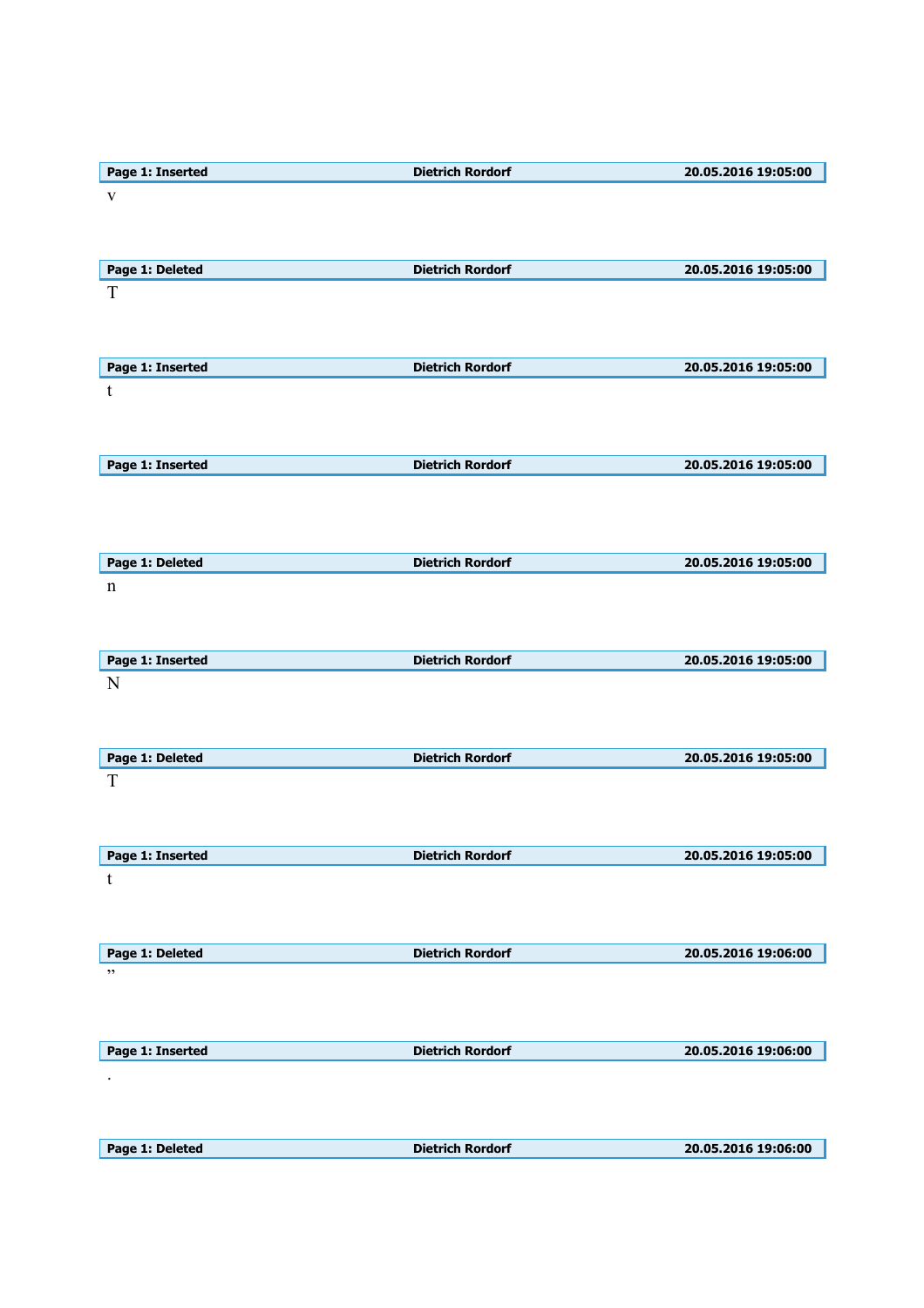| Page 1: Inserted | Dietrich Rordorf | 20.05.2016 19:05:00 |
|---|---|---|

v

| Page 1: Deleted | Dietrich Rordorf | 20.05.2016 19:05:00 |
|---|---|---|

T

| Page 1: Inserted | Dietrich Rordorf | 20.05.2016 19:05:00 |
|---|---|---|

t

| Page 1: Inserted | Dietrich Rordorf | 20.05.2016 19:05:00 |
|---|---|---|

| Page 1: Deleted | Dietrich Rordorf | 20.05.2016 19:05:00 |
|---|---|---|

n

| Page 1: Inserted | Dietrich Rordorf | 20.05.2016 19:05:00 |
|---|---|---|

N

| Page 1: Deleted | Dietrich Rordorf | 20.05.2016 19:05:00 |
|---|---|---|

T

| Page 1: Inserted | Dietrich Rordorf | 20.05.2016 19:05:00 |
|---|---|---|

t

| Page 1: Deleted | Dietrich Rordorf | 20.05.2016 19:06:00 |
|---|---|---|

”

| Page 1: Inserted | Dietrich Rordorf | 20.05.2016 19:06:00 |
|---|---|---|

.

| Page 1: Deleted | Dietrich Rordorf | 20.05.2016 19:06:00 |
|---|---|---|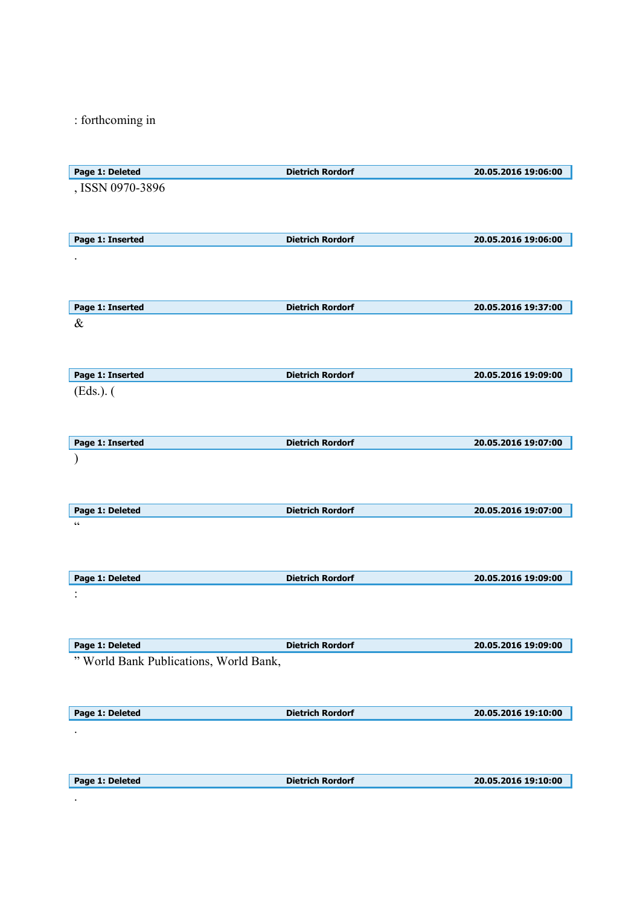: forthcoming in

| Page 1: Deleted | Dietrich Rordorf | 20.05.2016 19:06:00 |
|---|---|---|

, ISSN 0970-3896

| Page 1: Inserted | Dietrich Rordorf | 20.05.2016 19:06:00 |
|---|---|---|

.

| Page 1: Inserted | Dietrich Rordorf | 20.05.2016 19:37:00 |
|---|---|---|

&

| Page 1: Inserted | Dietrich Rordorf | 20.05.2016 19:09:00 |
|---|---|---|

(Eds.). (

| Page 1: Inserted | Dietrich Rordorf | 20.05.2016 19:07:00 |
|---|---|---|

)

| Page 1: Deleted | Dietrich Rordorf | 20.05.2016 19:07:00 |
|---|---|---|

“

| Page 1: Deleted | Dietrich Rordorf | 20.05.2016 19:09:00 |
|---|---|---|

:

| Page 1: Deleted | Dietrich Rordorf | 20.05.2016 19:09:00 |
|---|---|---|

” World Bank Publications, World Bank,

| Page 1: Deleted | Dietrich Rordorf | 20.05.2016 19:10:00 |
|---|---|---|

.

| Page 1: Deleted | Dietrich Rordorf | 20.05.2016 19:10:00 |
|---|---|---|

.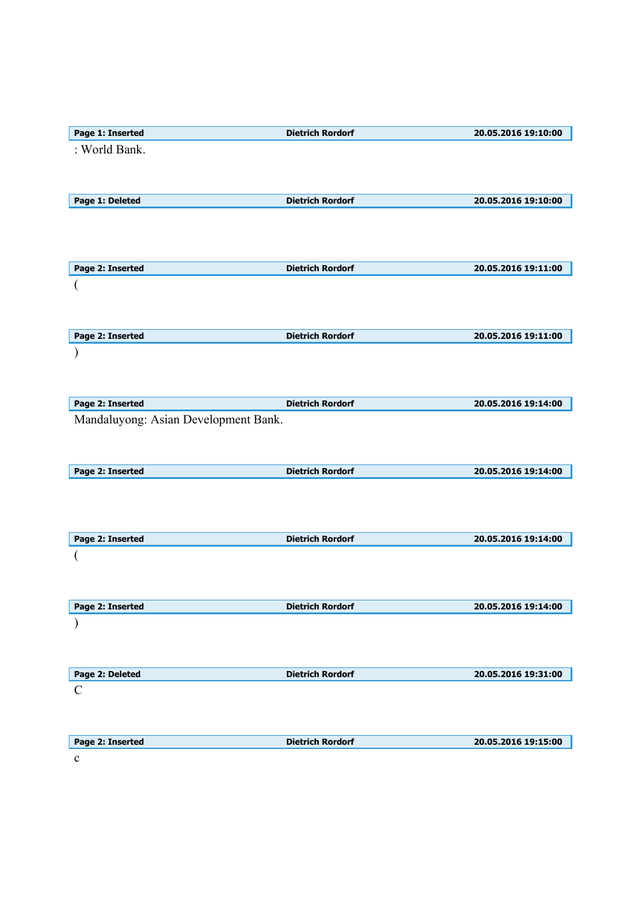| Page 1: Inserted | Dietrich Rordorf | 20.05.2016 19:10:00 |
| --- | --- | --- |

: World Bank.

| Page 1: Deleted | Dietrich Rordorf | 20.05.2016 19:10:00 |
| --- | --- | --- |

| Page 2: Inserted | Dietrich Rordorf | 20.05.2016 19:11:00 |
| --- | --- | --- |

(

| Page 2: Inserted | Dietrich Rordorf | 20.05.2016 19:11:00 |
| --- | --- | --- |

)

| Page 2: Inserted | Dietrich Rordorf | 20.05.2016 19:14:00 |
| --- | --- | --- |

Mandaluyong: Asian Development Bank.

| Page 2: Inserted | Dietrich Rordorf | 20.05.2016 19:14:00 |
| --- | --- | --- |

| Page 2: Inserted | Dietrich Rordorf | 20.05.2016 19:14:00 |
| --- | --- | --- |

(

| Page 2: Inserted | Dietrich Rordorf | 20.05.2016 19:14:00 |
| --- | --- | --- |

)

| Page 2: Deleted | Dietrich Rordorf | 20.05.2016 19:31:00 |
| --- | --- | --- |

C

| Page 2: Inserted | Dietrich Rordorf | 20.05.2016 19:15:00 |
| --- | --- | --- |

c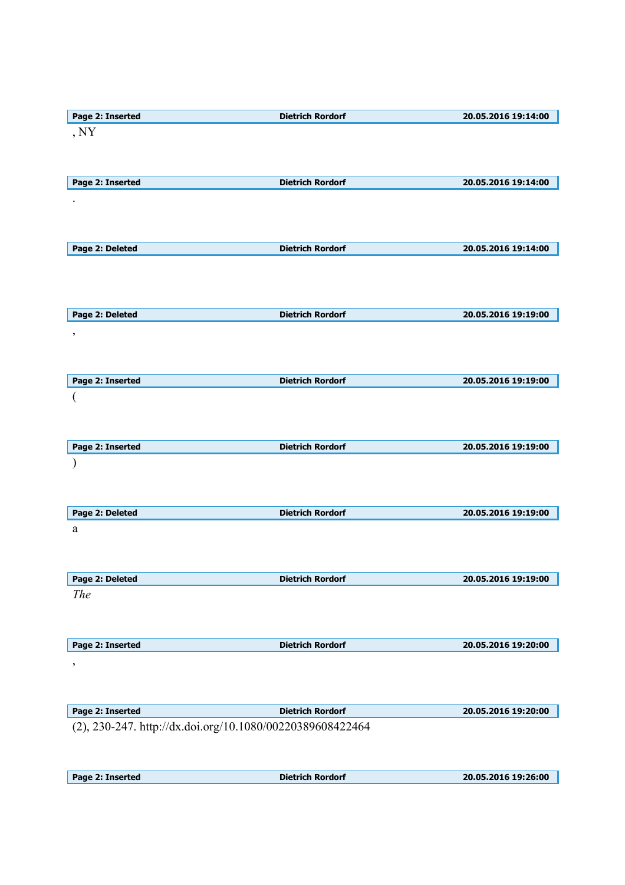| Page 2: Inserted | Dietrich Rordorf | 20.05.2016 19:14:00 |
|---|---|---|

, NY

| Page 2: Inserted | Dietrich Rordorf | 20.05.2016 19:14:00 |
|---|---|---|

.

| Page 2: Deleted | Dietrich Rordorf | 20.05.2016 19:14:00 |
|---|---|---|

| Page 2: Deleted | Dietrich Rordorf | 20.05.2016 19:19:00 |
|---|---|---|

,

| Page 2: Inserted | Dietrich Rordorf | 20.05.2016 19:19:00 |
|---|---|---|

(

| Page 2: Inserted | Dietrich Rordorf | 20.05.2016 19:19:00 |
|---|---|---|

)

| Page 2: Deleted | Dietrich Rordorf | 20.05.2016 19:19:00 |
|---|---|---|

a

| Page 2: Deleted | Dietrich Rordorf | 20.05.2016 19:19:00 |
|---|---|---|

*The*

| Page 2: Inserted | Dietrich Rordorf | 20.05.2016 19:20:00 |
|---|---|---|

,

| Page 2: Inserted | Dietrich Rordorf | 20.05.2016 19:20:00 |
|---|---|---|

(2), 230-247. http://dx.doi.org/10.1080/00220389608422464

| Page 2: Inserted | Dietrich Rordorf | 20.05.2016 19:26:00 |
|---|---|---|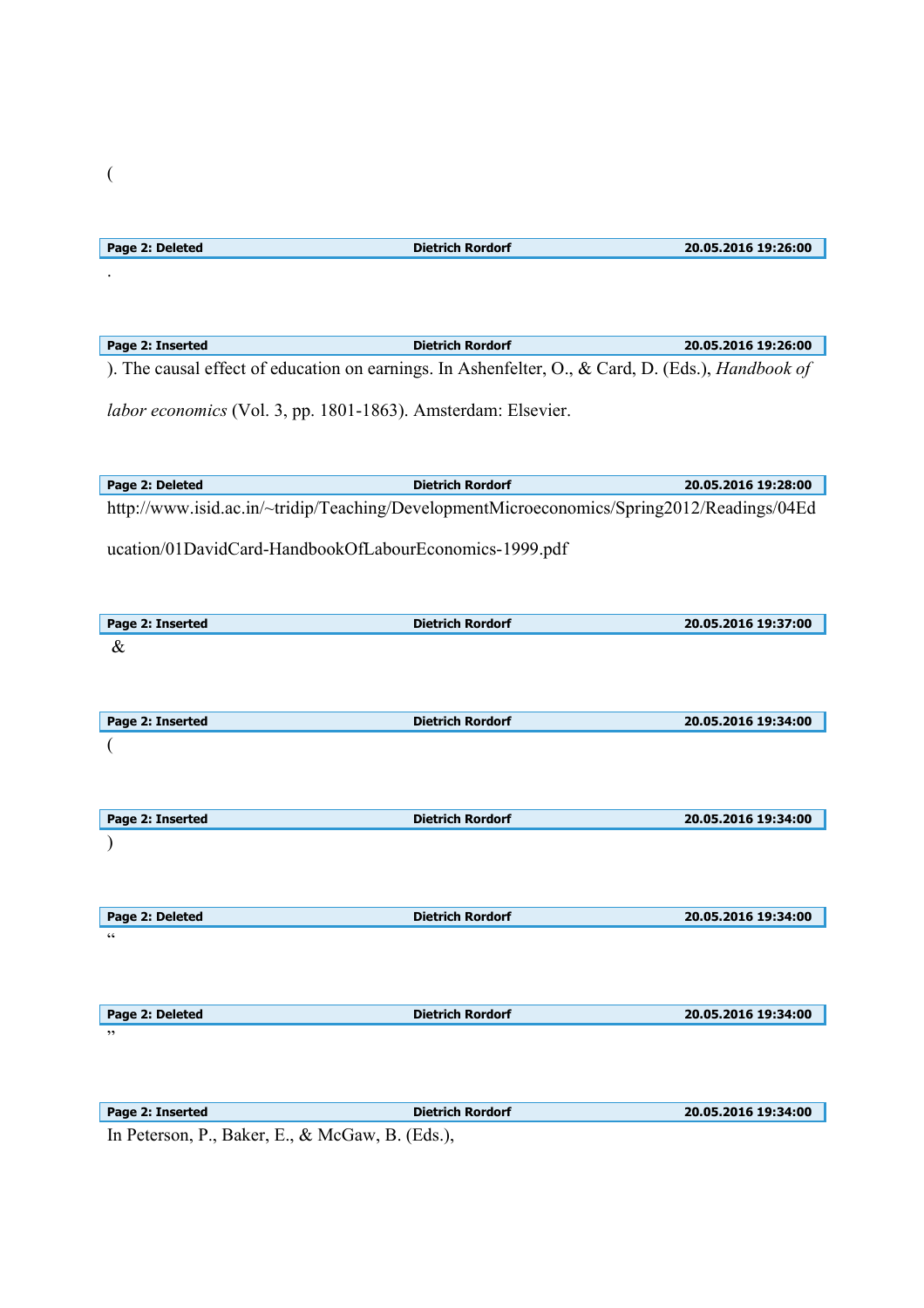(

| Page 2: Deleted | Dietrich Rordorf | 20.05.2016 19:26:00 |
|---|---|---|

.

| Page 2: Inserted | Dietrich Rordorf | 20.05.2016 19:26:00 |
|---|---|---|

). The causal effect of education on earnings. In Ashenfelter, O., & Card, D. (Eds.), *Handbook of labor economics* (Vol. 3, pp. 1801-1863). Amsterdam: Elsevier.

| Page 2: Deleted | Dietrich Rordorf | 20.05.2016 19:28:00 |
|---|---|---|

http://www.isid.ac.in/~tridip/Teaching/DevelopmentMicroeconomics/Spring2012/Readings/04Education/01DavidCard-HandbookOfLabourEconomics-1999.pdf

| Page 2: Inserted | Dietrich Rordorf | 20.05.2016 19:37:00 |
|---|---|---|

&

| Page 2: Inserted | Dietrich Rordorf | 20.05.2016 19:34:00 |
|---|---|---|

(

| Page 2: Inserted | Dietrich Rordorf | 20.05.2016 19:34:00 |
|---|---|---|

)

| Page 2: Deleted | Dietrich Rordorf | 20.05.2016 19:34:00 |
|---|---|---|

“

| Page 2: Deleted | Dietrich Rordorf | 20.05.2016 19:34:00 |
|---|---|---|

”

| Page 2: Inserted | Dietrich Rordorf | 20.05.2016 19:34:00 |
|---|---|---|

In Peterson, P., Baker, E., & McGaw, B. (Eds.),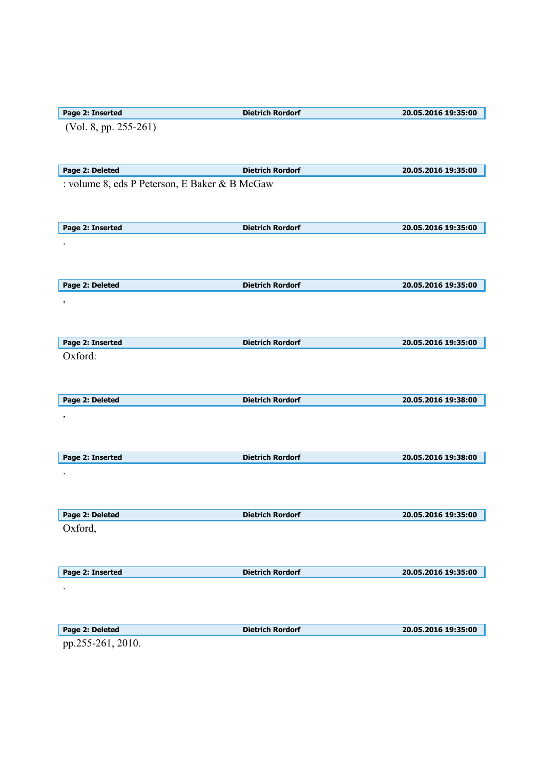| Page 2: Inserted | Dietrich Rordorf | 20.05.2016 19:35:00 |
|---|---|---|

(Vol. 8, pp. 255-261)

| Page 2: Deleted | Dietrich Rordorf | 20.05.2016 19:35:00 |
|---|---|---|

: volume 8, eds P Peterson, E Baker & B McGaw

| Page 2: Inserted | Dietrich Rordorf | 20.05.2016 19:35:00 |
|---|---|---|

.

| Page 2: Deleted | Dietrich Rordorf | 20.05.2016 19:35:00 |
|---|---|---|

,

| Page 2: Inserted | Dietrich Rordorf | 20.05.2016 19:35:00 |
|---|---|---|

Oxford:

| Page 2: Deleted | Dietrich Rordorf | 20.05.2016 19:38:00 |
|---|---|---|

,

| Page 2: Inserted | Dietrich Rordorf | 20.05.2016 19:38:00 |
|---|---|---|

.

| Page 2: Deleted | Dietrich Rordorf | 20.05.2016 19:35:00 |
|---|---|---|

Oxford,

| Page 2: Inserted | Dietrich Rordorf | 20.05.2016 19:35:00 |
|---|---|---|

.

| Page 2: Deleted | Dietrich Rordorf | 20.05.2016 19:35:00 |
|---|---|---|

pp.255-261, 2010.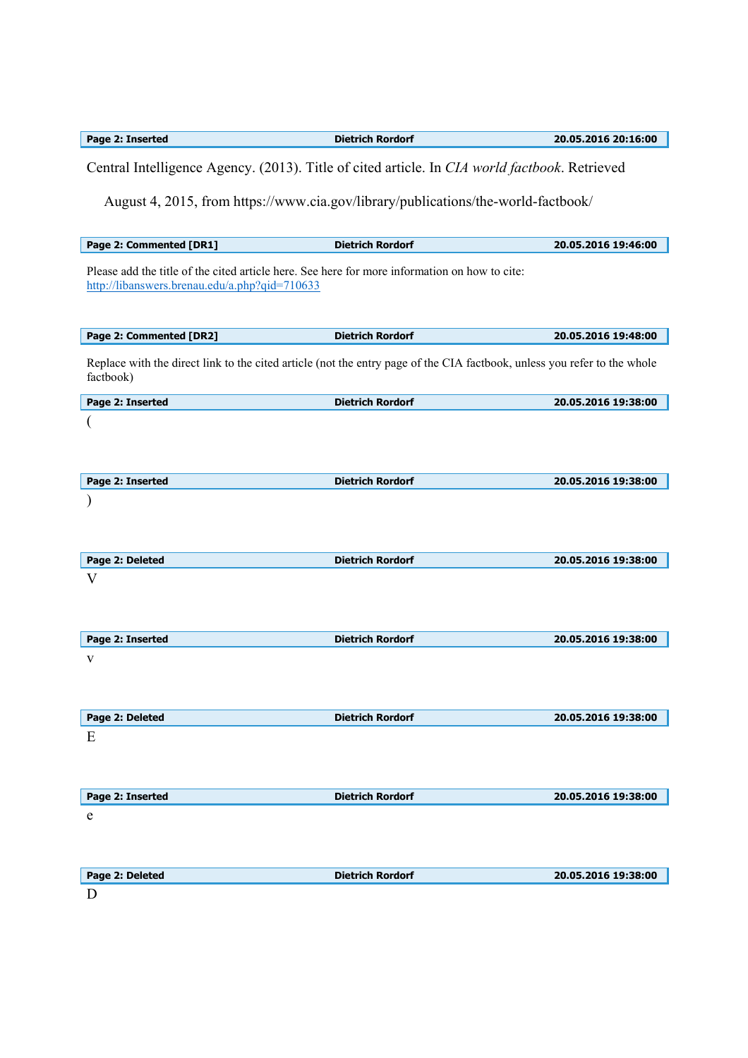| Page 2: Inserted | Dietrich Rordorf | 20.05.2016 20:16:00 |
|---|---|---|

Central Intelligence Agency. (2013). Title of cited article. In *CIA world factbook*. Retrieved August 4, 2015, from https://www.cia.gov/library/publications/the-world-factbook/

| Page 2: Commented [DR1] | Dietrich Rordorf | 20.05.2016 19:46:00 |
|---|---|---|

Please add the title of the cited article here. See here for more information on how to cite: http://libanswers.brenau.edu/a.php?qid=710633

| Page 2: Commented [DR2] | Dietrich Rordorf | 20.05.2016 19:48:00 |
|---|---|---|

Replace with the direct link to the cited article (not the entry page of the CIA factbook, unless you refer to the whole factbook)

| Page 2: Inserted | Dietrich Rordorf | 20.05.2016 19:38:00 |
|---|---|---|

(

| Page 2: Inserted | Dietrich Rordorf | 20.05.2016 19:38:00 |
|---|---|---|

)

| Page 2: Deleted | Dietrich Rordorf | 20.05.2016 19:38:00 |
|---|---|---|

V

| Page 2: Inserted | Dietrich Rordorf | 20.05.2016 19:38:00 |
|---|---|---|

v

| Page 2: Deleted | Dietrich Rordorf | 20.05.2016 19:38:00 |
|---|---|---|

E

| Page 2: Inserted | Dietrich Rordorf | 20.05.2016 19:38:00 |
|---|---|---|

e

| Page 2: Deleted | Dietrich Rordorf | 20.05.2016 19:38:00 |
|---|---|---|

D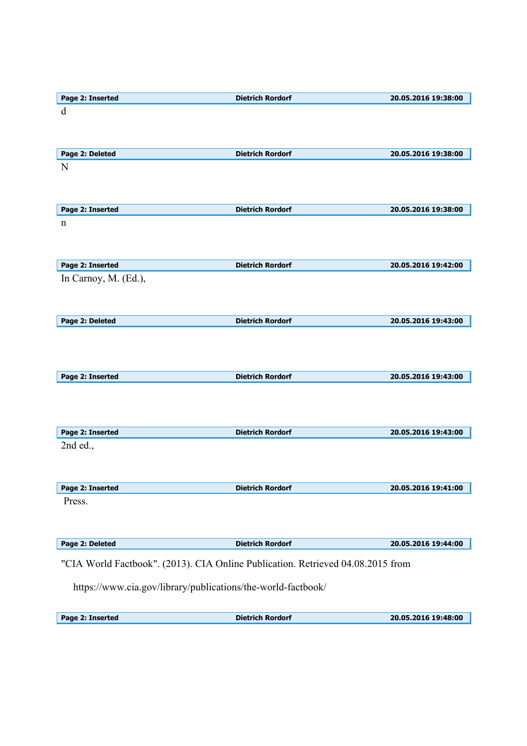**Page 2: Inserted** | **Dietrich Rordorf** | **20.05.2016 19:38:00**

d

**Page 2: Deleted** | **Dietrich Rordorf** | **20.05.2016 19:38:00**

N

**Page 2: Inserted** | **Dietrich Rordorf** | **20.05.2016 19:38:00**

n

**Page 2: Inserted** | **Dietrich Rordorf** | **20.05.2016 19:42:00**

In Carnoy, M. (Ed.),

**Page 2: Deleted** | **Dietrich Rordorf** | **20.05.2016 19:43:00**

**Page 2: Inserted** | **Dietrich Rordorf** | **20.05.2016 19:43:00**

**Page 2: Inserted** | **Dietrich Rordorf** | **20.05.2016 19:43:00**

2nd ed.,

**Page 2: Inserted** | **Dietrich Rordorf** | **20.05.2016 19:41:00**

Press.

**Page 2: Deleted** | **Dietrich Rordorf** | **20.05.2016 19:44:00**

"CIA World Factbook". (2013). CIA Online Publication. Retrieved 04.08.2015 from

https://www.cia.gov/library/publications/the-world-factbook/

**Page 2: Inserted** | **Dietrich Rordorf** | **20.05.2016 19:48:00**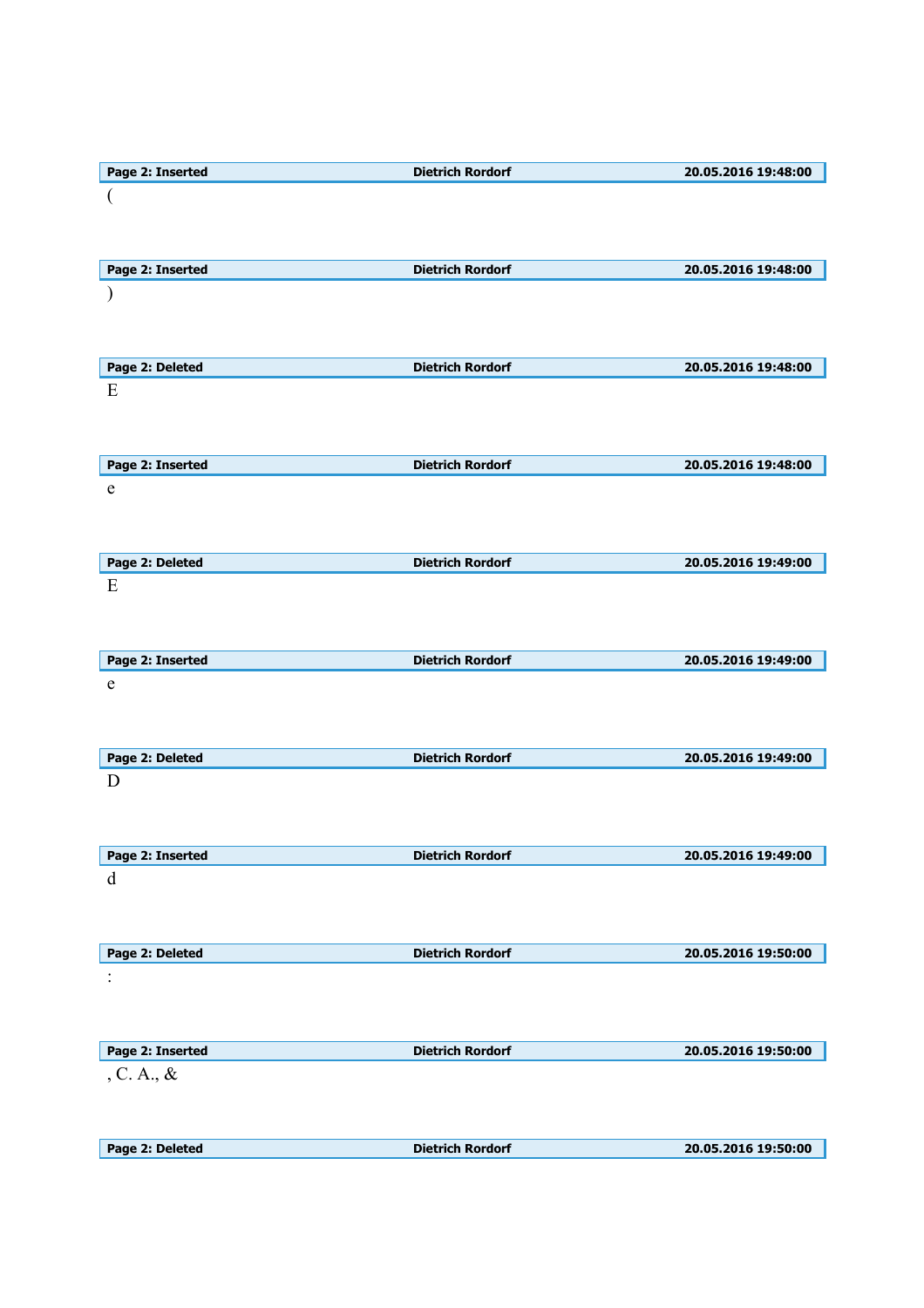| Page 2: Inserted | Dietrich Rordorf | 20.05.2016 19:48:00 |
|---|---|---|

(

| Page 2: Inserted | Dietrich Rordorf | 20.05.2016 19:48:00 |
|---|---|---|

)

| Page 2: Deleted | Dietrich Rordorf | 20.05.2016 19:48:00 |
|---|---|---|

E

| Page 2: Inserted | Dietrich Rordorf | 20.05.2016 19:48:00 |
|---|---|---|

e

| Page 2: Deleted | Dietrich Rordorf | 20.05.2016 19:49:00 |
|---|---|---|

E

| Page 2: Inserted | Dietrich Rordorf | 20.05.2016 19:49:00 |
|---|---|---|

e

| Page 2: Deleted | Dietrich Rordorf | 20.05.2016 19:49:00 |
|---|---|---|

D

| Page 2: Inserted | Dietrich Rordorf | 20.05.2016 19:49:00 |
|---|---|---|

d

| Page 2: Deleted | Dietrich Rordorf | 20.05.2016 19:50:00 |
|---|---|---|

:

| Page 2: Inserted | Dietrich Rordorf | 20.05.2016 19:50:00 |
|---|---|---|

, C. A., &

| Page 2: Deleted | Dietrich Rordorf | 20.05.2016 19:50:00 |
|---|---|---|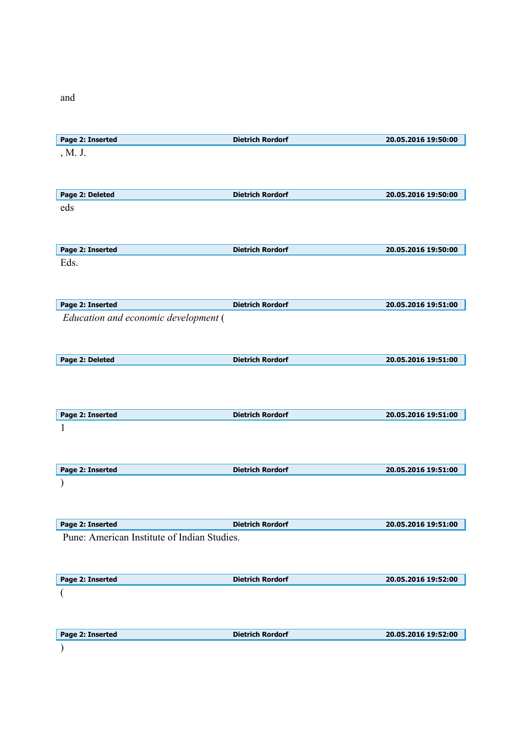and

| Page 2: Inserted | Dietrich Rordorf | 20.05.2016 19:50:00 |
|---|---|---|

, M. J.

| Page 2: Deleted | Dietrich Rordorf | 20.05.2016 19:50:00 |
|---|---|---|

eds

| Page 2: Inserted | Dietrich Rordorf | 20.05.2016 19:50:00 |
|---|---|---|

Eds.

| Page 2: Inserted | Dietrich Rordorf | 20.05.2016 19:51:00 |
|---|---|---|

*Education and economic development* (

| Page 2: Deleted | Dietrich Rordorf | 20.05.2016 19:51:00 |
|---|---|---|

| Page 2: Inserted | Dietrich Rordorf | 20.05.2016 19:51:00 |
|---|---|---|

1

| Page 2: Inserted | Dietrich Rordorf | 20.05.2016 19:51:00 |
|---|---|---|

)

| Page 2: Inserted | Dietrich Rordorf | 20.05.2016 19:51:00 |
|---|---|---|

Pune: American Institute of Indian Studies.

| Page 2: Inserted | Dietrich Rordorf | 20.05.2016 19:52:00 |
|---|---|---|

(

| Page 2: Inserted | Dietrich Rordorf | 20.05.2016 19:52:00 |
|---|---|---|

)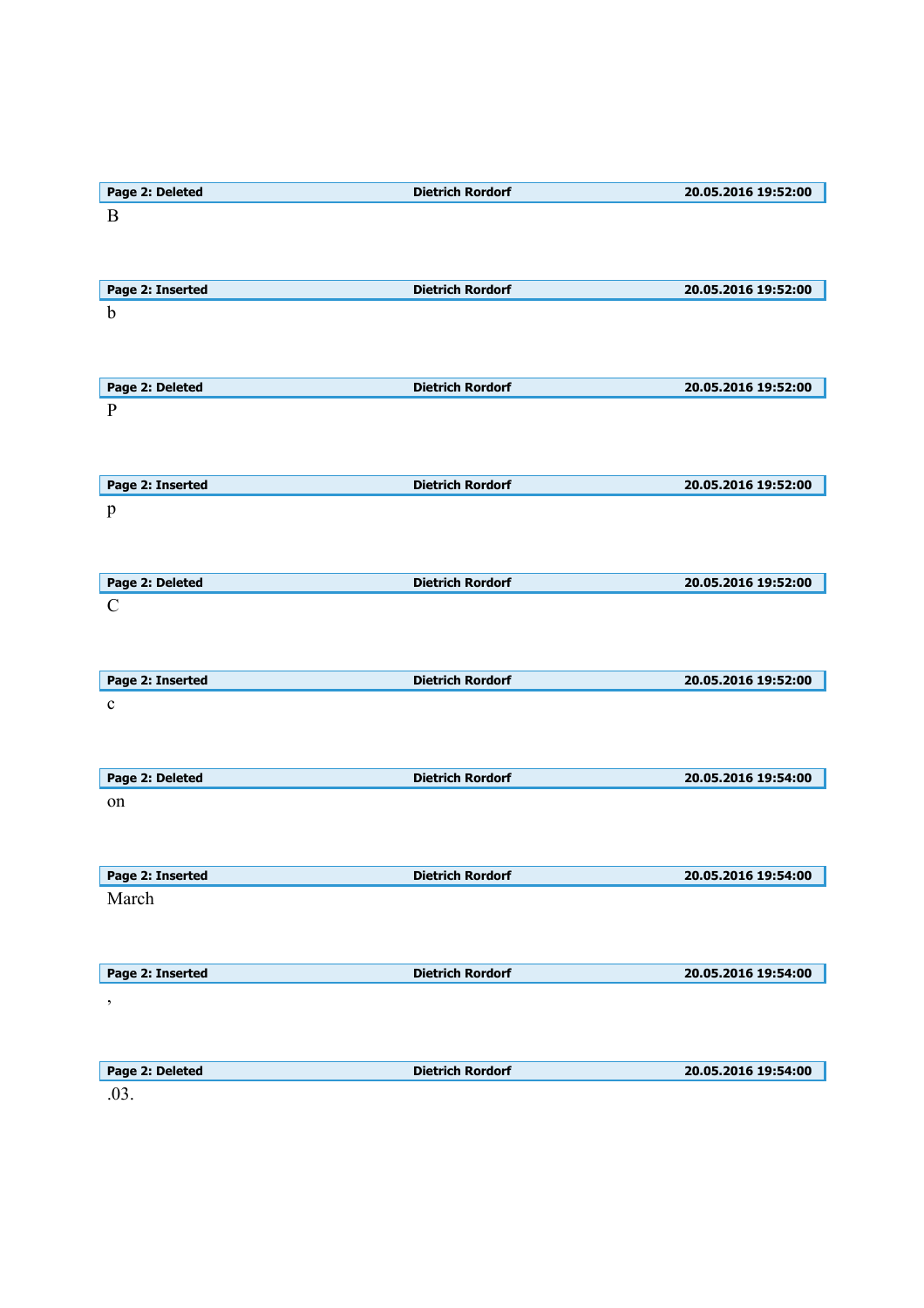| Page 2: Deleted | Dietrich Rordorf | 20.05.2016 19:52:00 |
| --- | --- | --- |

B

| Page 2: Inserted | Dietrich Rordorf | 20.05.2016 19:52:00 |
| --- | --- | --- |

b

| Page 2: Deleted | Dietrich Rordorf | 20.05.2016 19:52:00 |
| --- | --- | --- |

P

| Page 2: Inserted | Dietrich Rordorf | 20.05.2016 19:52:00 |
| --- | --- | --- |

p

| Page 2: Deleted | Dietrich Rordorf | 20.05.2016 19:52:00 |
| --- | --- | --- |

C

| Page 2: Inserted | Dietrich Rordorf | 20.05.2016 19:52:00 |
| --- | --- | --- |

c

| Page 2: Deleted | Dietrich Rordorf | 20.05.2016 19:54:00 |
| --- | --- | --- |

on

| Page 2: Inserted | Dietrich Rordorf | 20.05.2016 19:54:00 |
| --- | --- | --- |

March

| Page 2: Inserted | Dietrich Rordorf | 20.05.2016 19:54:00 |
| --- | --- | --- |

,

| Page 2: Deleted | Dietrich Rordorf | 20.05.2016 19:54:00 |
| --- | --- | --- |

.03.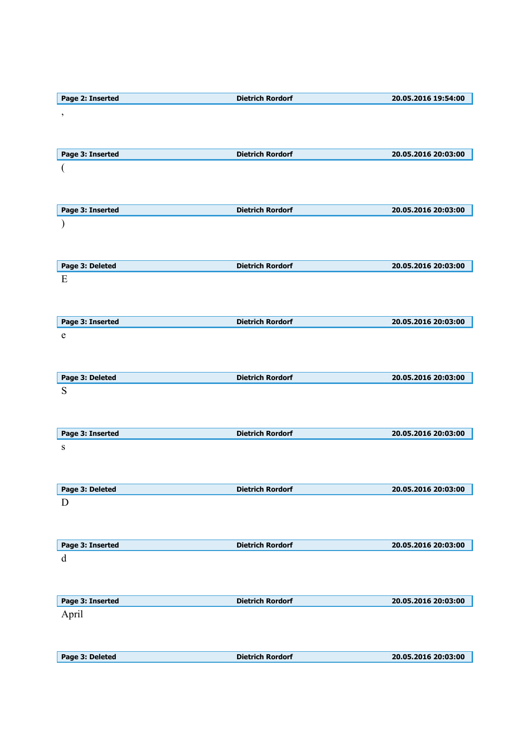| Page 2: Inserted | Dietrich Rordorf | 20.05.2016 19:54:00 |
|---|---|---|

,

| Page 3: Inserted | Dietrich Rordorf | 20.05.2016 20:03:00 |
|---|---|---|

(

| Page 3: Inserted | Dietrich Rordorf | 20.05.2016 20:03:00 |
|---|---|---|

)

| Page 3: Deleted | Dietrich Rordorf | 20.05.2016 20:03:00 |
|---|---|---|

E

| Page 3: Inserted | Dietrich Rordorf | 20.05.2016 20:03:00 |
|---|---|---|

e

| Page 3: Deleted | Dietrich Rordorf | 20.05.2016 20:03:00 |
|---|---|---|

S

| Page 3: Inserted | Dietrich Rordorf | 20.05.2016 20:03:00 |
|---|---|---|

s

| Page 3: Deleted | Dietrich Rordorf | 20.05.2016 20:03:00 |
|---|---|---|

D

| Page 3: Inserted | Dietrich Rordorf | 20.05.2016 20:03:00 |
|---|---|---|

d

| Page 3: Inserted | Dietrich Rordorf | 20.05.2016 20:03:00 |
|---|---|---|

April

| Page 3: Deleted | Dietrich Rordorf | 20.05.2016 20:03:00 |
|---|---|---|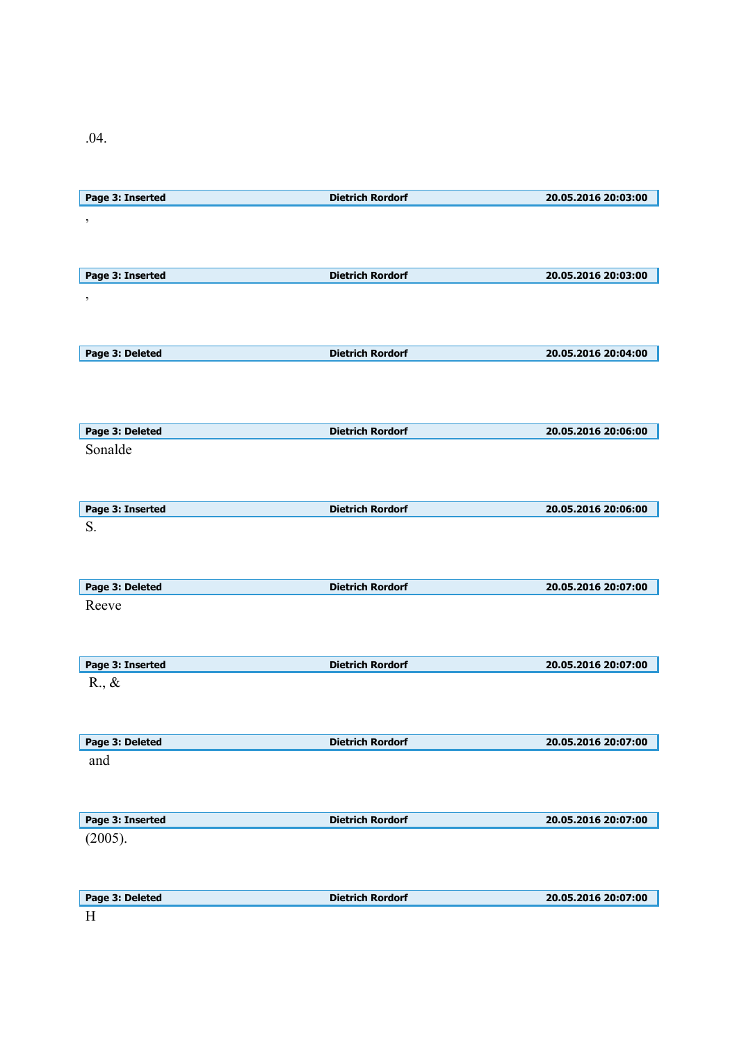.04.

**Page 3: Inserted** | **Dietrich Rordorf** | **20.05.2016 20:03:00**

,

**Page 3: Inserted** | **Dietrich Rordorf** | **20.05.2016 20:03:00**

,

**Page 3: Deleted** | **Dietrich Rordorf** | **20.05.2016 20:04:00**

**Page 3: Deleted** | **Dietrich Rordorf** | **20.05.2016 20:06:00**

Sonalde

**Page 3: Inserted** | **Dietrich Rordorf** | **20.05.2016 20:06:00**

S.

**Page 3: Deleted** | **Dietrich Rordorf** | **20.05.2016 20:07:00**

Reeve

**Page 3: Inserted** | **Dietrich Rordorf** | **20.05.2016 20:07:00**

R., &

**Page 3: Deleted** | **Dietrich Rordorf** | **20.05.2016 20:07:00**

and

**Page 3: Inserted** | **Dietrich Rordorf** | **20.05.2016 20:07:00**

(2005).

**Page 3: Deleted** | **Dietrich Rordorf** | **20.05.2016 20:07:00**

H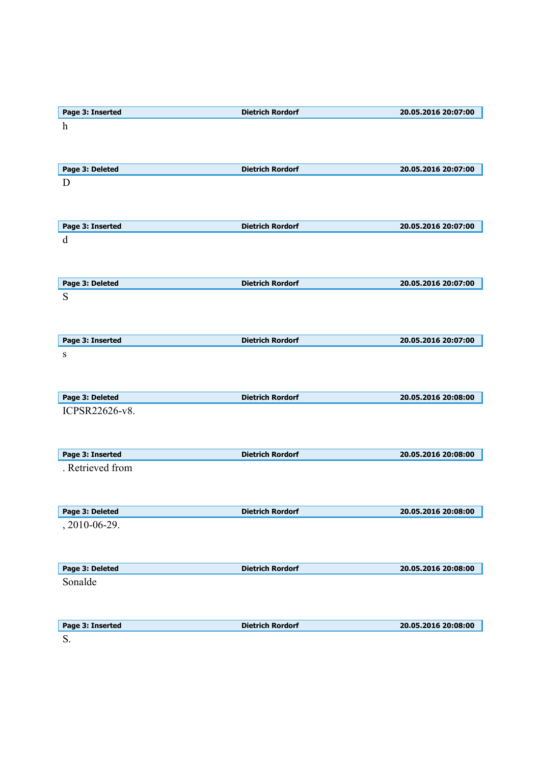| Page 3: Inserted | Dietrich Rordorf | 20.05.2016 20:07:00 |
|---|---|---|

h

| Page 3: Deleted | Dietrich Rordorf | 20.05.2016 20:07:00 |
|---|---|---|

D

| Page 3: Inserted | Dietrich Rordorf | 20.05.2016 20:07:00 |
|---|---|---|

d

| Page 3: Deleted | Dietrich Rordorf | 20.05.2016 20:07:00 |
|---|---|---|

S

| Page 3: Inserted | Dietrich Rordorf | 20.05.2016 20:07:00 |
|---|---|---|

s

| Page 3: Deleted | Dietrich Rordorf | 20.05.2016 20:08:00 |
|---|---|---|

ICPSR22626-v8.

| Page 3: Inserted | Dietrich Rordorf | 20.05.2016 20:08:00 |
|---|---|---|

. Retrieved from

| Page 3: Deleted | Dietrich Rordorf | 20.05.2016 20:08:00 |
|---|---|---|

, 2010-06-29.

| Page 3: Deleted | Dietrich Rordorf | 20.05.2016 20:08:00 |
|---|---|---|

Sonalde

| Page 3: Inserted | Dietrich Rordorf | 20.05.2016 20:08:00 |
|---|---|---|

S.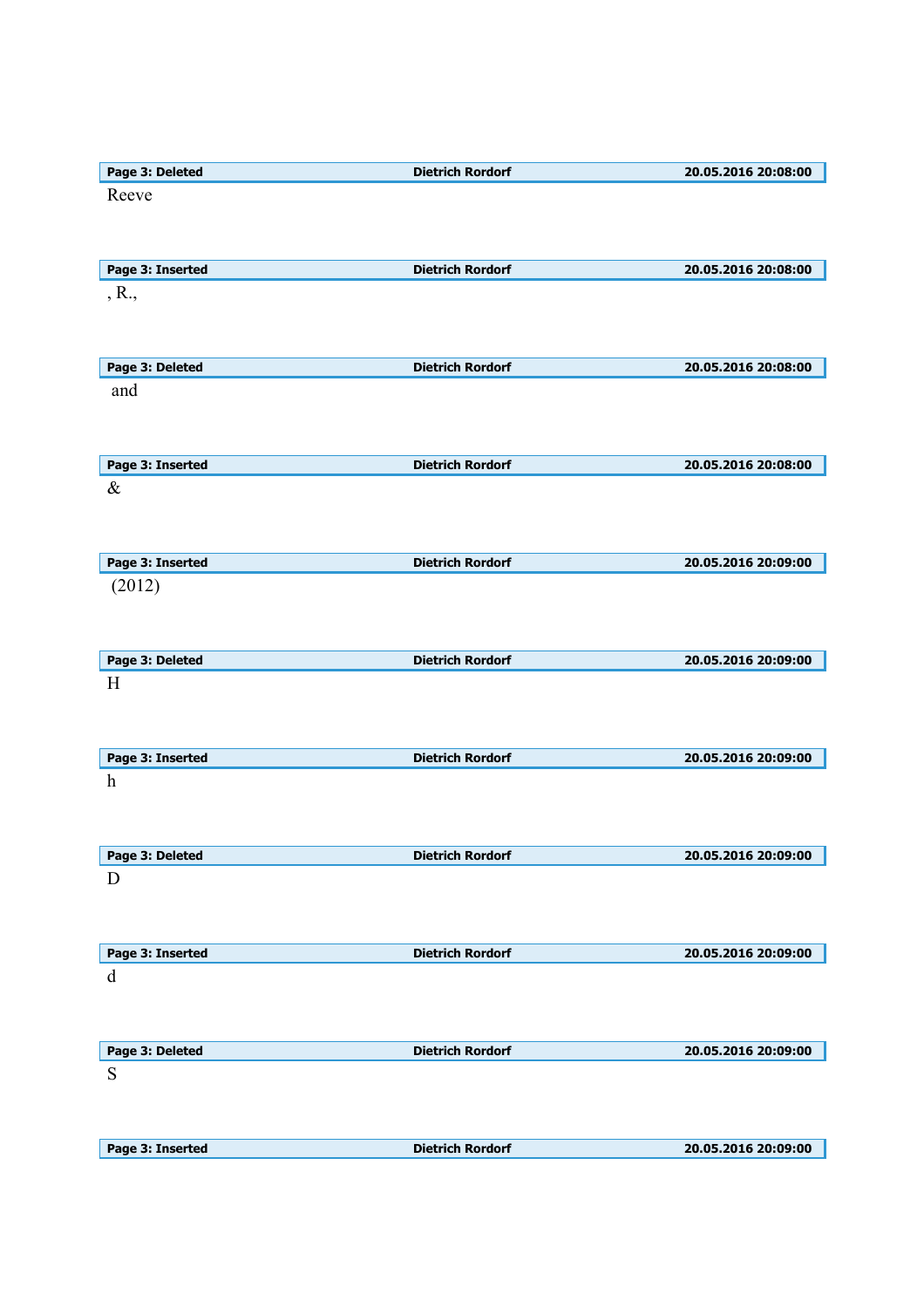| Page 3: Deleted | Dietrich Rordorf | 20.05.2016 20:08:00 |
|---|---|---|

Reeve

| Page 3: Inserted | Dietrich Rordorf | 20.05.2016 20:08:00 |
|---|---|---|

, R.,

| Page 3: Deleted | Dietrich Rordorf | 20.05.2016 20:08:00 |
|---|---|---|

and

| Page 3: Inserted | Dietrich Rordorf | 20.05.2016 20:08:00 |
|---|---|---|

&

| Page 3: Inserted | Dietrich Rordorf | 20.05.2016 20:09:00 |
|---|---|---|

(2012)

| Page 3: Deleted | Dietrich Rordorf | 20.05.2016 20:09:00 |
|---|---|---|

H

| Page 3: Inserted | Dietrich Rordorf | 20.05.2016 20:09:00 |
|---|---|---|

h

| Page 3: Deleted | Dietrich Rordorf | 20.05.2016 20:09:00 |
|---|---|---|

D

| Page 3: Inserted | Dietrich Rordorf | 20.05.2016 20:09:00 |
|---|---|---|

d

| Page 3: Deleted | Dietrich Rordorf | 20.05.2016 20:09:00 |
|---|---|---|

S

| Page 3: Inserted | Dietrich Rordorf | 20.05.2016 20:09:00 |
|---|---|---|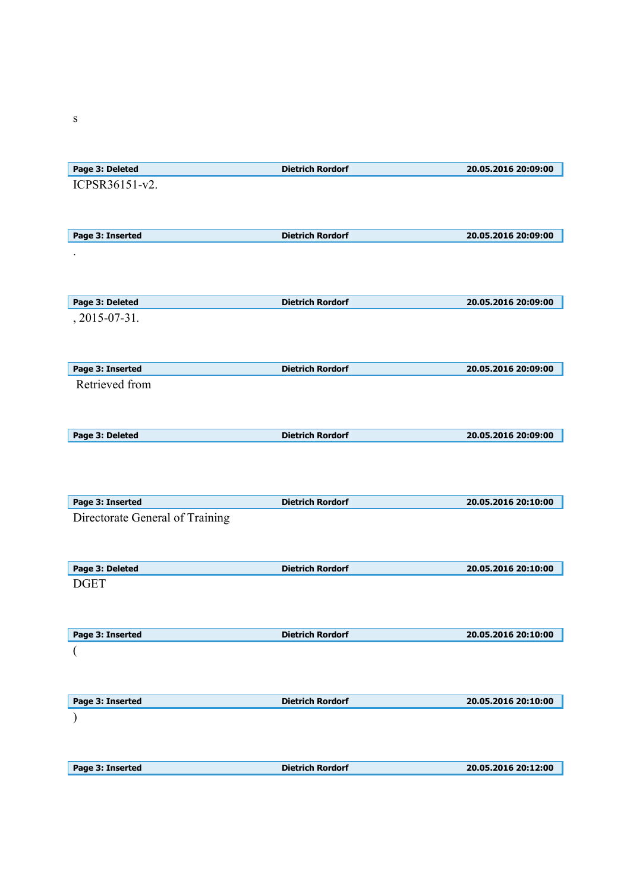s

| Page 3: Deleted | Dietrich Rordorf | 20.05.2016 20:09:00 |
|---|---|---|

ICPSR36151-v2.

| Page 3: Inserted | Dietrich Rordorf | 20.05.2016 20:09:00 |
|---|---|---|

.

| Page 3: Deleted | Dietrich Rordorf | 20.05.2016 20:09:00 |
|---|---|---|

, 2015-07-31.

| Page 3: Inserted | Dietrich Rordorf | 20.05.2016 20:09:00 |
|---|---|---|

Retrieved from

| Page 3: Deleted | Dietrich Rordorf | 20.05.2016 20:09:00 |
|---|---|---|

| Page 3: Inserted | Dietrich Rordorf | 20.05.2016 20:10:00 |
|---|---|---|

Directorate General of Training

| Page 3: Deleted | Dietrich Rordorf | 20.05.2016 20:10:00 |
|---|---|---|

DGET

| Page 3: Inserted | Dietrich Rordorf | 20.05.2016 20:10:00 |
|---|---|---|

(

| Page 3: Inserted | Dietrich Rordorf | 20.05.2016 20:10:00 |
|---|---|---|

)

| Page 3: Inserted | Dietrich Rordorf | 20.05.2016 20:12:00 |
|---|---|---|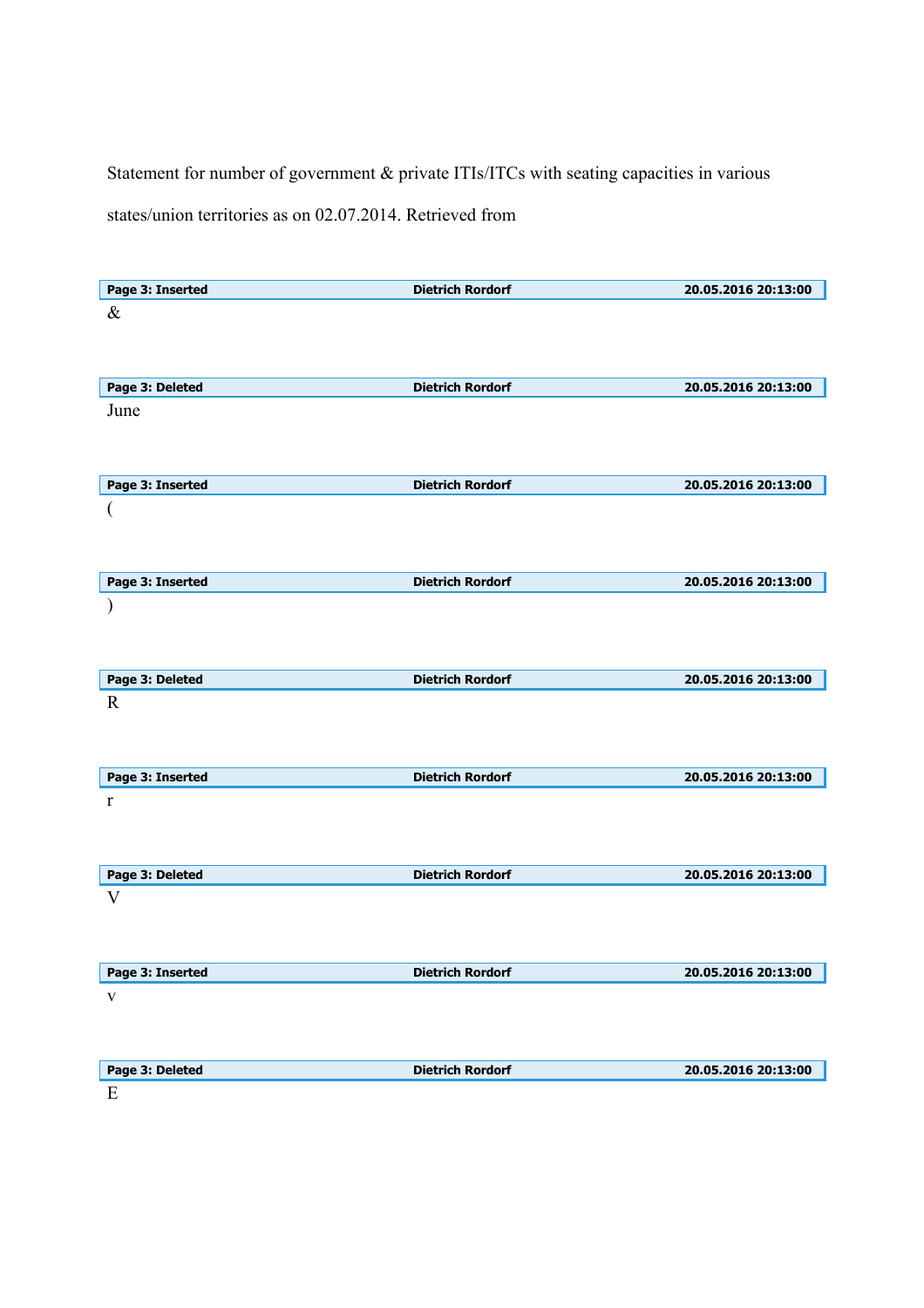Statement for number of government & private ITIs/ITCs with seating capacities in various states/union territories as on 02.07.2014. Retrieved from

| Page 3: Inserted | Dietrich Rordorf | 20.05.2016 20:13:00 |
|---|---|---|

&

| Page 3: Deleted | Dietrich Rordorf | 20.05.2016 20:13:00 |
|---|---|---|

June

| Page 3: Inserted | Dietrich Rordorf | 20.05.2016 20:13:00 |
|---|---|---|

(

| Page 3: Inserted | Dietrich Rordorf | 20.05.2016 20:13:00 |
|---|---|---|

)

| Page 3: Deleted | Dietrich Rordorf | 20.05.2016 20:13:00 |
|---|---|---|

R

| Page 3: Inserted | Dietrich Rordorf | 20.05.2016 20:13:00 |
|---|---|---|

r

| Page 3: Deleted | Dietrich Rordorf | 20.05.2016 20:13:00 |
|---|---|---|

V

| Page 3: Inserted | Dietrich Rordorf | 20.05.2016 20:13:00 |
|---|---|---|

v

| Page 3: Deleted | Dietrich Rordorf | 20.05.2016 20:13:00 |
|---|---|---|

E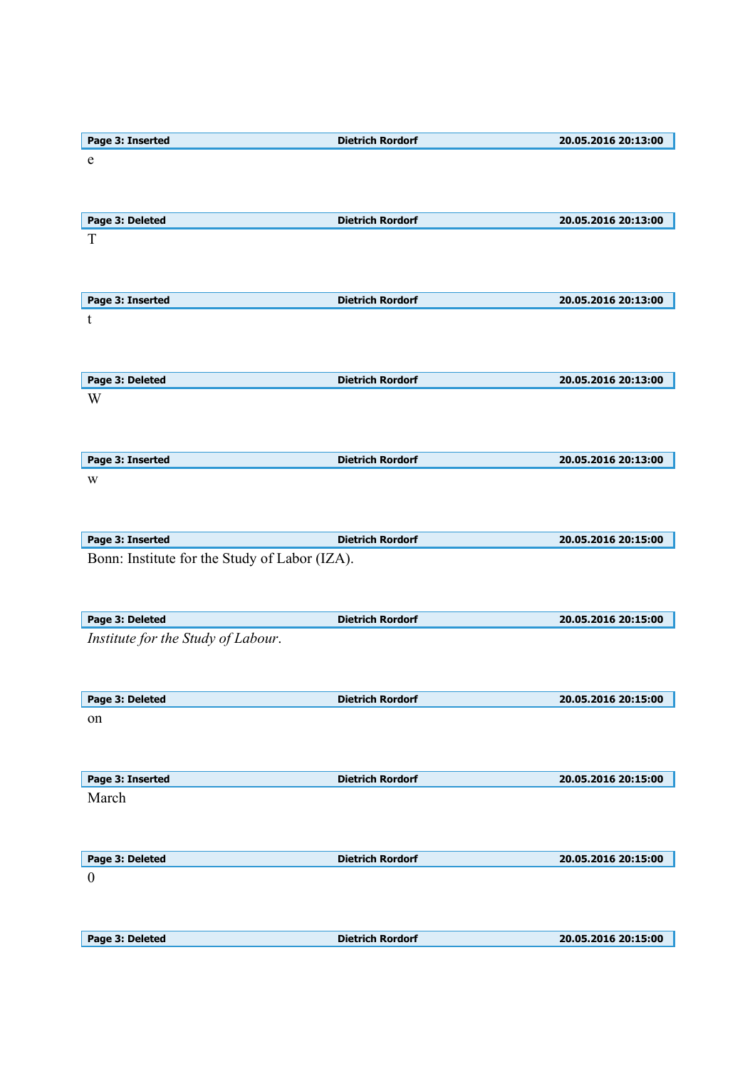| Page 3: Inserted | Dietrich Rordorf | 20.05.2016 20:13:00 |
|---|---|---|

e

| Page 3: Deleted | Dietrich Rordorf | 20.05.2016 20:13:00 |
|---|---|---|

T

| Page 3: Inserted | Dietrich Rordorf | 20.05.2016 20:13:00 |
|---|---|---|

t

| Page 3: Deleted | Dietrich Rordorf | 20.05.2016 20:13:00 |
|---|---|---|

W

| Page 3: Inserted | Dietrich Rordorf | 20.05.2016 20:13:00 |
|---|---|---|

w

| Page 3: Inserted | Dietrich Rordorf | 20.05.2016 20:15:00 |
|---|---|---|

Bonn: Institute for the Study of Labor (IZA).

| Page 3: Deleted | Dietrich Rordorf | 20.05.2016 20:15:00 |
|---|---|---|

*Institute for the Study of Labour*.

| Page 3: Deleted | Dietrich Rordorf | 20.05.2016 20:15:00 |
|---|---|---|

on

| Page 3: Inserted | Dietrich Rordorf | 20.05.2016 20:15:00 |
|---|---|---|

March

| Page 3: Deleted | Dietrich Rordorf | 20.05.2016 20:15:00 |
|---|---|---|

0

| Page 3: Deleted | Dietrich Rordorf | 20.05.2016 20:15:00 |
|---|---|---|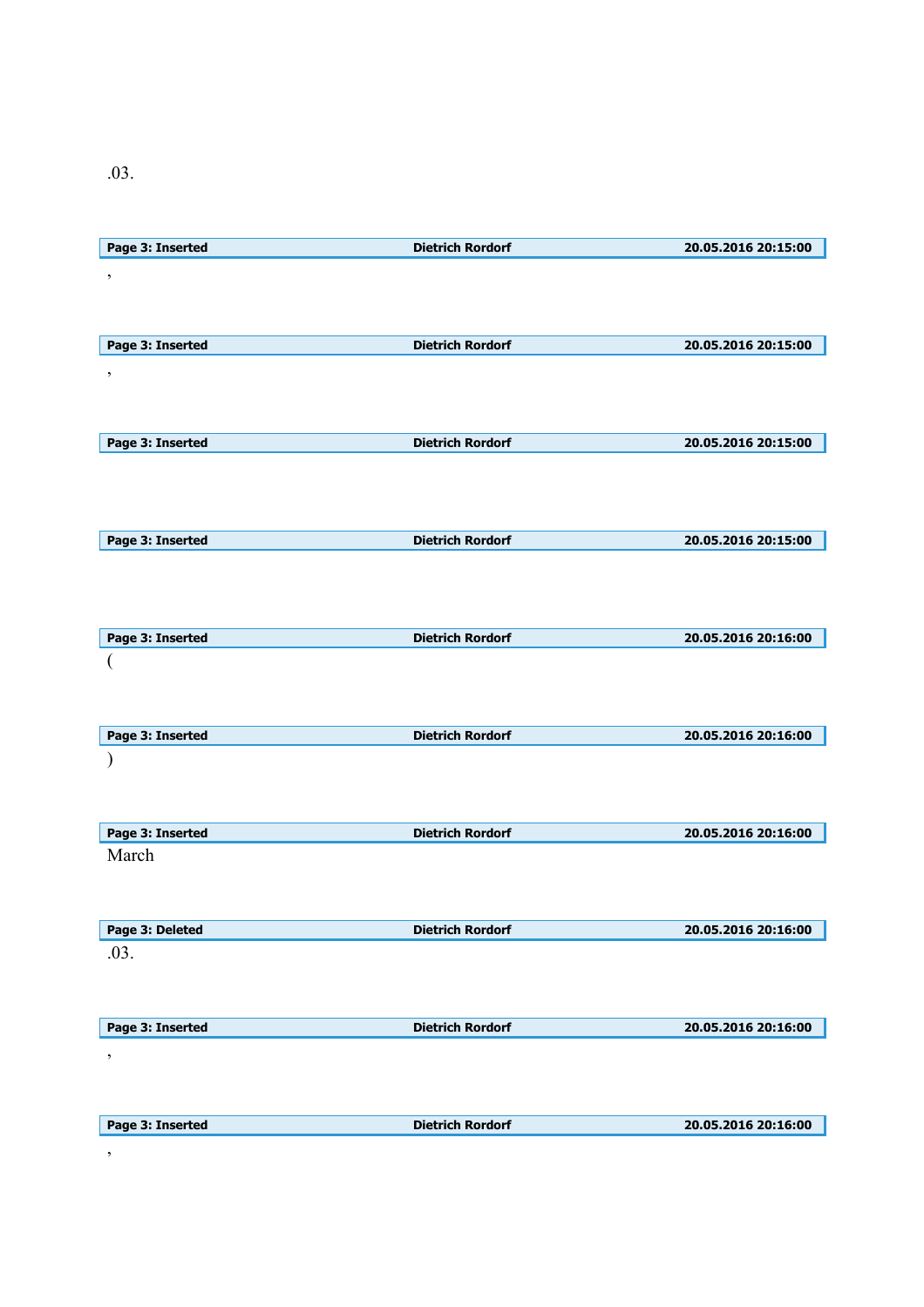.03.

| Page 3: Inserted | Dietrich Rordorf | 20.05.2016 20:15:00 |
|---|---|---|

,

| Page 3: Inserted | Dietrich Rordorf | 20.05.2016 20:15:00 |
|---|---|---|

,

| Page 3: Inserted | Dietrich Rordorf | 20.05.2016 20:15:00 |
|---|---|---|

| Page 3: Inserted | Dietrich Rordorf | 20.05.2016 20:15:00 |
|---|---|---|

| Page 3: Inserted | Dietrich Rordorf | 20.05.2016 20:16:00 |
|---|---|---|

(

| Page 3: Inserted | Dietrich Rordorf | 20.05.2016 20:16:00 |
|---|---|---|

)

| Page 3: Inserted | Dietrich Rordorf | 20.05.2016 20:16:00 |
|---|---|---|

March

| Page 3: Deleted | Dietrich Rordorf | 20.05.2016 20:16:00 |
|---|---|---|

.03.

| Page 3: Inserted | Dietrich Rordorf | 20.05.2016 20:16:00 |
|---|---|---|

,

| Page 3: Inserted | Dietrich Rordorf | 20.05.2016 20:16:00 |
|---|---|---|

,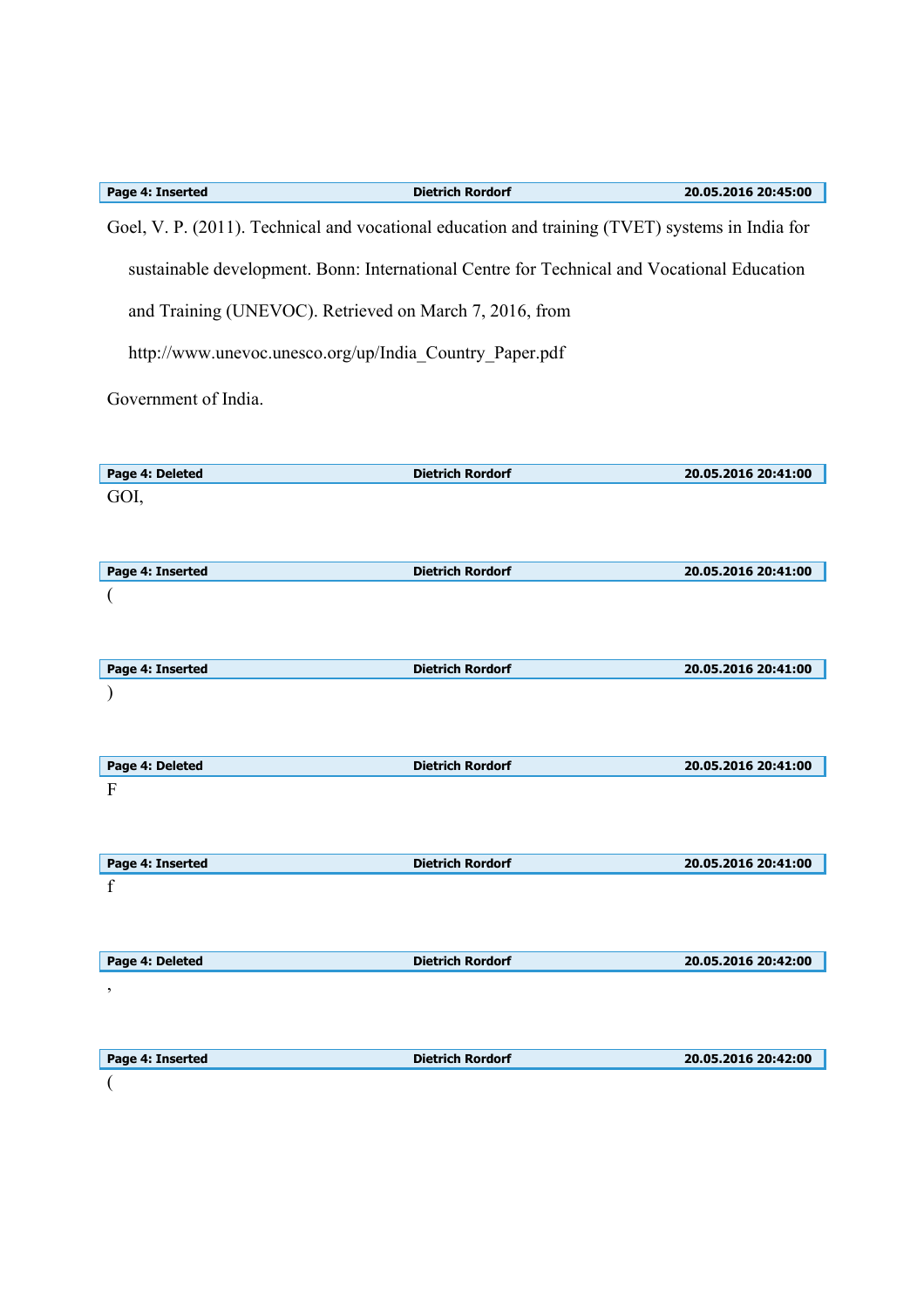| Page 4: Inserted | Dietrich Rordorf | 20.05.2016 20:45:00 |
|---|---|---|

Goel, V. P. (2011). Technical and vocational education and training (TVET) systems in India for sustainable development. Bonn: International Centre for Technical and Vocational Education and Training (UNEVOC). Retrieved on March 7, 2016, from http://www.unevoc.unesco.org/up/India_Country_Paper.pdf

Government of India.

| Page 4: Deleted | Dietrich Rordorf | 20.05.2016 20:41:00 |
|---|---|---|

GOI,

| Page 4: Inserted | Dietrich Rordorf | 20.05.2016 20:41:00 |
|---|---|---|

(

| Page 4: Inserted | Dietrich Rordorf | 20.05.2016 20:41:00 |
|---|---|---|

)

| Page 4: Deleted | Dietrich Rordorf | 20.05.2016 20:41:00 |
|---|---|---|

F

| Page 4: Inserted | Dietrich Rordorf | 20.05.2016 20:41:00 |
|---|---|---|

f

| Page 4: Deleted | Dietrich Rordorf | 20.05.2016 20:42:00 |
|---|---|---|

,

| Page 4: Inserted | Dietrich Rordorf | 20.05.2016 20:42:00 |
|---|---|---|

(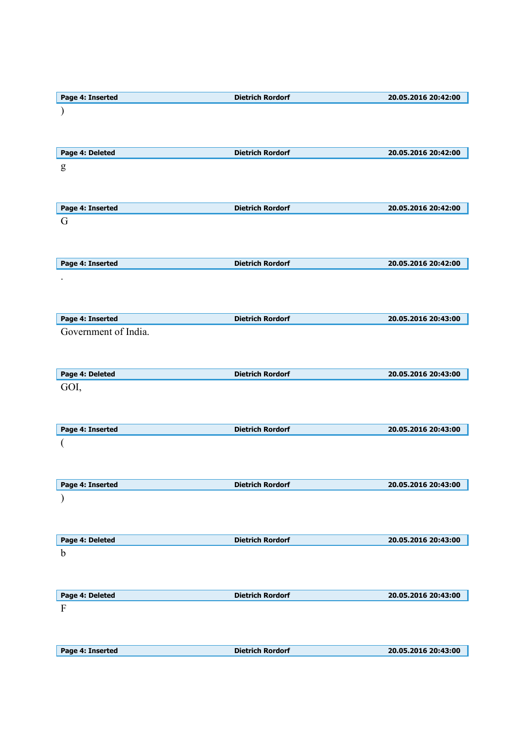| Page 4: Inserted | Dietrich Rordorf | 20.05.2016 20:42:00 |
|---|---|---|

)

| Page 4: Deleted | Dietrich Rordorf | 20.05.2016 20:42:00 |
|---|---|---|

g

| Page 4: Inserted | Dietrich Rordorf | 20.05.2016 20:42:00 |
|---|---|---|

G

| Page 4: Inserted | Dietrich Rordorf | 20.05.2016 20:42:00 |
|---|---|---|

.

| Page 4: Inserted | Dietrich Rordorf | 20.05.2016 20:43:00 |
|---|---|---|

Government of India.

| Page 4: Deleted | Dietrich Rordorf | 20.05.2016 20:43:00 |
|---|---|---|

GOI,

| Page 4: Inserted | Dietrich Rordorf | 20.05.2016 20:43:00 |
|---|---|---|

(

| Page 4: Inserted | Dietrich Rordorf | 20.05.2016 20:43:00 |
|---|---|---|

)

| Page 4: Deleted | Dietrich Rordorf | 20.05.2016 20:43:00 |
|---|---|---|

b

| Page 4: Deleted | Dietrich Rordorf | 20.05.2016 20:43:00 |
|---|---|---|

F

| Page 4: Inserted | Dietrich Rordorf | 20.05.2016 20:43:00 |
|---|---|---|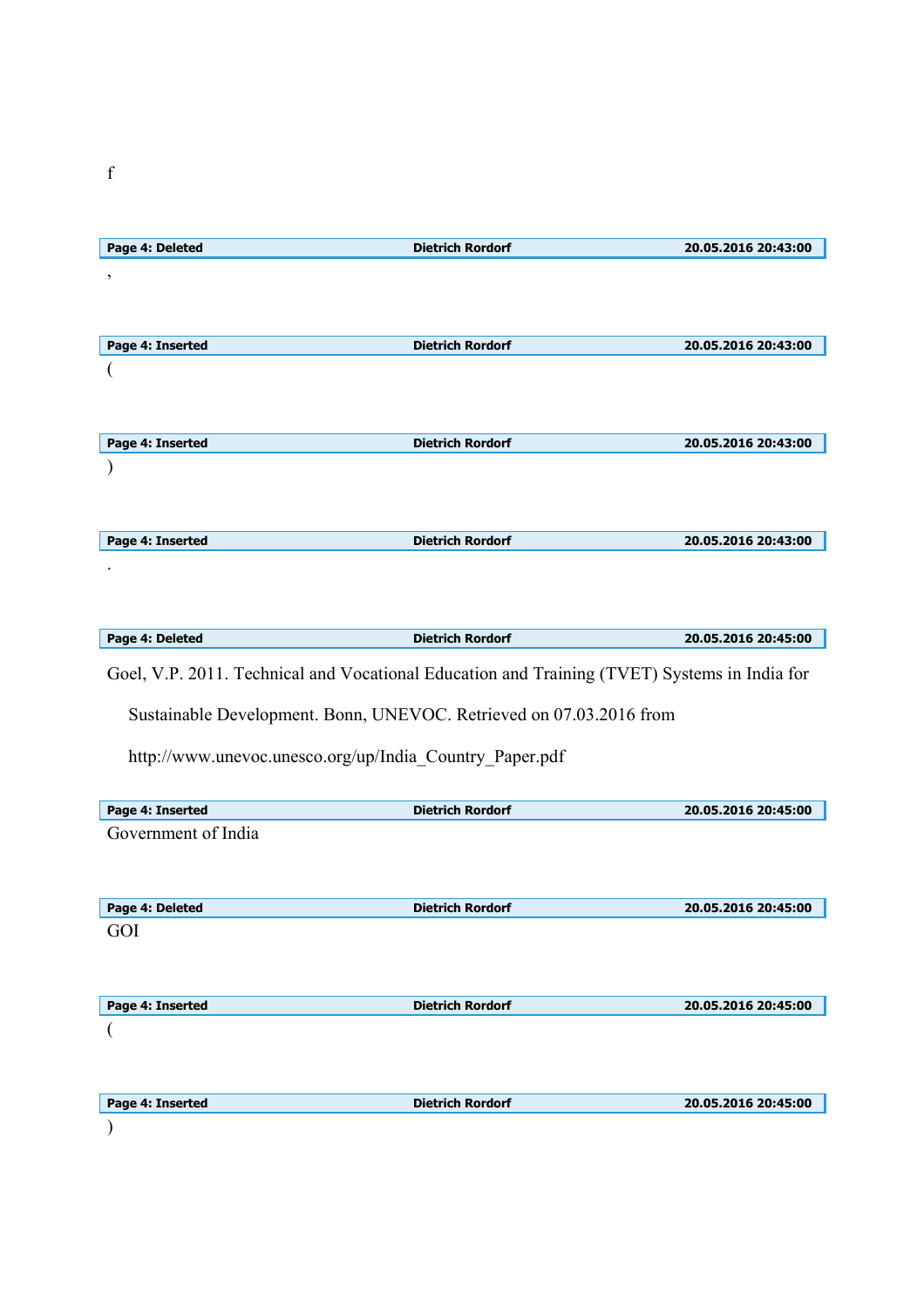f

**Page 4: Deleted** | **Dietrich Rordorf** | **20.05.2016 20:43:00**

,

**Page 4: Inserted** | **Dietrich Rordorf** | **20.05.2016 20:43:00**

(

**Page 4: Inserted** | **Dietrich Rordorf** | **20.05.2016 20:43:00**

)

**Page 4: Inserted** | **Dietrich Rordorf** | **20.05.2016 20:43:00**

.

**Page 4: Deleted** | **Dietrich Rordorf** | **20.05.2016 20:45:00**

Goel, V.P. 2011. Technical and Vocational Education and Training (TVET) Systems in India for Sustainable Development. Bonn, UNEVOC. Retrieved on 07.03.2016 from http://www.unevoc.unesco.org/up/India_Country_Paper.pdf

**Page 4: Inserted** | **Dietrich Rordorf** | **20.05.2016 20:45:00**

Government of India

**Page 4: Deleted** | **Dietrich Rordorf** | **20.05.2016 20:45:00**

GOI

**Page 4: Inserted** | **Dietrich Rordorf** | **20.05.2016 20:45:00**

(

**Page 4: Inserted** | **Dietrich Rordorf** | **20.05.2016 20:45:00**

)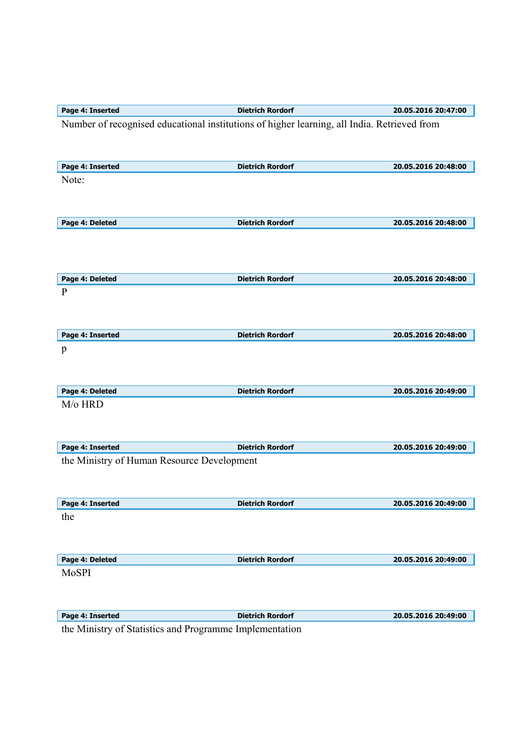| Page 4: Inserted | Dietrich Rordorf | 20.05.2016 20:47:00 |
|---|---|---|

Number of recognised educational institutions of higher learning, all India. Retrieved from

| Page 4: Inserted | Dietrich Rordorf | 20.05.2016 20:48:00 |
|---|---|---|

Note:

| Page 4: Deleted | Dietrich Rordorf | 20.05.2016 20:48:00 |
|---|---|---|

| Page 4: Deleted | Dietrich Rordorf | 20.05.2016 20:48:00 |
|---|---|---|

P

| Page 4: Inserted | Dietrich Rordorf | 20.05.2016 20:48:00 |
|---|---|---|

p

| Page 4: Deleted | Dietrich Rordorf | 20.05.2016 20:49:00 |
|---|---|---|

M/o HRD

| Page 4: Inserted | Dietrich Rordorf | 20.05.2016 20:49:00 |
|---|---|---|

the Ministry of Human Resource Development

| Page 4: Inserted | Dietrich Rordorf | 20.05.2016 20:49:00 |
|---|---|---|

the

| Page 4: Deleted | Dietrich Rordorf | 20.05.2016 20:49:00 |
|---|---|---|

MoSPI

| Page 4: Inserted | Dietrich Rordorf | 20.05.2016 20:49:00 |
|---|---|---|

the Ministry of Statistics and Programme Implementation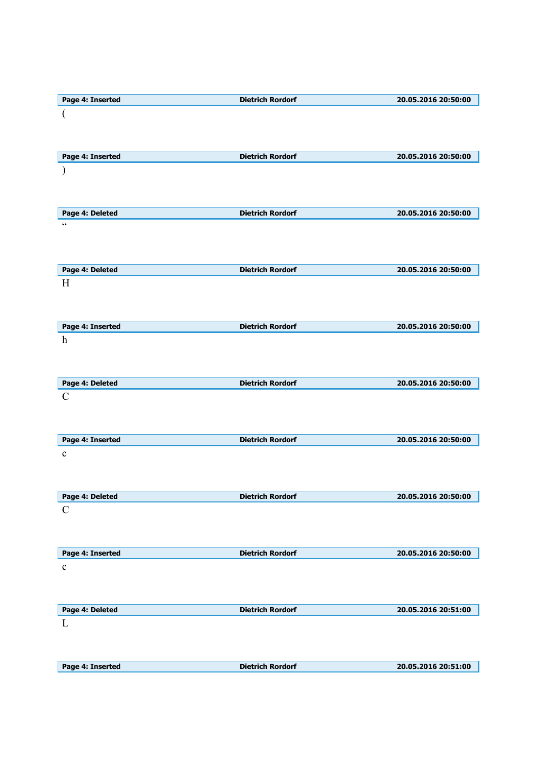| Page 4: Inserted | Dietrich Rordorf | 20.05.2016 20:50:00 |
|---|---|---|

(

| Page 4: Inserted | Dietrich Rordorf | 20.05.2016 20:50:00 |
|---|---|---|

)

| Page 4: Deleted | Dietrich Rordorf | 20.05.2016 20:50:00 |
|---|---|---|

“

| Page 4: Deleted | Dietrich Rordorf | 20.05.2016 20:50:00 |
|---|---|---|

H

| Page 4: Inserted | Dietrich Rordorf | 20.05.2016 20:50:00 |
|---|---|---|

h

| Page 4: Deleted | Dietrich Rordorf | 20.05.2016 20:50:00 |
|---|---|---|

C

| Page 4: Inserted | Dietrich Rordorf | 20.05.2016 20:50:00 |
|---|---|---|

c

| Page 4: Deleted | Dietrich Rordorf | 20.05.2016 20:50:00 |
|---|---|---|

C

| Page 4: Inserted | Dietrich Rordorf | 20.05.2016 20:50:00 |
|---|---|---|

c

| Page 4: Deleted | Dietrich Rordorf | 20.05.2016 20:51:00 |
|---|---|---|

L

| Page 4: Inserted | Dietrich Rordorf | 20.05.2016 20:51:00 |
|---|---|---|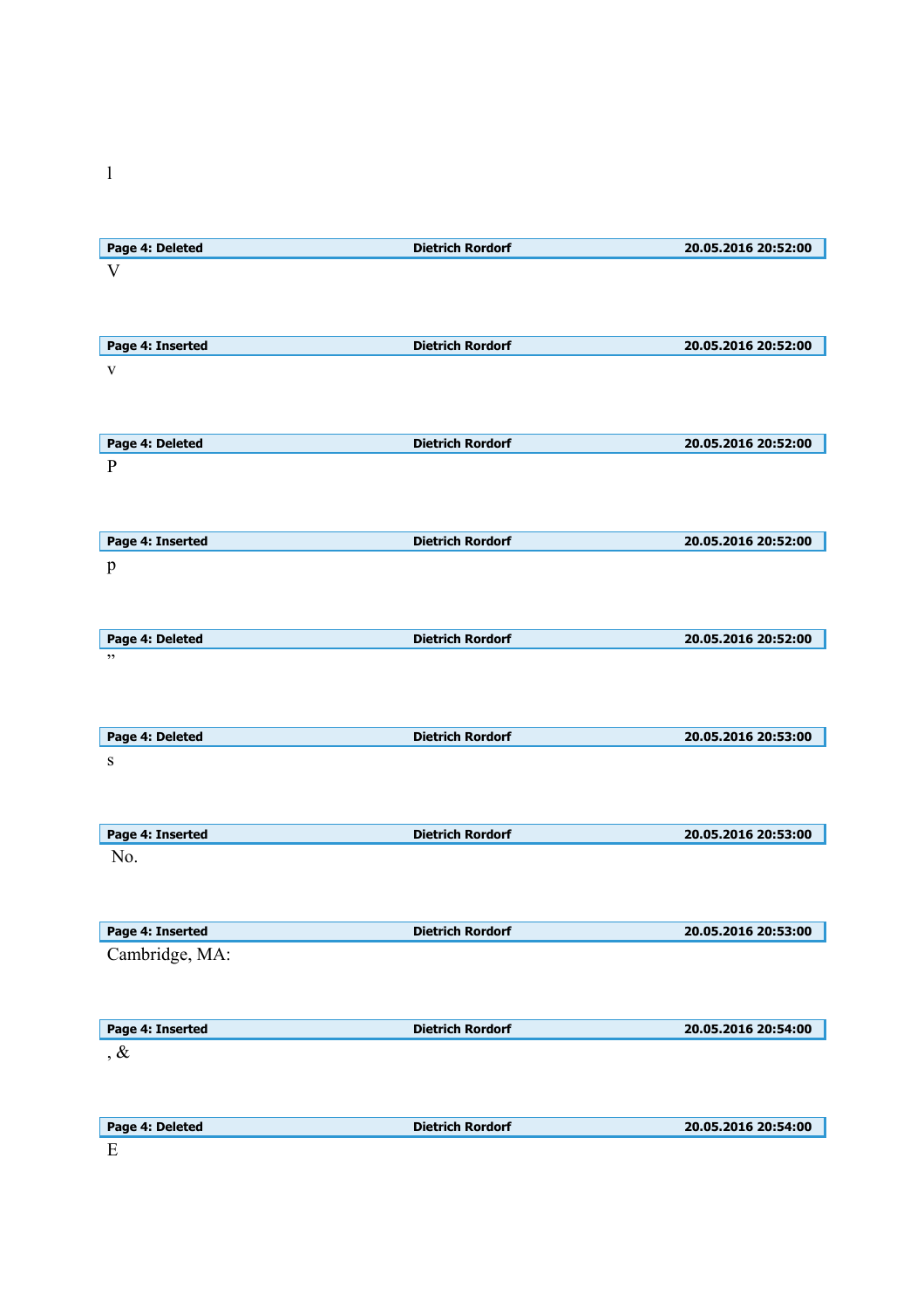l

| Page 4: Deleted | Dietrich Rordorf | 20.05.2016 20:52:00 |
|---|---|---|

V

| Page 4: Inserted | Dietrich Rordorf | 20.05.2016 20:52:00 |
|---|---|---|

v

| Page 4: Deleted | Dietrich Rordorf | 20.05.2016 20:52:00 |
|---|---|---|

P

| Page 4: Inserted | Dietrich Rordorf | 20.05.2016 20:52:00 |
|---|---|---|

p

| Page 4: Deleted | Dietrich Rordorf | 20.05.2016 20:52:00 |
|---|---|---|

”

| Page 4: Deleted | Dietrich Rordorf | 20.05.2016 20:53:00 |
|---|---|---|

s

| Page 4: Inserted | Dietrich Rordorf | 20.05.2016 20:53:00 |
|---|---|---|

No.

| Page 4: Inserted | Dietrich Rordorf | 20.05.2016 20:53:00 |
|---|---|---|

Cambridge, MA:

| Page 4: Inserted | Dietrich Rordorf | 20.05.2016 20:54:00 |
|---|---|---|

, &

| Page 4: Deleted | Dietrich Rordorf | 20.05.2016 20:54:00 |
|---|---|---|

E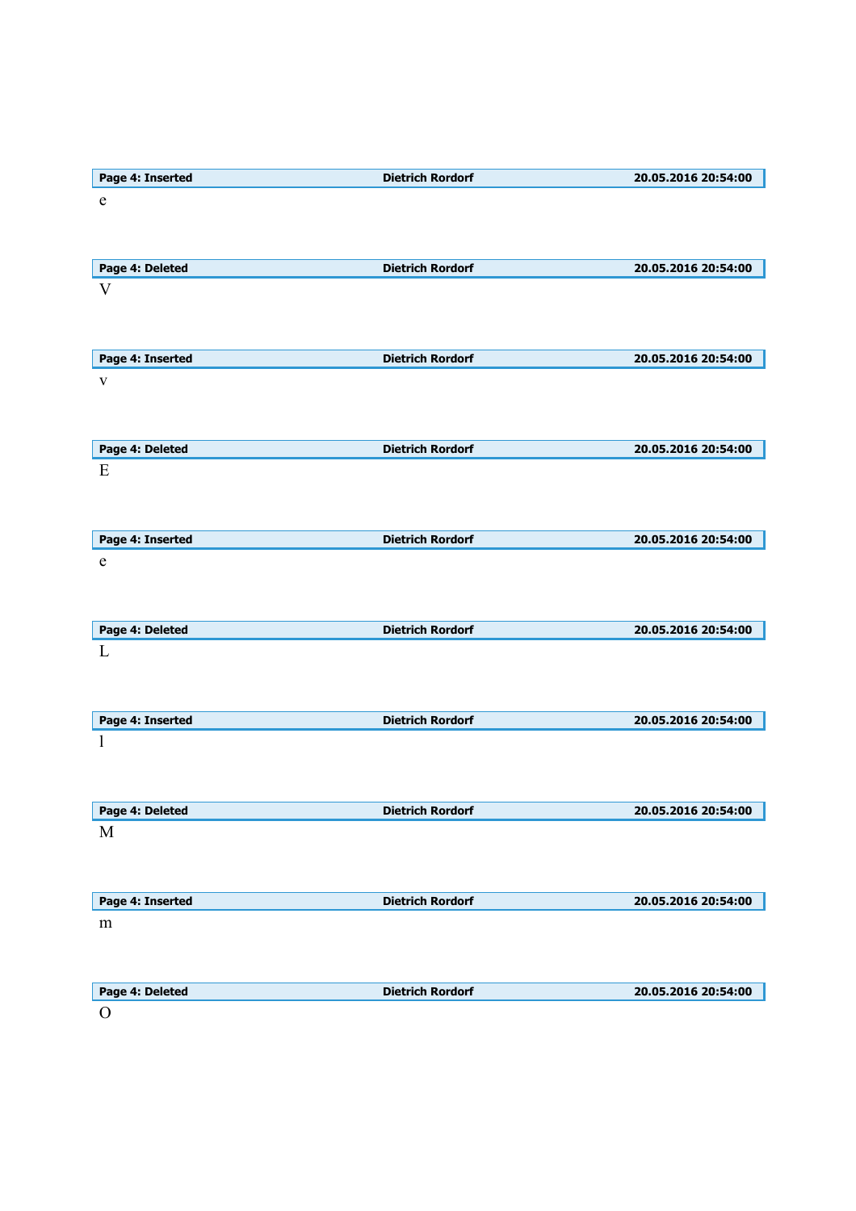| Page 4: Inserted | Dietrich Rordorf | 20.05.2016 20:54:00 |
|---|---|---|

e

| Page 4: Deleted | Dietrich Rordorf | 20.05.2016 20:54:00 |
|---|---|---|

V

| Page 4: Inserted | Dietrich Rordorf | 20.05.2016 20:54:00 |
|---|---|---|

v

| Page 4: Deleted | Dietrich Rordorf | 20.05.2016 20:54:00 |
|---|---|---|

E

| Page 4: Inserted | Dietrich Rordorf | 20.05.2016 20:54:00 |
|---|---|---|

e

| Page 4: Deleted | Dietrich Rordorf | 20.05.2016 20:54:00 |
|---|---|---|

L

| Page 4: Inserted | Dietrich Rordorf | 20.05.2016 20:54:00 |
|---|---|---|

l

| Page 4: Deleted | Dietrich Rordorf | 20.05.2016 20:54:00 |
|---|---|---|

M

| Page 4: Inserted | Dietrich Rordorf | 20.05.2016 20:54:00 |
|---|---|---|

m

| Page 4: Deleted | Dietrich Rordorf | 20.05.2016 20:54:00 |
|---|---|---|

O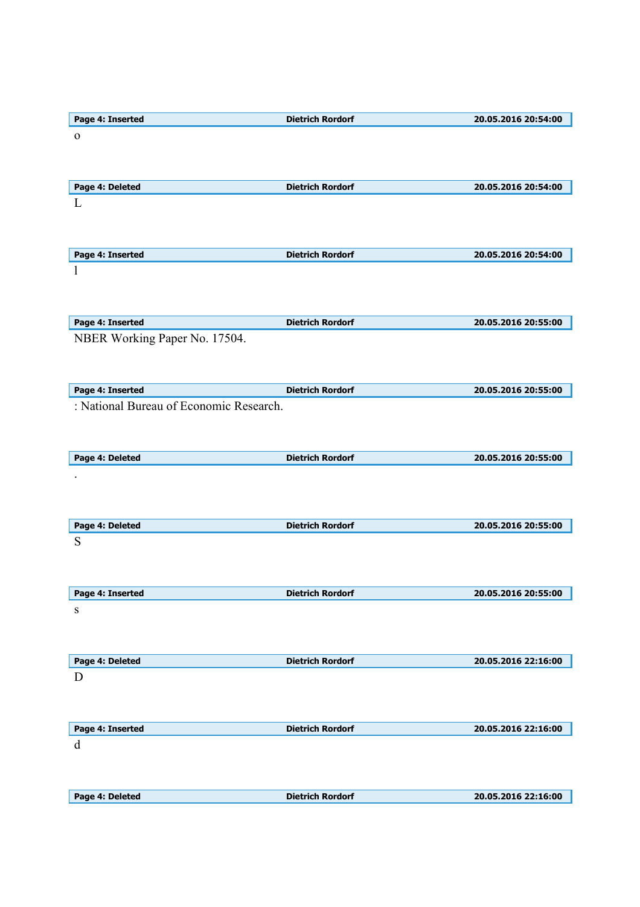| Page 4: Inserted | Dietrich Rordorf | 20.05.2016 20:54:00 |
|---|---|---|

o

| Page 4: Deleted | Dietrich Rordorf | 20.05.2016 20:54:00 |
|---|---|---|

L

| Page 4: Inserted | Dietrich Rordorf | 20.05.2016 20:54:00 |
|---|---|---|

l

| Page 4: Inserted | Dietrich Rordorf | 20.05.2016 20:55:00 |
|---|---|---|

NBER Working Paper No. 17504.

| Page 4: Inserted | Dietrich Rordorf | 20.05.2016 20:55:00 |
|---|---|---|

: National Bureau of Economic Research.

| Page 4: Deleted | Dietrich Rordorf | 20.05.2016 20:55:00 |
|---|---|---|

.

| Page 4: Deleted | Dietrich Rordorf | 20.05.2016 20:55:00 |
|---|---|---|

S

| Page 4: Inserted | Dietrich Rordorf | 20.05.2016 20:55:00 |
|---|---|---|

s

| Page 4: Deleted | Dietrich Rordorf | 20.05.2016 22:16:00 |
|---|---|---|

D

| Page 4: Inserted | Dietrich Rordorf | 20.05.2016 22:16:00 |
|---|---|---|

d

| Page 4: Deleted | Dietrich Rordorf | 20.05.2016 22:16:00 |
|---|---|---|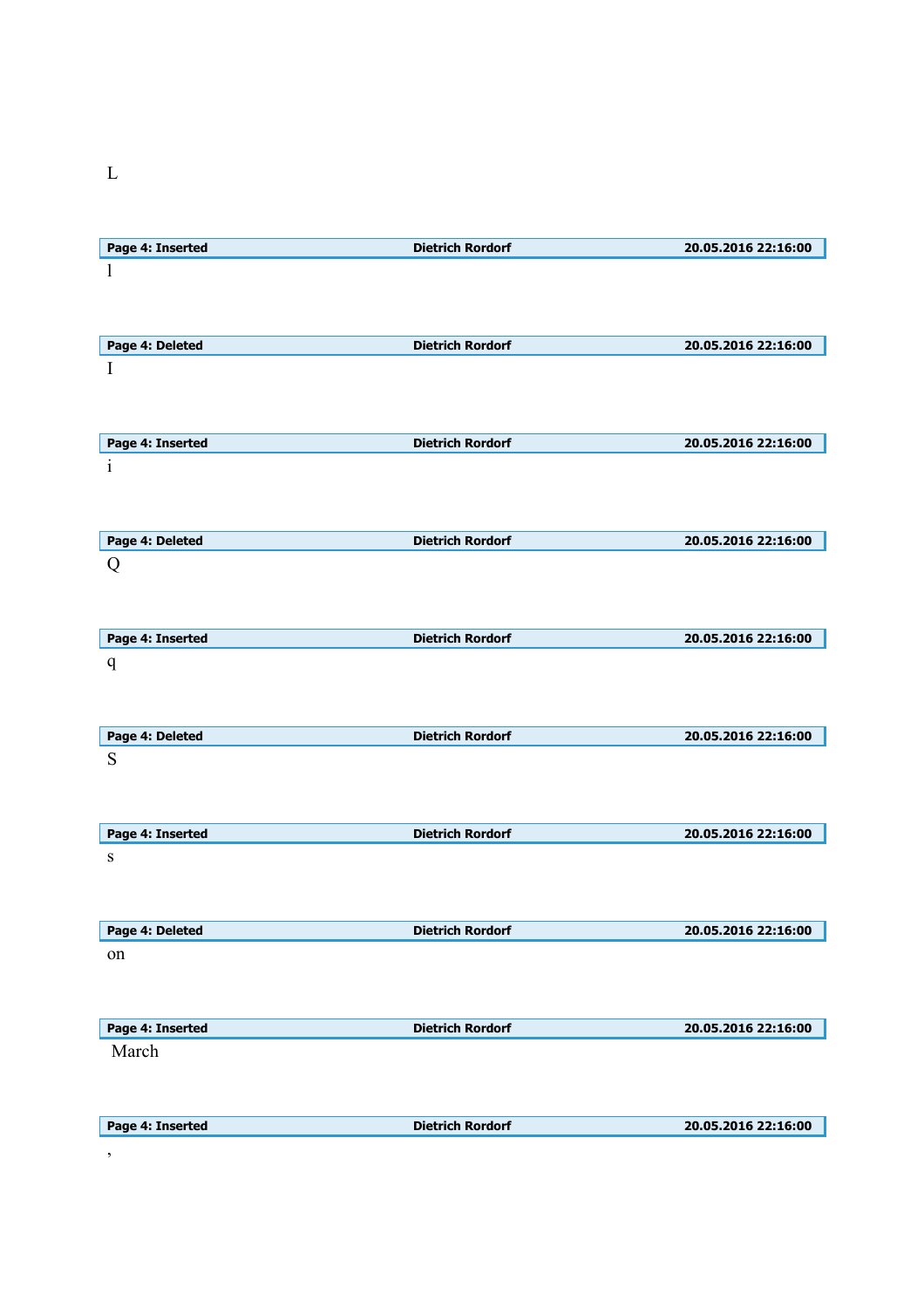L

| Page 4: Inserted | Dietrich Rordorf | 20.05.2016 22:16:00 |
|---|---|---|

l

| Page 4: Deleted | Dietrich Rordorf | 20.05.2016 22:16:00 |
|---|---|---|

I

| Page 4: Inserted | Dietrich Rordorf | 20.05.2016 22:16:00 |
|---|---|---|

i

| Page 4: Deleted | Dietrich Rordorf | 20.05.2016 22:16:00 |
|---|---|---|

Q

| Page 4: Inserted | Dietrich Rordorf | 20.05.2016 22:16:00 |
|---|---|---|

q

| Page 4: Deleted | Dietrich Rordorf | 20.05.2016 22:16:00 |
|---|---|---|

S

| Page 4: Inserted | Dietrich Rordorf | 20.05.2016 22:16:00 |
|---|---|---|

s

| Page 4: Deleted | Dietrich Rordorf | 20.05.2016 22:16:00 |
|---|---|---|

on

| Page 4: Inserted | Dietrich Rordorf | 20.05.2016 22:16:00 |
|---|---|---|

March

| Page 4: Inserted | Dietrich Rordorf | 20.05.2016 22:16:00 |
|---|---|---|

,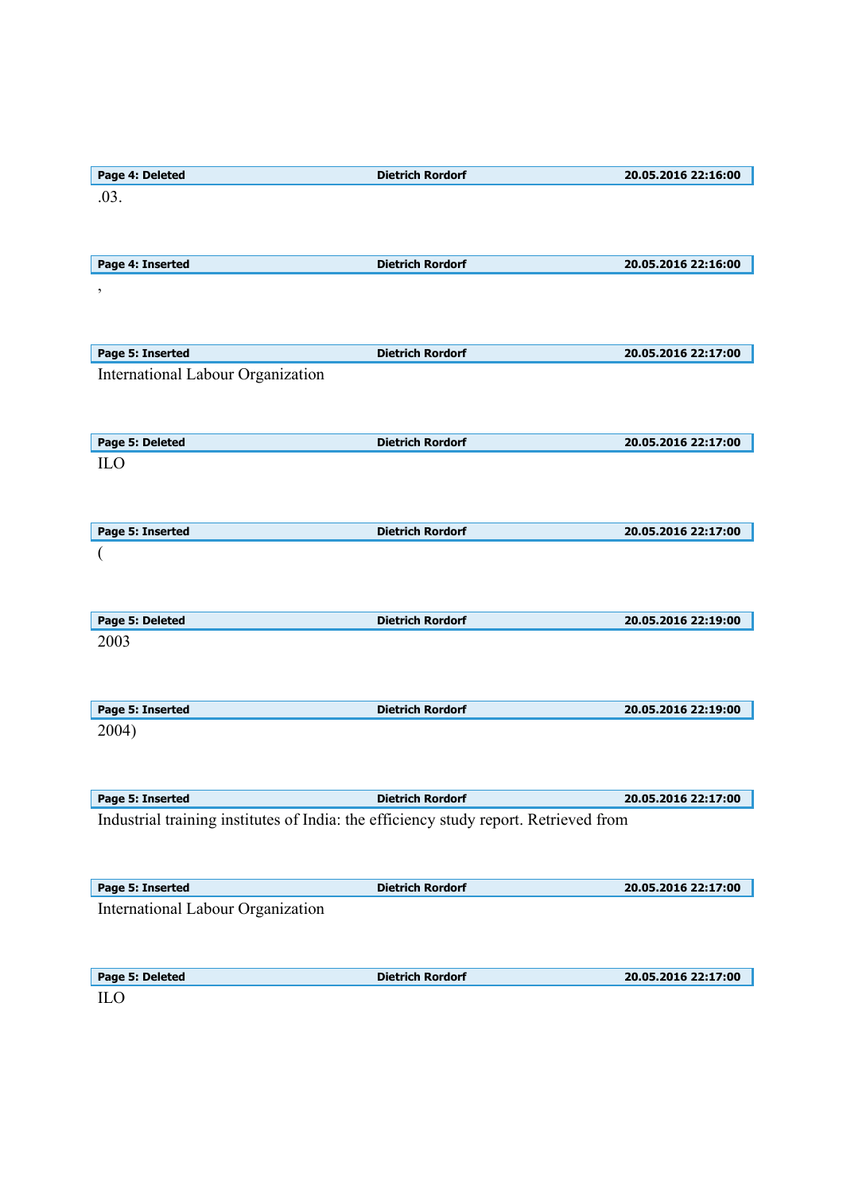| Page 4: Deleted | Dietrich Rordorf | 20.05.2016 22:16:00 |
|---|---|---|

.03.

| Page 4: Inserted | Dietrich Rordorf | 20.05.2016 22:16:00 |
|---|---|---|

,

| Page 5: Inserted | Dietrich Rordorf | 20.05.2016 22:17:00 |
|---|---|---|

International Labour Organization

| Page 5: Deleted | Dietrich Rordorf | 20.05.2016 22:17:00 |
|---|---|---|

ILO

| Page 5: Inserted | Dietrich Rordorf | 20.05.2016 22:17:00 |
|---|---|---|

(

| Page 5: Deleted | Dietrich Rordorf | 20.05.2016 22:19:00 |
|---|---|---|

2003

| Page 5: Inserted | Dietrich Rordorf | 20.05.2016 22:19:00 |
|---|---|---|

2004)

| Page 5: Inserted | Dietrich Rordorf | 20.05.2016 22:17:00 |
|---|---|---|

Industrial training institutes of India: the efficiency study report. Retrieved from

| Page 5: Inserted | Dietrich Rordorf | 20.05.2016 22:17:00 |
|---|---|---|

International Labour Organization

| Page 5: Deleted | Dietrich Rordorf | 20.05.2016 22:17:00 |
|---|---|---|

ILO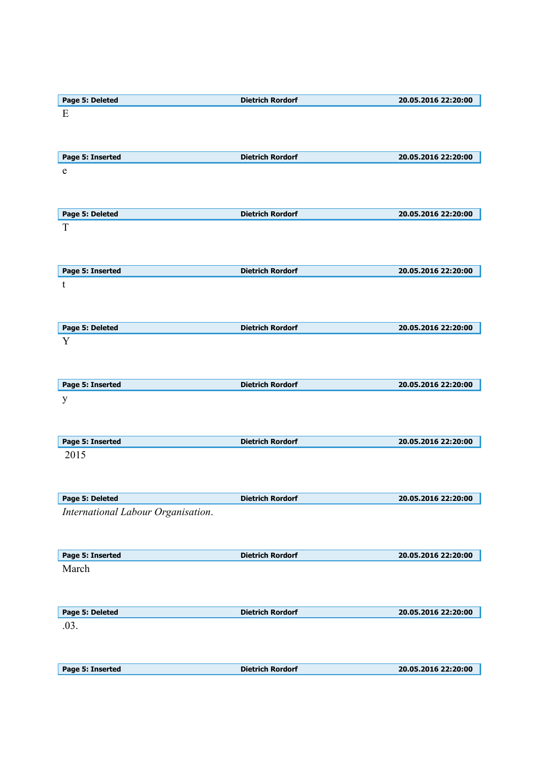| Page 5: Deleted | Dietrich Rordorf | 20.05.2016 22:20:00 |
|---|---|---|

E

| Page 5: Inserted | Dietrich Rordorf | 20.05.2016 22:20:00 |
|---|---|---|

e

| Page 5: Deleted | Dietrich Rordorf | 20.05.2016 22:20:00 |
|---|---|---|

T

| Page 5: Inserted | Dietrich Rordorf | 20.05.2016 22:20:00 |
|---|---|---|

t

| Page 5: Deleted | Dietrich Rordorf | 20.05.2016 22:20:00 |
|---|---|---|

Y

| Page 5: Inserted | Dietrich Rordorf | 20.05.2016 22:20:00 |
|---|---|---|

y

| Page 5: Inserted | Dietrich Rordorf | 20.05.2016 22:20:00 |
|---|---|---|

2015

| Page 5: Deleted | Dietrich Rordorf | 20.05.2016 22:20:00 |
|---|---|---|

*International Labour Organisation*.

| Page 5: Inserted | Dietrich Rordorf | 20.05.2016 22:20:00 |
|---|---|---|

March

| Page 5: Deleted | Dietrich Rordorf | 20.05.2016 22:20:00 |
|---|---|---|

.03.

| Page 5: Inserted | Dietrich Rordorf | 20.05.2016 22:20:00 |
|---|---|---|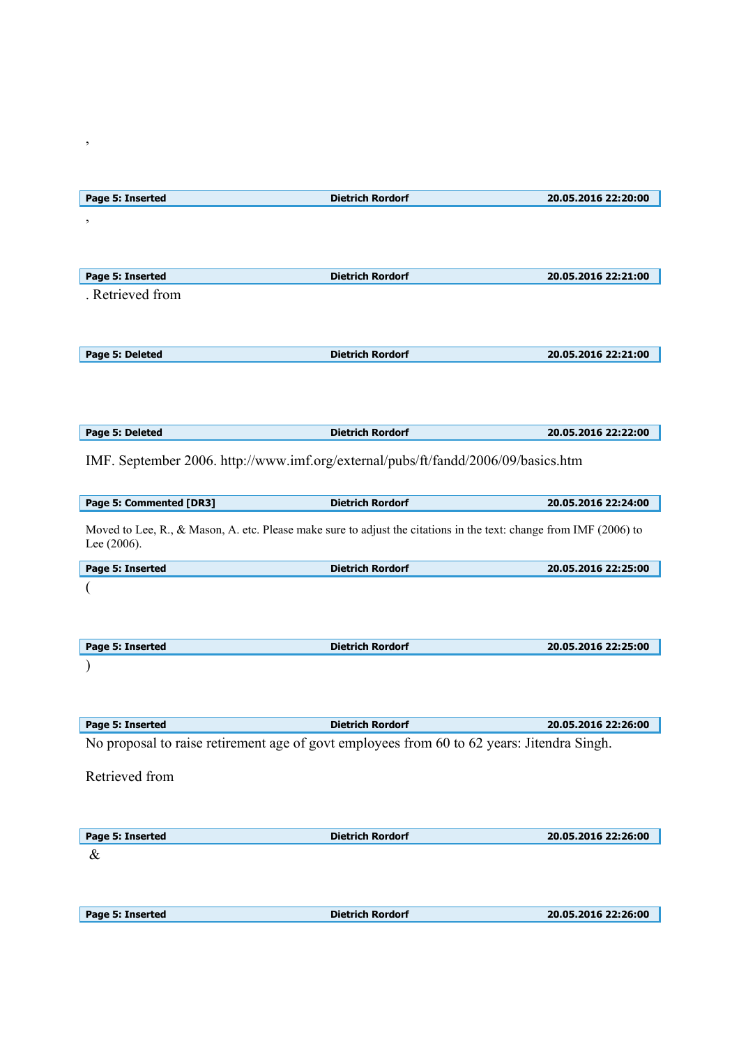,

| Page 5: Inserted | Dietrich Rordorf | 20.05.2016 22:20:00 |
|---|---|---|

,

| Page 5: Inserted | Dietrich Rordorf | 20.05.2016 22:21:00 |
|---|---|---|

. Retrieved from

| Page 5: Deleted | Dietrich Rordorf | 20.05.2016 22:21:00 |
|---|---|---|

| Page 5: Deleted | Dietrich Rordorf | 20.05.2016 22:22:00 |
|---|---|---|

IMF. September 2006. http://www.imf.org/external/pubs/ft/fandd/2006/09/basics.htm

| Page 5: Commented [DR3] | Dietrich Rordorf | 20.05.2016 22:24:00 |
|---|---|---|

Moved to Lee, R., & Mason, A. etc. Please make sure to adjust the citations in the text: change from IMF (2006) to Lee (2006).

| Page 5: Inserted | Dietrich Rordorf | 20.05.2016 22:25:00 |
|---|---|---|

(

| Page 5: Inserted | Dietrich Rordorf | 20.05.2016 22:25:00 |
|---|---|---|

)

| Page 5: Inserted | Dietrich Rordorf | 20.05.2016 22:26:00 |
|---|---|---|

No proposal to raise retirement age of govt employees from 60 to 62 years: Jitendra Singh.

Retrieved from

| Page 5: Inserted | Dietrich Rordorf | 20.05.2016 22:26:00 |
|---|---|---|

&

| Page 5: Inserted | Dietrich Rordorf | 20.05.2016 22:26:00 |
|---|---|---|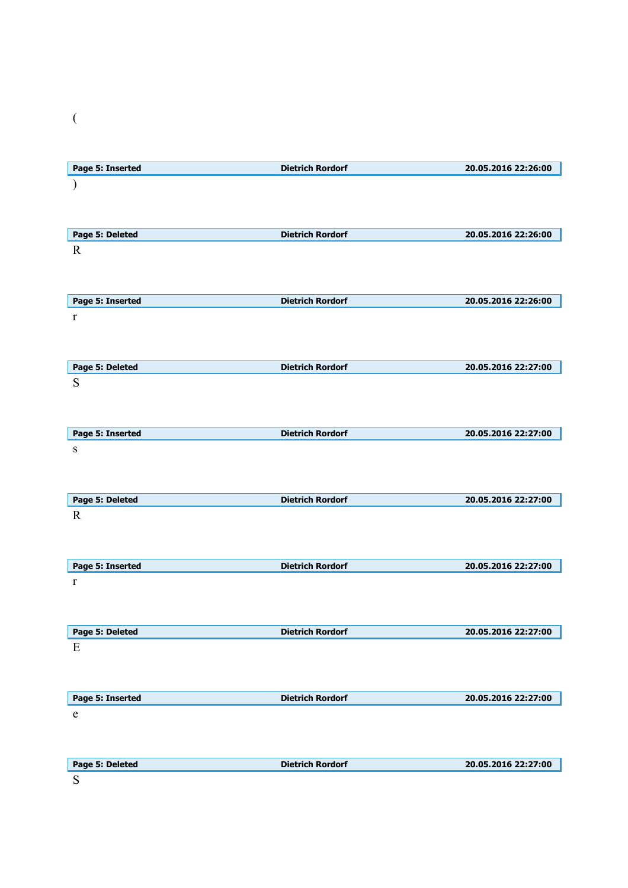(

| Page 5: Inserted | Dietrich Rordorf | 20.05.2016 22:26:00 |
|---|---|---|

)

| Page 5: Deleted | Dietrich Rordorf | 20.05.2016 22:26:00 |
|---|---|---|

R

| Page 5: Inserted | Dietrich Rordorf | 20.05.2016 22:26:00 |
|---|---|---|

r

| Page 5: Deleted | Dietrich Rordorf | 20.05.2016 22:27:00 |
|---|---|---|

S

| Page 5: Inserted | Dietrich Rordorf | 20.05.2016 22:27:00 |
|---|---|---|

s

| Page 5: Deleted | Dietrich Rordorf | 20.05.2016 22:27:00 |
|---|---|---|

R

| Page 5: Inserted | Dietrich Rordorf | 20.05.2016 22:27:00 |
|---|---|---|

r

| Page 5: Deleted | Dietrich Rordorf | 20.05.2016 22:27:00 |
|---|---|---|

E

| Page 5: Inserted | Dietrich Rordorf | 20.05.2016 22:27:00 |
|---|---|---|

e

| Page 5: Deleted | Dietrich Rordorf | 20.05.2016 22:27:00 |
|---|---|---|

S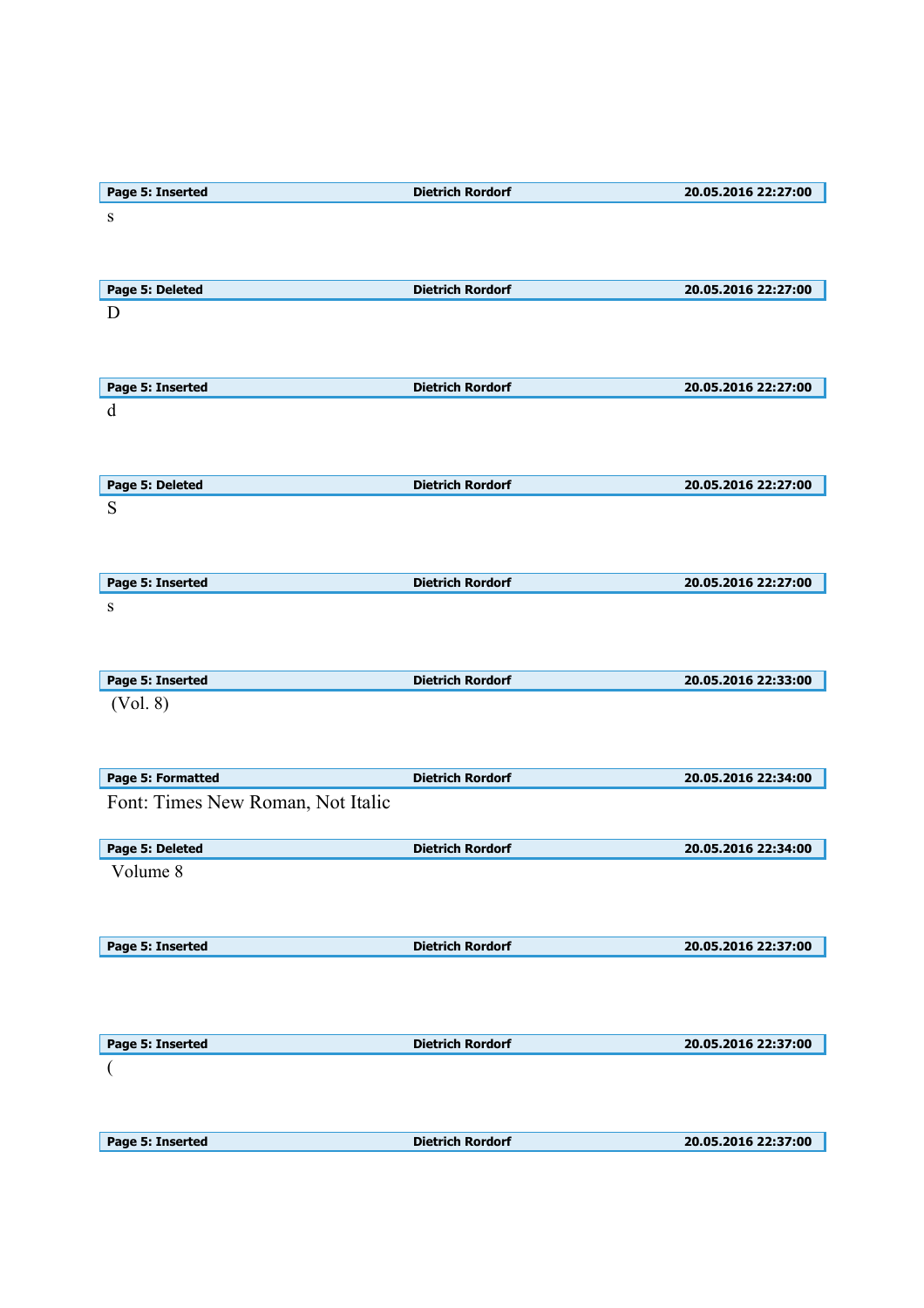| Page 5: Inserted | Dietrich Rordorf | 20.05.2016 22:27:00 |
|---|---|---|

s

| Page 5: Deleted | Dietrich Rordorf | 20.05.2016 22:27:00 |
|---|---|---|

D

| Page 5: Inserted | Dietrich Rordorf | 20.05.2016 22:27:00 |
|---|---|---|

d

| Page 5: Deleted | Dietrich Rordorf | 20.05.2016 22:27:00 |
|---|---|---|

S

| Page 5: Inserted | Dietrich Rordorf | 20.05.2016 22:27:00 |
|---|---|---|

s

| Page 5: Inserted | Dietrich Rordorf | 20.05.2016 22:33:00 |
|---|---|---|

(Vol. 8)

| Page 5: Formatted | Dietrich Rordorf | 20.05.2016 22:34:00 |
|---|---|---|

Font: Times New Roman, Not Italic

| Page 5: Deleted | Dietrich Rordorf | 20.05.2016 22:34:00 |
|---|---|---|

Volume 8

| Page 5: Inserted | Dietrich Rordorf | 20.05.2016 22:37:00 |
|---|---|---|

| Page 5: Inserted | Dietrich Rordorf | 20.05.2016 22:37:00 |
|---|---|---|

(

| Page 5: Inserted | Dietrich Rordorf | 20.05.2016 22:37:00 |
|---|---|---|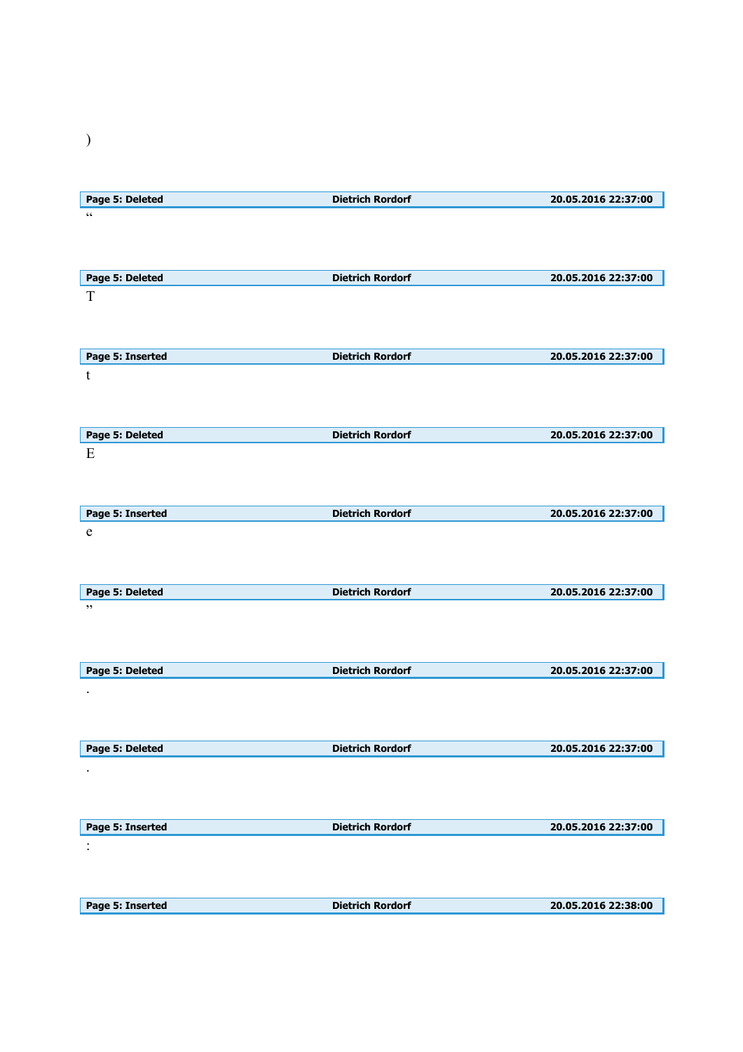)

| Page 5: Deleted | Dietrich Rordorf | 20.05.2016 22:37:00 |
|---|---|---|

“

| Page 5: Deleted | Dietrich Rordorf | 20.05.2016 22:37:00 |
|---|---|---|

T

| Page 5: Inserted | Dietrich Rordorf | 20.05.2016 22:37:00 |
|---|---|---|

t

| Page 5: Deleted | Dietrich Rordorf | 20.05.2016 22:37:00 |
|---|---|---|

E

| Page 5: Inserted | Dietrich Rordorf | 20.05.2016 22:37:00 |
|---|---|---|

e

| Page 5: Deleted | Dietrich Rordorf | 20.05.2016 22:37:00 |
|---|---|---|

”

| Page 5: Deleted | Dietrich Rordorf | 20.05.2016 22:37:00 |
|---|---|---|

.

| Page 5: Deleted | Dietrich Rordorf | 20.05.2016 22:37:00 |
|---|---|---|

.

| Page 5: Inserted | Dietrich Rordorf | 20.05.2016 22:37:00 |
|---|---|---|

:

| Page 5: Inserted | Dietrich Rordorf | 20.05.2016 22:38:00 |
|---|---|---|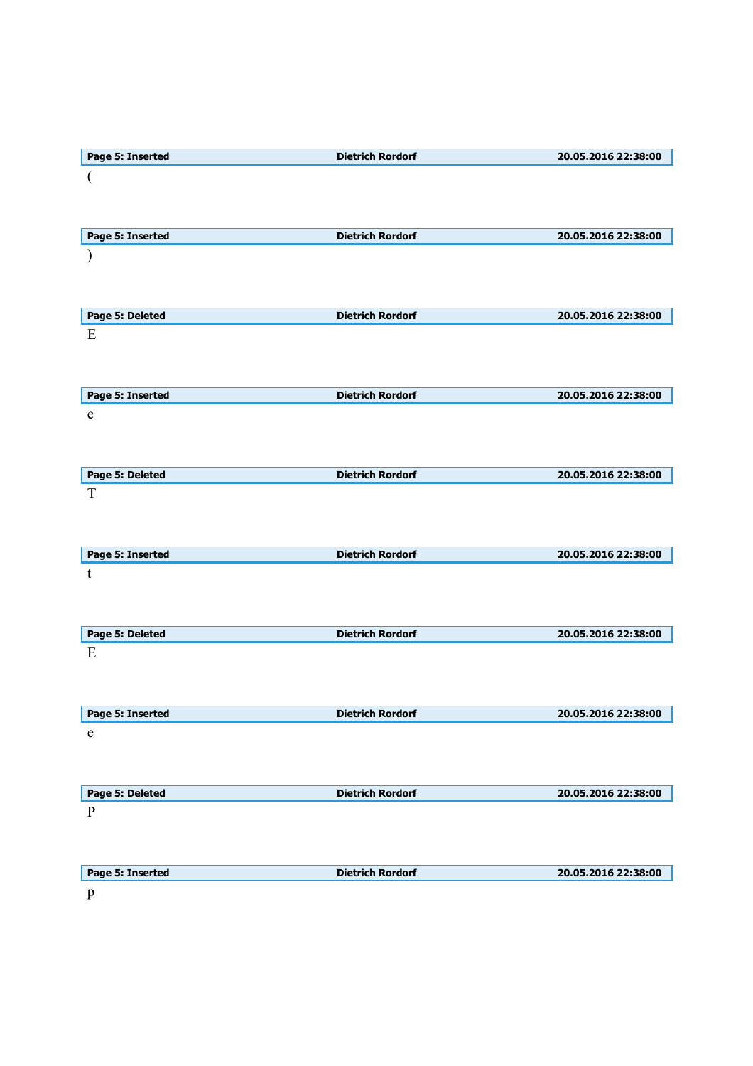| Page 5: Inserted | Dietrich Rordorf | 20.05.2016 22:38:00 |
|---|---|---|

(

| Page 5: Inserted | Dietrich Rordorf | 20.05.2016 22:38:00 |
|---|---|---|

)

| Page 5: Deleted | Dietrich Rordorf | 20.05.2016 22:38:00 |
|---|---|---|

E

| Page 5: Inserted | Dietrich Rordorf | 20.05.2016 22:38:00 |
|---|---|---|

e

| Page 5: Deleted | Dietrich Rordorf | 20.05.2016 22:38:00 |
|---|---|---|

T

| Page 5: Inserted | Dietrich Rordorf | 20.05.2016 22:38:00 |
|---|---|---|

t

| Page 5: Deleted | Dietrich Rordorf | 20.05.2016 22:38:00 |
|---|---|---|

E

| Page 5: Inserted | Dietrich Rordorf | 20.05.2016 22:38:00 |
|---|---|---|

e

| Page 5: Deleted | Dietrich Rordorf | 20.05.2016 22:38:00 |
|---|---|---|

P

| Page 5: Inserted | Dietrich Rordorf | 20.05.2016 22:38:00 |
|---|---|---|

p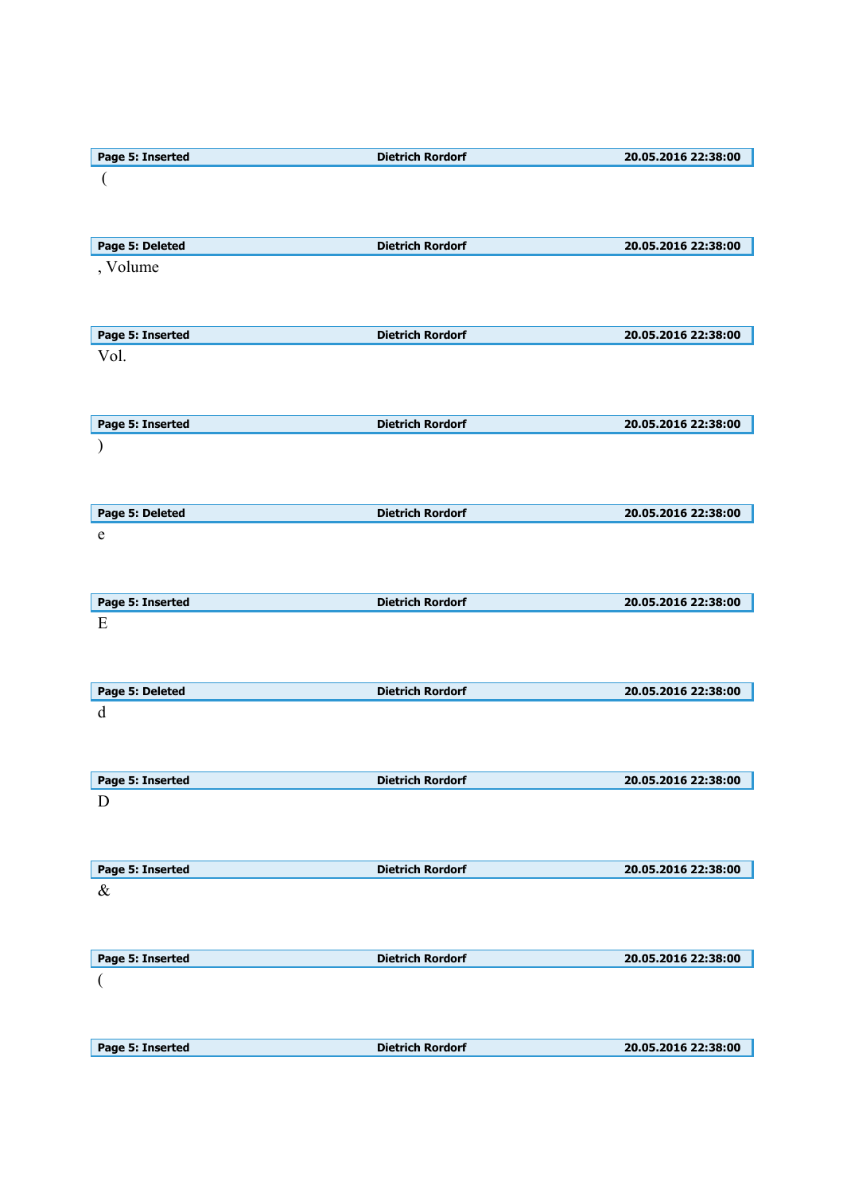| Page 5: Inserted | Dietrich Rordorf | 20.05.2016 22:38:00 |
| --- | --- | --- |

(

| Page 5: Deleted | Dietrich Rordorf | 20.05.2016 22:38:00 |
| --- | --- | --- |

, Volume

| Page 5: Inserted | Dietrich Rordorf | 20.05.2016 22:38:00 |
| --- | --- | --- |

Vol.

| Page 5: Inserted | Dietrich Rordorf | 20.05.2016 22:38:00 |
| --- | --- | --- |

)

| Page 5: Deleted | Dietrich Rordorf | 20.05.2016 22:38:00 |
| --- | --- | --- |

e

| Page 5: Inserted | Dietrich Rordorf | 20.05.2016 22:38:00 |
| --- | --- | --- |

E

| Page 5: Deleted | Dietrich Rordorf | 20.05.2016 22:38:00 |
| --- | --- | --- |

d

| Page 5: Inserted | Dietrich Rordorf | 20.05.2016 22:38:00 |
| --- | --- | --- |

D

| Page 5: Inserted | Dietrich Rordorf | 20.05.2016 22:38:00 |
| --- | --- | --- |

&

| Page 5: Inserted | Dietrich Rordorf | 20.05.2016 22:38:00 |
| --- | --- | --- |

(

| Page 5: Inserted | Dietrich Rordorf | 20.05.2016 22:38:00 |
| --- | --- | --- |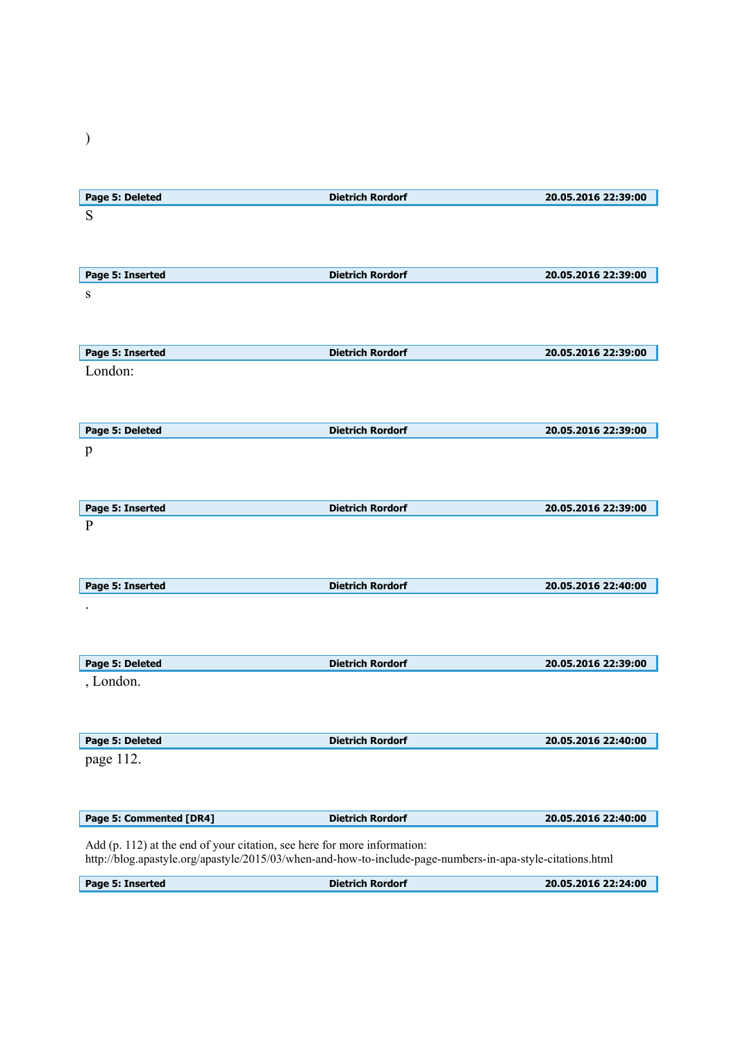)

| Page 5: Deleted | Dietrich Rordorf | 20.05.2016 22:39:00 |
|---|---|---|

S

| Page 5: Inserted | Dietrich Rordorf | 20.05.2016 22:39:00 |
|---|---|---|

s

| Page 5: Inserted | Dietrich Rordorf | 20.05.2016 22:39:00 |
|---|---|---|

London:

| Page 5: Deleted | Dietrich Rordorf | 20.05.2016 22:39:00 |
|---|---|---|

p

| Page 5: Inserted | Dietrich Rordorf | 20.05.2016 22:39:00 |
|---|---|---|

P

| Page 5: Inserted | Dietrich Rordorf | 20.05.2016 22:40:00 |
|---|---|---|

.

| Page 5: Deleted | Dietrich Rordorf | 20.05.2016 22:39:00 |
|---|---|---|

, London.

| Page 5: Deleted | Dietrich Rordorf | 20.05.2016 22:40:00 |
|---|---|---|

page 112.

| Page 5: Commented [DR4] | Dietrich Rordorf | 20.05.2016 22:40:00 |
|---|---|---|

Add (p. 112) at the end of your citation, see here for more information:
http://blog.apastyle.org/apastyle/2015/03/when-and-how-to-include-page-numbers-in-apa-style-citations.html

| Page 5: Inserted | Dietrich Rordorf | 20.05.2016 22:24:00 |
|---|---|---|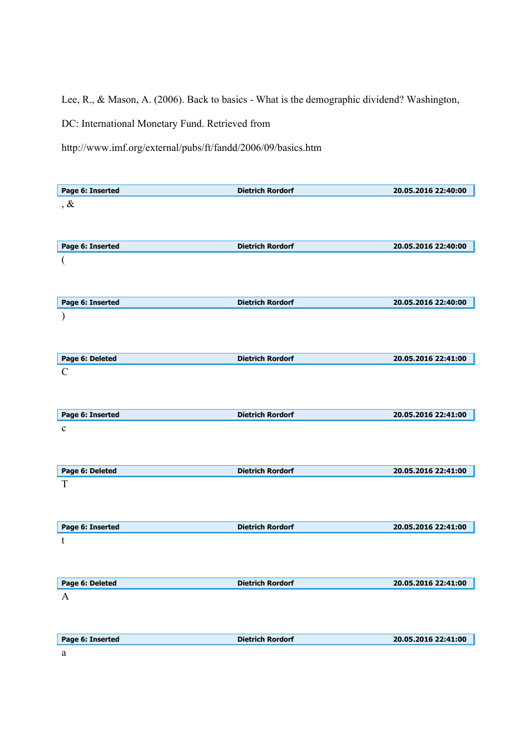Lee, R., & Mason, A. (2006). Back to basics - What is the demographic dividend? Washington, DC: International Monetary Fund. Retrieved from http://www.imf.org/external/pubs/ft/fandd/2006/09/basics.htm

| Page 6: Inserted | Dietrich Rordorf | 20.05.2016 22:40:00 |
|---|---|---|

, &

| Page 6: Inserted | Dietrich Rordorf | 20.05.2016 22:40:00 |
|---|---|---|

(

| Page 6: Inserted | Dietrich Rordorf | 20.05.2016 22:40:00 |
|---|---|---|

)

| Page 6: Deleted | Dietrich Rordorf | 20.05.2016 22:41:00 |
|---|---|---|

C

| Page 6: Inserted | Dietrich Rordorf | 20.05.2016 22:41:00 |
|---|---|---|

c

| Page 6: Deleted | Dietrich Rordorf | 20.05.2016 22:41:00 |
|---|---|---|

T

| Page 6: Inserted | Dietrich Rordorf | 20.05.2016 22:41:00 |
|---|---|---|

t

| Page 6: Deleted | Dietrich Rordorf | 20.05.2016 22:41:00 |
|---|---|---|

A

| Page 6: Inserted | Dietrich Rordorf | 20.05.2016 22:41:00 |
|---|---|---|

a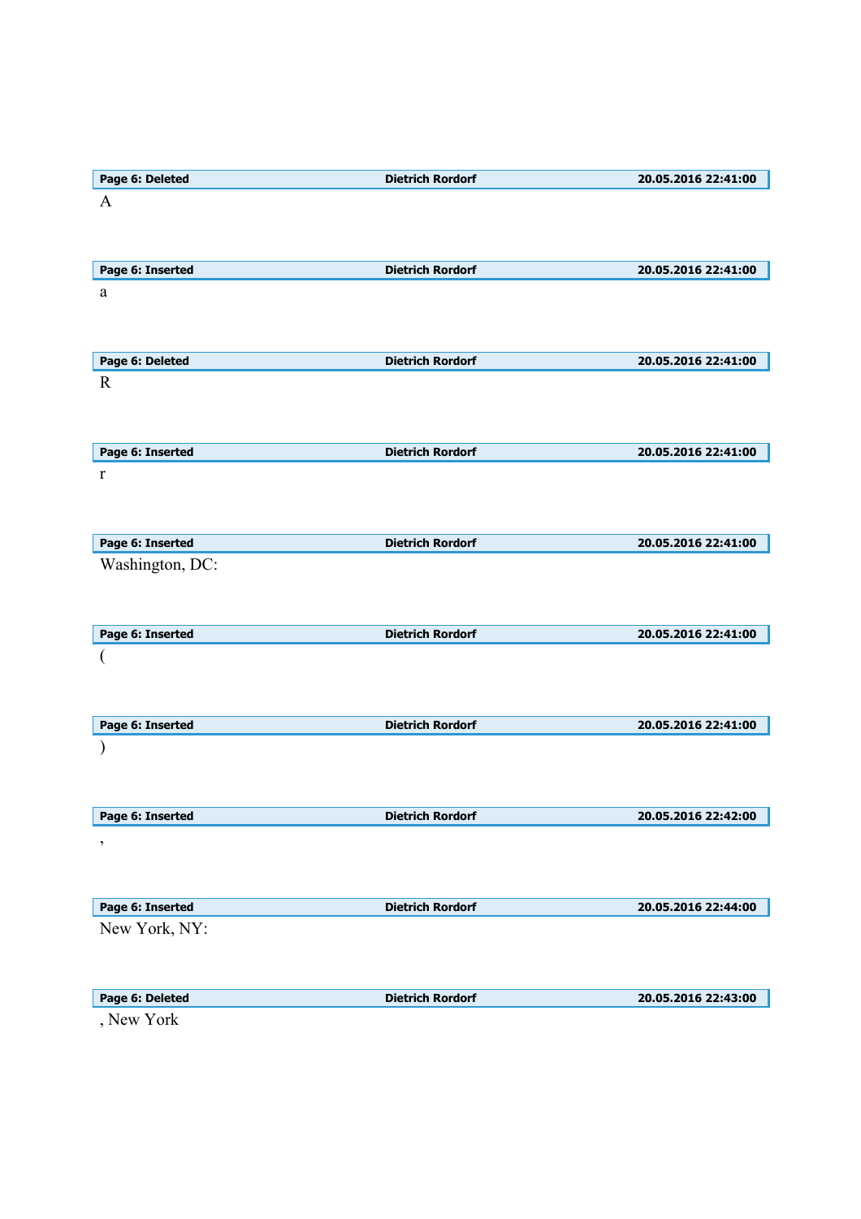| Page 6: Deleted | Dietrich Rordorf | 20.05.2016 22:41:00 |
|---|---|---|

A

| Page 6: Inserted | Dietrich Rordorf | 20.05.2016 22:41:00 |
|---|---|---|

a

| Page 6: Deleted | Dietrich Rordorf | 20.05.2016 22:41:00 |
|---|---|---|

R

| Page 6: Inserted | Dietrich Rordorf | 20.05.2016 22:41:00 |
|---|---|---|

r

| Page 6: Inserted | Dietrich Rordorf | 20.05.2016 22:41:00 |
|---|---|---|

Washington, DC:

| Page 6: Inserted | Dietrich Rordorf | 20.05.2016 22:41:00 |
|---|---|---|

(

| Page 6: Inserted | Dietrich Rordorf | 20.05.2016 22:41:00 |
|---|---|---|

)

| Page 6: Inserted | Dietrich Rordorf | 20.05.2016 22:42:00 |
|---|---|---|

,

| Page 6: Inserted | Dietrich Rordorf | 20.05.2016 22:44:00 |
|---|---|---|

New York, NY:

| Page 6: Deleted | Dietrich Rordorf | 20.05.2016 22:43:00 |
|---|---|---|

, New York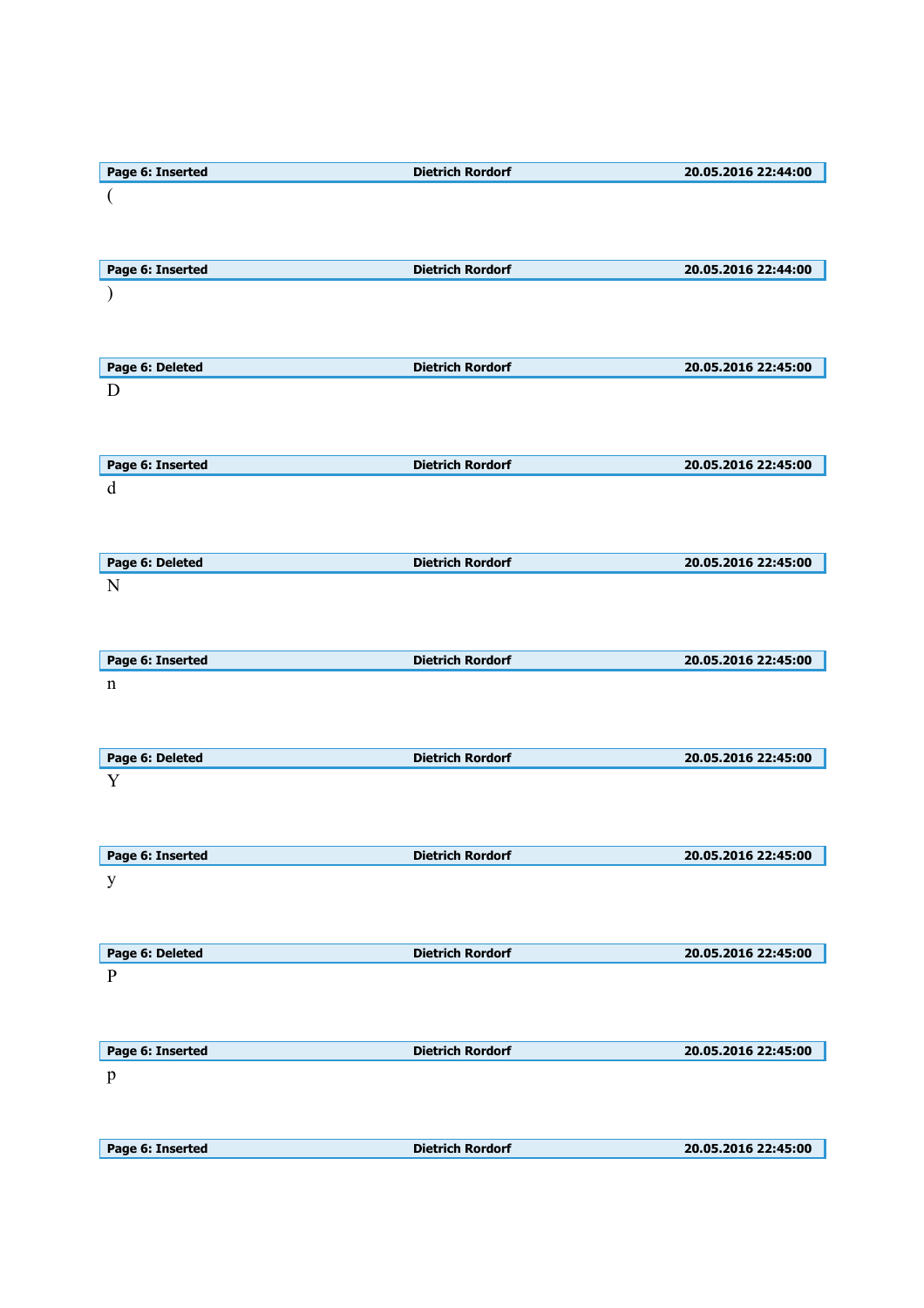| Page 6: Inserted | Dietrich Rordorf | 20.05.2016 22:44:00 |
|---|---|---|

(

| Page 6: Inserted | Dietrich Rordorf | 20.05.2016 22:44:00 |
|---|---|---|

)

| Page 6: Deleted | Dietrich Rordorf | 20.05.2016 22:45:00 |
|---|---|---|

D

| Page 6: Inserted | Dietrich Rordorf | 20.05.2016 22:45:00 |
|---|---|---|

d

| Page 6: Deleted | Dietrich Rordorf | 20.05.2016 22:45:00 |
|---|---|---|

N

| Page 6: Inserted | Dietrich Rordorf | 20.05.2016 22:45:00 |
|---|---|---|

n

| Page 6: Deleted | Dietrich Rordorf | 20.05.2016 22:45:00 |
|---|---|---|

Y

| Page 6: Inserted | Dietrich Rordorf | 20.05.2016 22:45:00 |
|---|---|---|

y

| Page 6: Deleted | Dietrich Rordorf | 20.05.2016 22:45:00 |
|---|---|---|

P

| Page 6: Inserted | Dietrich Rordorf | 20.05.2016 22:45:00 |
|---|---|---|

p

| Page 6: Inserted | Dietrich Rordorf | 20.05.2016 22:45:00 |
|---|---|---|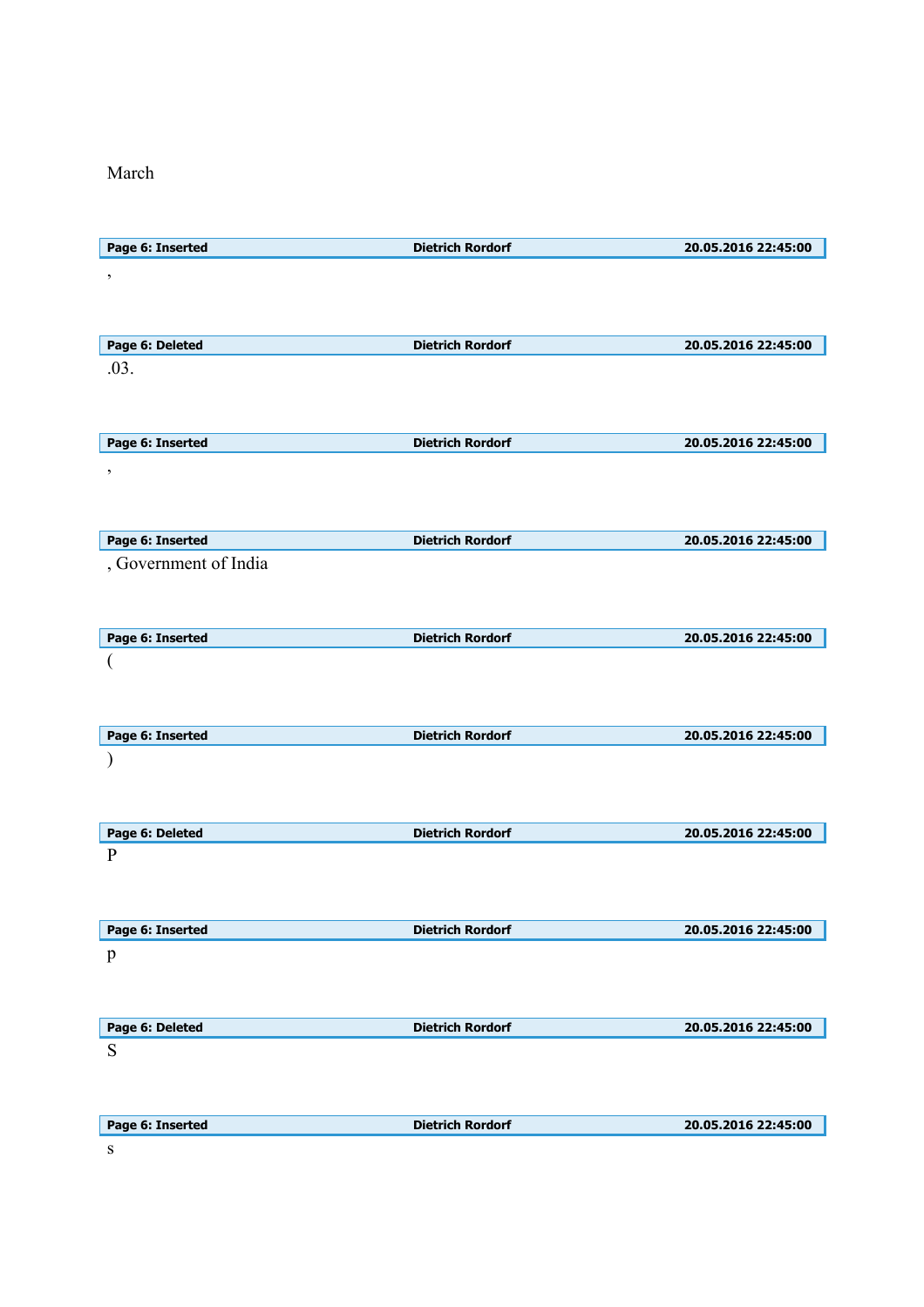March

| Page 6: Inserted | Dietrich Rordorf | 20.05.2016 22:45:00 |
|---|---|---|

,

| Page 6: Deleted | Dietrich Rordorf | 20.05.2016 22:45:00 |
|---|---|---|

.03.

| Page 6: Inserted | Dietrich Rordorf | 20.05.2016 22:45:00 |
|---|---|---|

,

| Page 6: Inserted | Dietrich Rordorf | 20.05.2016 22:45:00 |
|---|---|---|

, Government of India

| Page 6: Inserted | Dietrich Rordorf | 20.05.2016 22:45:00 |
|---|---|---|

(

| Page 6: Inserted | Dietrich Rordorf | 20.05.2016 22:45:00 |
|---|---|---|

)

| Page 6: Deleted | Dietrich Rordorf | 20.05.2016 22:45:00 |
|---|---|---|

P

| Page 6: Inserted | Dietrich Rordorf | 20.05.2016 22:45:00 |
|---|---|---|

p

| Page 6: Deleted | Dietrich Rordorf | 20.05.2016 22:45:00 |
|---|---|---|

S

| Page 6: Inserted | Dietrich Rordorf | 20.05.2016 22:45:00 |
|---|---|---|

s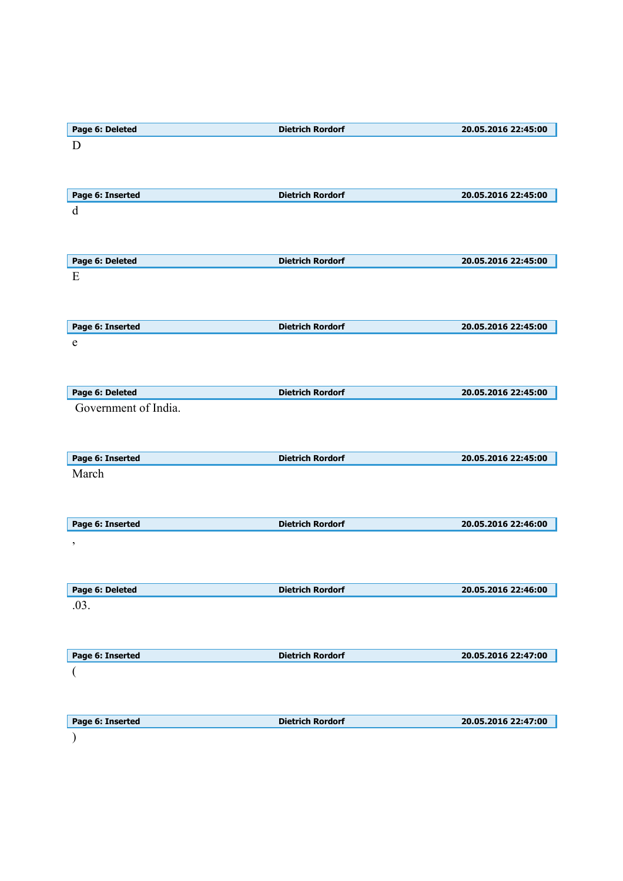| Page 6: Deleted | Dietrich Rordorf | 20.05.2016 22:45:00 |
|---|---|---|

D

| Page 6: Inserted | Dietrich Rordorf | 20.05.2016 22:45:00 |
|---|---|---|

d

| Page 6: Deleted | Dietrich Rordorf | 20.05.2016 22:45:00 |
|---|---|---|

E

| Page 6: Inserted | Dietrich Rordorf | 20.05.2016 22:45:00 |
|---|---|---|

e

| Page 6: Deleted | Dietrich Rordorf | 20.05.2016 22:45:00 |
|---|---|---|

Government of India.

| Page 6: Inserted | Dietrich Rordorf | 20.05.2016 22:45:00 |
|---|---|---|

March

| Page 6: Inserted | Dietrich Rordorf | 20.05.2016 22:46:00 |
|---|---|---|

,

| Page 6: Deleted | Dietrich Rordorf | 20.05.2016 22:46:00 |
|---|---|---|

.03.

| Page 6: Inserted | Dietrich Rordorf | 20.05.2016 22:47:00 |
|---|---|---|

(

| Page 6: Inserted | Dietrich Rordorf | 20.05.2016 22:47:00 |
|---|---|---|

)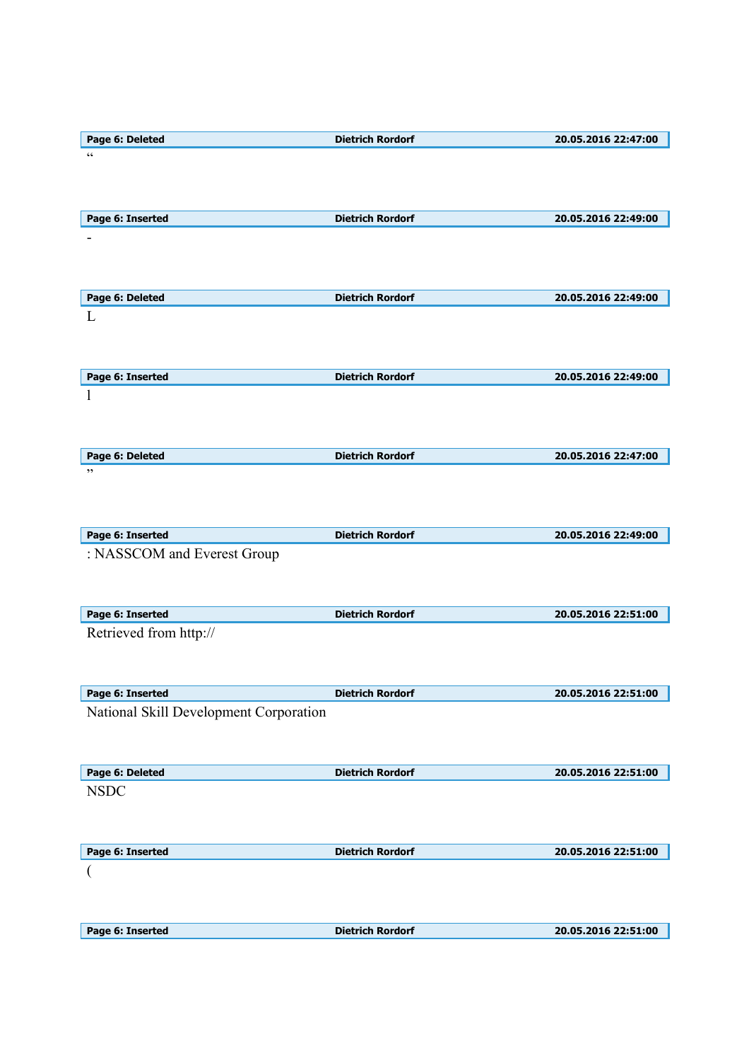| Page 6: Deleted | Dietrich Rordorf | 20.05.2016 22:47:00 |
|---|---|---|

“

| Page 6: Inserted | Dietrich Rordorf | 20.05.2016 22:49:00 |
|---|---|---|

-

| Page 6: Deleted | Dietrich Rordorf | 20.05.2016 22:49:00 |
|---|---|---|

L

| Page 6: Inserted | Dietrich Rordorf | 20.05.2016 22:49:00 |
|---|---|---|

l

| Page 6: Deleted | Dietrich Rordorf | 20.05.2016 22:47:00 |
|---|---|---|

”

| Page 6: Inserted | Dietrich Rordorf | 20.05.2016 22:49:00 |
|---|---|---|

: NASSCOM and Everest Group

| Page 6: Inserted | Dietrich Rordorf | 20.05.2016 22:51:00 |
|---|---|---|

Retrieved from http://

| Page 6: Inserted | Dietrich Rordorf | 20.05.2016 22:51:00 |
|---|---|---|

National Skill Development Corporation

| Page 6: Deleted | Dietrich Rordorf | 20.05.2016 22:51:00 |
|---|---|---|

NSDC

| Page 6: Inserted | Dietrich Rordorf | 20.05.2016 22:51:00 |
|---|---|---|

(

| Page 6: Inserted | Dietrich Rordorf | 20.05.2016 22:51:00 |
|---|---|---|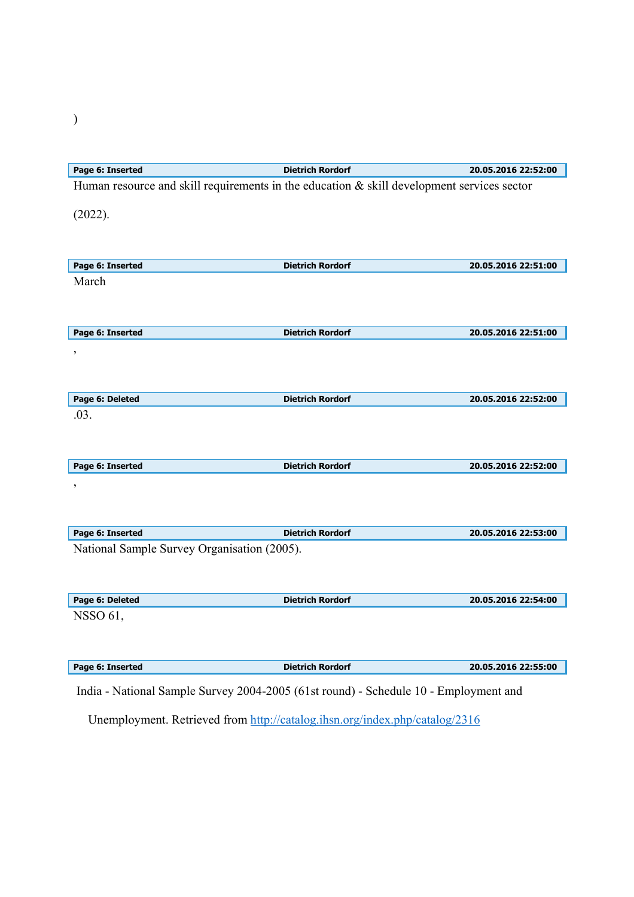)

**Page 6: Inserted** **Dietrich Rordorf** **20.05.2016 22:52:00**

Human resource and skill requirements in the education & skill development services sector

(2022).

**Page 6: Inserted** **Dietrich Rordorf** **20.05.2016 22:51:00**

March

**Page 6: Inserted** **Dietrich Rordorf** **20.05.2016 22:51:00**

,

**Page 6: Deleted** **Dietrich Rordorf** **20.05.2016 22:52:00**

.03.

**Page 6: Inserted** **Dietrich Rordorf** **20.05.2016 22:52:00**

,

**Page 6: Inserted** **Dietrich Rordorf** **20.05.2016 22:53:00**

National Sample Survey Organisation (2005).

**Page 6: Deleted** **Dietrich Rordorf** **20.05.2016 22:54:00**

NSSO 61,

**Page 6: Inserted** **Dietrich Rordorf** **20.05.2016 22:55:00**

India - National Sample Survey 2004-2005 (61st round) - Schedule 10 - Employment and Unemployment. Retrieved from http://catalog.ihsn.org/index.php/catalog/2316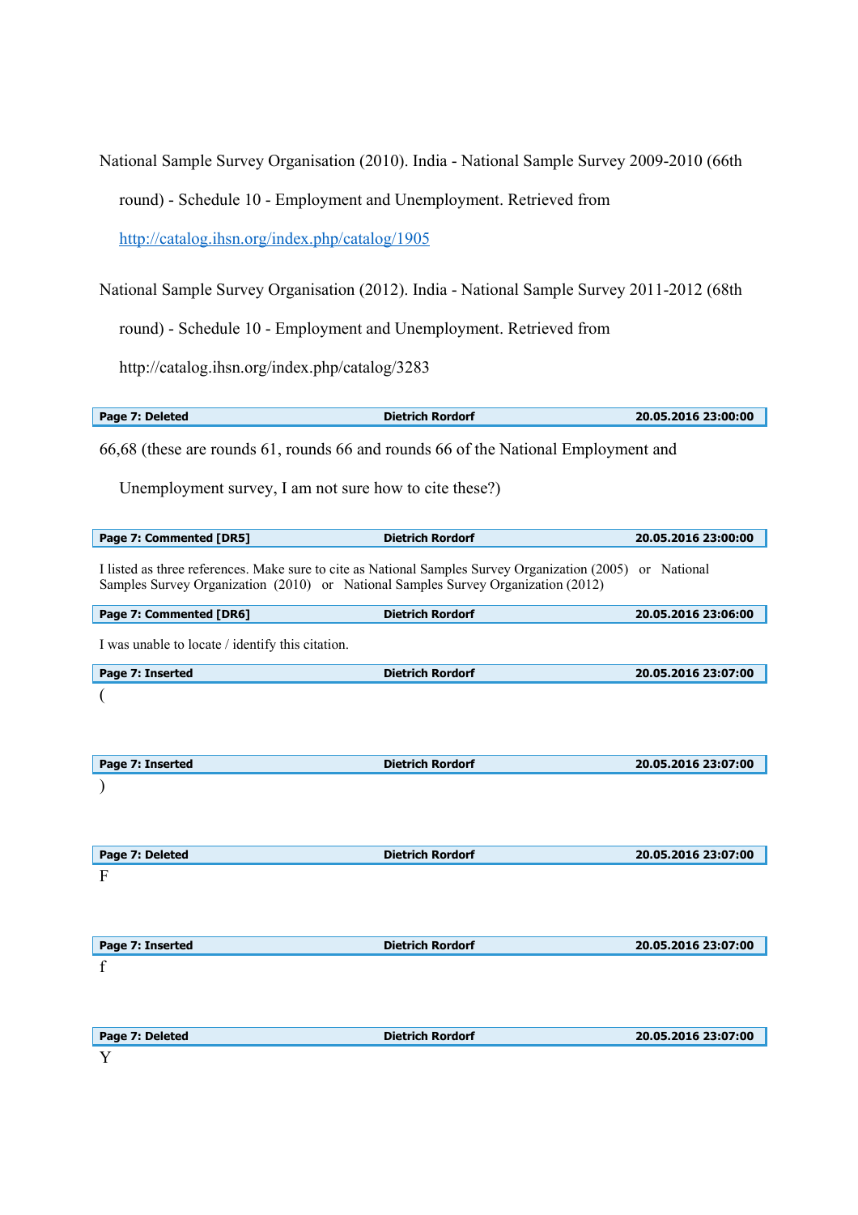National Sample Survey Organisation (2010). India - National Sample Survey 2009-2010 (66th round) - Schedule 10 - Employment and Unemployment. Retrieved from [http://catalog.ihsn.org/index.php/catalog/1905](http://catalog.ihsn.org/index.php/catalog/1905)

National Sample Survey Organisation (2012). India - National Sample Survey 2011-2012 (68th round) - Schedule 10 - Employment and Unemployment. Retrieved from http://catalog.ihsn.org/index.php/catalog/3283

| Page 7: Deleted | Dietrich Rordorf | 20.05.2016 23:00:00 |
|---|---|---|

66,68 (these are rounds 61, rounds 66 and rounds 66 of the National Employment and Unemployment survey, I am not sure how to cite these?)

| Page 7: Commented [DR5] | Dietrich Rordorf | 20.05.2016 23:00:00 |
|---|---|---|

I listed as three references. Make sure to cite as National Samples Survey Organization (2005) or National Samples Survey Organization (2010) or National Samples Survey Organization (2012)

| Page 7: Commented [DR6] | Dietrich Rordorf | 20.05.2016 23:06:00 |
|---|---|---|

I was unable to locate / identify this citation.

| Page 7: Inserted | Dietrich Rordorf | 20.05.2016 23:07:00 |
|---|---|---|

(

| Page 7: Inserted | Dietrich Rordorf | 20.05.2016 23:07:00 |
|---|---|---|

)

| Page 7: Deleted | Dietrich Rordorf | 20.05.2016 23:07:00 |
|---|---|---|

F

| Page 7: Inserted | Dietrich Rordorf | 20.05.2016 23:07:00 |
|---|---|---|

f

| Page 7: Deleted | Dietrich Rordorf | 20.05.2016 23:07:00 |
|---|---|---|

Y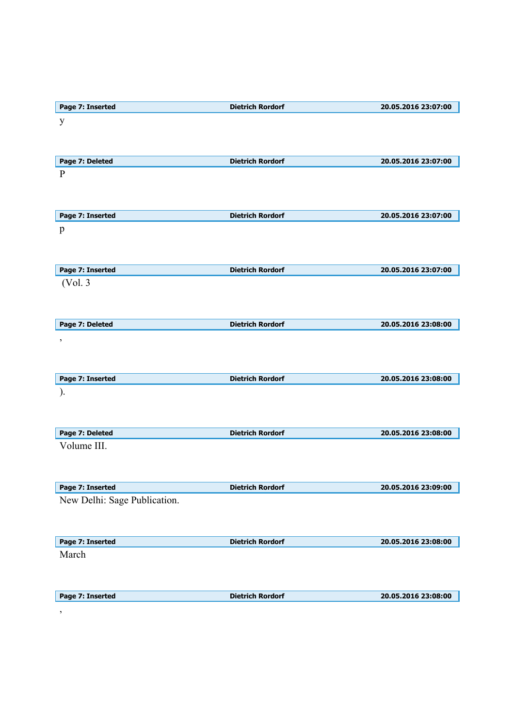| Page 7: Inserted | Dietrich Rordorf | 20.05.2016 23:07:00 |
|---|---|---|

y

| Page 7: Deleted | Dietrich Rordorf | 20.05.2016 23:07:00 |
|---|---|---|

P

| Page 7: Inserted | Dietrich Rordorf | 20.05.2016 23:07:00 |
|---|---|---|

p

| Page 7: Inserted | Dietrich Rordorf | 20.05.2016 23:07:00 |
|---|---|---|

(Vol. 3

| Page 7: Deleted | Dietrich Rordorf | 20.05.2016 23:08:00 |
|---|---|---|

,

| Page 7: Inserted | Dietrich Rordorf | 20.05.2016 23:08:00 |
|---|---|---|

).

| Page 7: Deleted | Dietrich Rordorf | 20.05.2016 23:08:00 |
|---|---|---|

Volume III.

| Page 7: Inserted | Dietrich Rordorf | 20.05.2016 23:09:00 |
|---|---|---|

New Delhi: Sage Publication.

| Page 7: Inserted | Dietrich Rordorf | 20.05.2016 23:08:00 |
|---|---|---|

March

| Page 7: Inserted | Dietrich Rordorf | 20.05.2016 23:08:00 |
|---|---|---|

,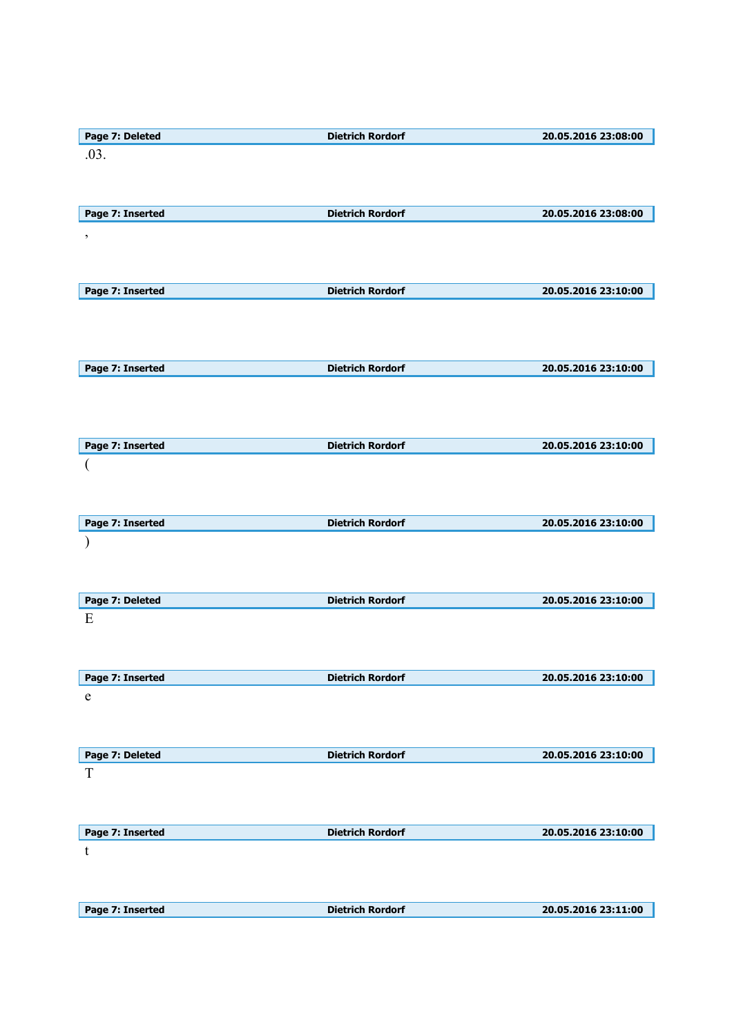| Page 7: Deleted | Dietrich Rordorf | 20.05.2016 23:08:00 |
|---|---|---|

.03.

| Page 7: Inserted | Dietrich Rordorf | 20.05.2016 23:08:00 |
|---|---|---|

,

| Page 7: Inserted | Dietrich Rordorf | 20.05.2016 23:10:00 |
|---|---|---|

| Page 7: Inserted | Dietrich Rordorf | 20.05.2016 23:10:00 |
|---|---|---|

| Page 7: Inserted | Dietrich Rordorf | 20.05.2016 23:10:00 |
|---|---|---|

(

| Page 7: Inserted | Dietrich Rordorf | 20.05.2016 23:10:00 |
|---|---|---|

)

| Page 7: Deleted | Dietrich Rordorf | 20.05.2016 23:10:00 |
|---|---|---|

E

| Page 7: Inserted | Dietrich Rordorf | 20.05.2016 23:10:00 |
|---|---|---|

e

| Page 7: Deleted | Dietrich Rordorf | 20.05.2016 23:10:00 |
|---|---|---|

T

| Page 7: Inserted | Dietrich Rordorf | 20.05.2016 23:10:00 |
|---|---|---|

t

| Page 7: Inserted | Dietrich Rordorf | 20.05.2016 23:11:00 |
|---|---|---|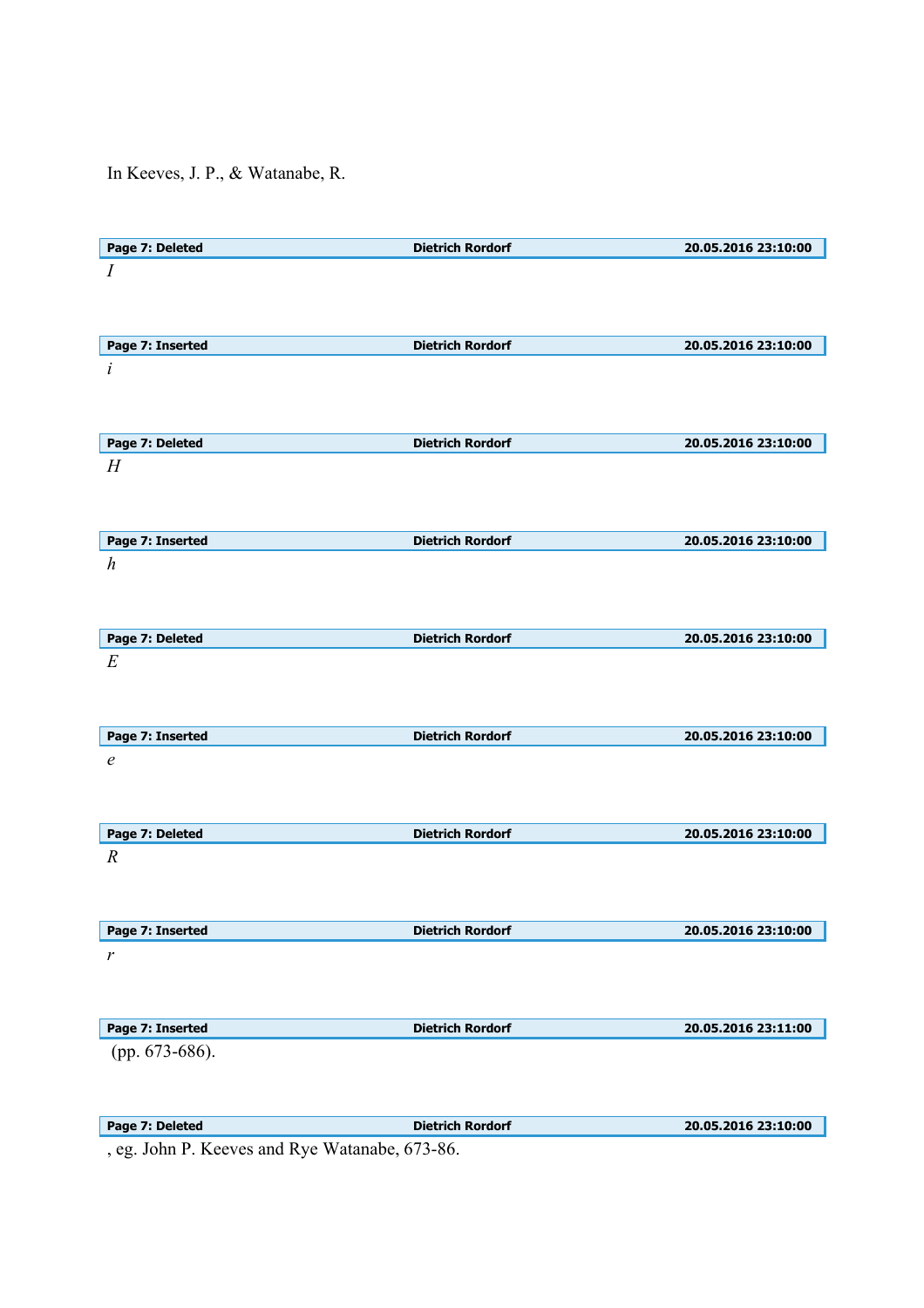In Keeves, J. P., & Watanabe, R.

**Page 7: Deleted** | **Dietrich Rordorf** | **20.05.2016 23:10:00**

*I*

**Page 7: Inserted** | **Dietrich Rordorf** | **20.05.2016 23:10:00**

*i*

**Page 7: Deleted** | **Dietrich Rordorf** | **20.05.2016 23:10:00**

*H*

**Page 7: Inserted** | **Dietrich Rordorf** | **20.05.2016 23:10:00**

*h*

**Page 7: Deleted** | **Dietrich Rordorf** | **20.05.2016 23:10:00**

*E*

**Page 7: Inserted** | **Dietrich Rordorf** | **20.05.2016 23:10:00**

*e*

**Page 7: Deleted** | **Dietrich Rordorf** | **20.05.2016 23:10:00**

*R*

**Page 7: Inserted** | **Dietrich Rordorf** | **20.05.2016 23:10:00**

*r*

**Page 7: Inserted** | **Dietrich Rordorf** | **20.05.2016 23:11:00**

(pp. 673-686).

**Page 7: Deleted** | **Dietrich Rordorf** | **20.05.2016 23:10:00**

, eg. John P. Keeves and Rye Watanabe, 673-86.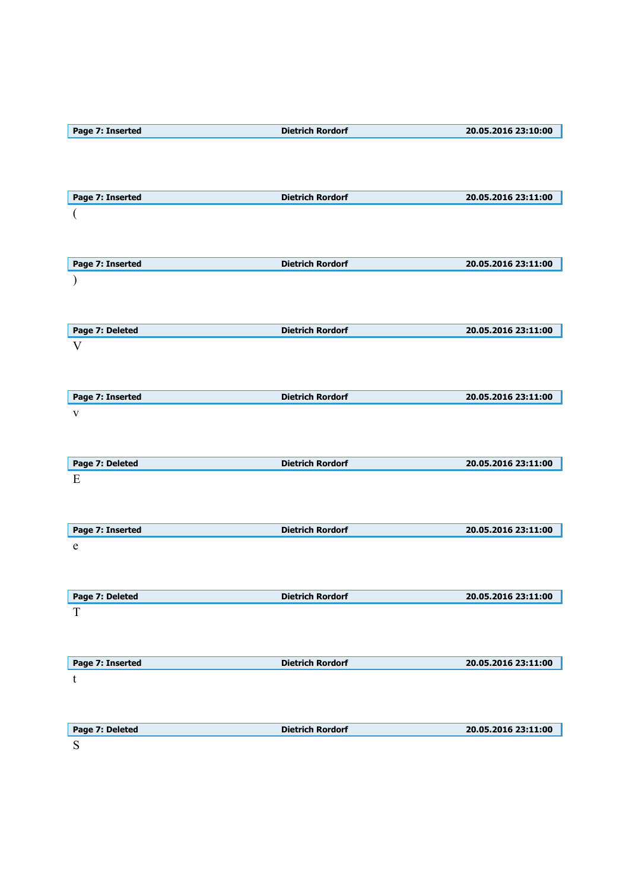| Page 7: Inserted | Dietrich Rordorf | 20.05.2016 23:10:00 |
|---|---|---|

| Page 7: Inserted | Dietrich Rordorf | 20.05.2016 23:11:00 |
|---|---|---|

(

| Page 7: Inserted | Dietrich Rordorf | 20.05.2016 23:11:00 |
|---|---|---|

)

| Page 7: Deleted | Dietrich Rordorf | 20.05.2016 23:11:00 |
|---|---|---|

V

| Page 7: Inserted | Dietrich Rordorf | 20.05.2016 23:11:00 |
|---|---|---|

v

| Page 7: Deleted | Dietrich Rordorf | 20.05.2016 23:11:00 |
|---|---|---|

E

| Page 7: Inserted | Dietrich Rordorf | 20.05.2016 23:11:00 |
|---|---|---|

e

| Page 7: Deleted | Dietrich Rordorf | 20.05.2016 23:11:00 |
|---|---|---|

T

| Page 7: Inserted | Dietrich Rordorf | 20.05.2016 23:11:00 |
|---|---|---|

t

| Page 7: Deleted | Dietrich Rordorf | 20.05.2016 23:11:00 |
|---|---|---|

S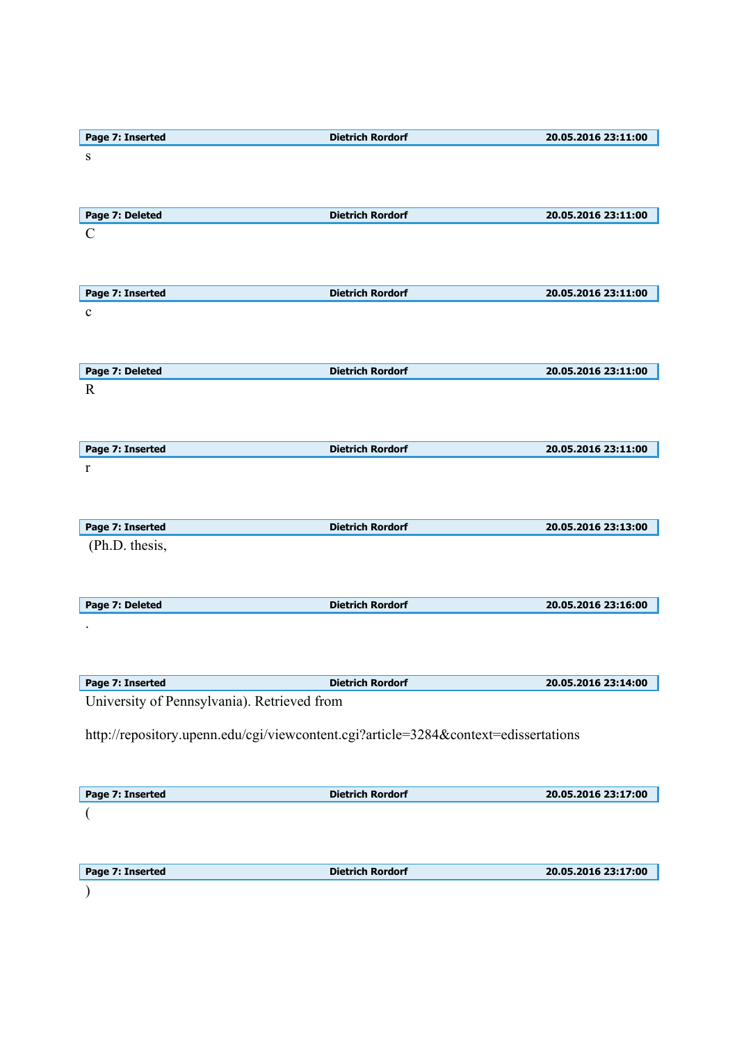| Page 7: Inserted | Dietrich Rordorf | 20.05.2016 23:11:00 |
|---|---|---|

s

| Page 7: Deleted | Dietrich Rordorf | 20.05.2016 23:11:00 |
|---|---|---|

C

| Page 7: Inserted | Dietrich Rordorf | 20.05.2016 23:11:00 |
|---|---|---|

c

| Page 7: Deleted | Dietrich Rordorf | 20.05.2016 23:11:00 |
|---|---|---|

R

| Page 7: Inserted | Dietrich Rordorf | 20.05.2016 23:11:00 |
|---|---|---|

r

| Page 7: Inserted | Dietrich Rordorf | 20.05.2016 23:13:00 |
|---|---|---|

(Ph.D. thesis,

| Page 7: Deleted | Dietrich Rordorf | 20.05.2016 23:16:00 |
|---|---|---|

.

| Page 7: Inserted | Dietrich Rordorf | 20.05.2016 23:14:00 |
|---|---|---|

University of Pennsylvania). Retrieved from

http://repository.upenn.edu/cgi/viewcontent.cgi?article=3284&context=edissertations

| Page 7: Inserted | Dietrich Rordorf | 20.05.2016 23:17:00 |
|---|---|---|

(

| Page 7: Inserted | Dietrich Rordorf | 20.05.2016 23:17:00 |
|---|---|---|

)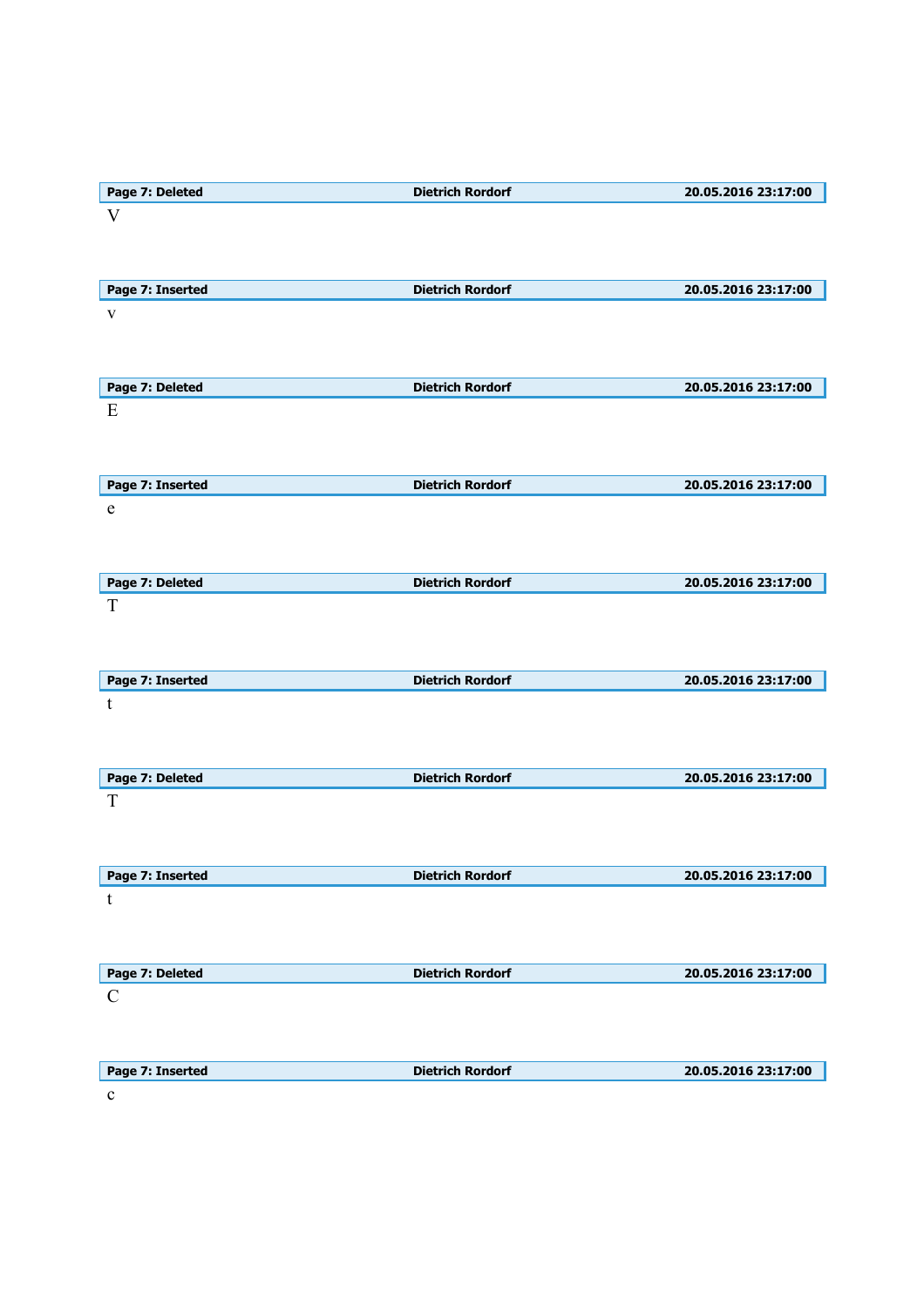| Page 7: Deleted | Dietrich Rordorf | 20.05.2016 23:17:00 |
|---|---|---|

V

| Page 7: Inserted | Dietrich Rordorf | 20.05.2016 23:17:00 |
|---|---|---|

v

| Page 7: Deleted | Dietrich Rordorf | 20.05.2016 23:17:00 |
|---|---|---|

E

| Page 7: Inserted | Dietrich Rordorf | 20.05.2016 23:17:00 |
|---|---|---|

e

| Page 7: Deleted | Dietrich Rordorf | 20.05.2016 23:17:00 |
|---|---|---|

T

| Page 7: Inserted | Dietrich Rordorf | 20.05.2016 23:17:00 |
|---|---|---|

t

| Page 7: Deleted | Dietrich Rordorf | 20.05.2016 23:17:00 |
|---|---|---|

T

| Page 7: Inserted | Dietrich Rordorf | 20.05.2016 23:17:00 |
|---|---|---|

t

| Page 7: Deleted | Dietrich Rordorf | 20.05.2016 23:17:00 |
|---|---|---|

C

| Page 7: Inserted | Dietrich Rordorf | 20.05.2016 23:17:00 |
|---|---|---|

c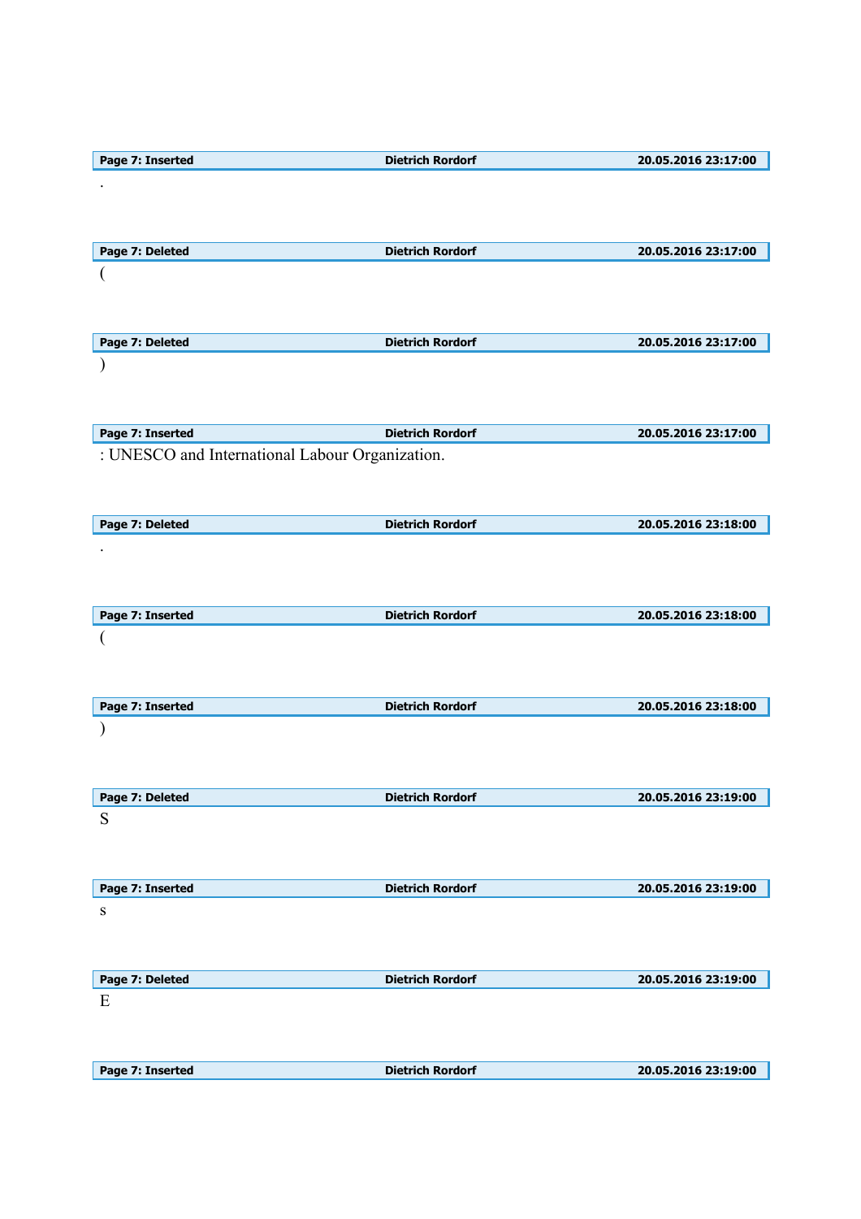| Page 7: Inserted | Dietrich Rordorf | 20.05.2016 23:17:00 |
|---|---|---|

.

| Page 7: Deleted | Dietrich Rordorf | 20.05.2016 23:17:00 |
|---|---|---|

(

| Page 7: Deleted | Dietrich Rordorf | 20.05.2016 23:17:00 |
|---|---|---|

)

| Page 7: Inserted | Dietrich Rordorf | 20.05.2016 23:17:00 |
|---|---|---|

: UNESCO and International Labour Organization.

| Page 7: Deleted | Dietrich Rordorf | 20.05.2016 23:18:00 |
|---|---|---|

.

| Page 7: Inserted | Dietrich Rordorf | 20.05.2016 23:18:00 |
|---|---|---|

(

| Page 7: Inserted | Dietrich Rordorf | 20.05.2016 23:18:00 |
|---|---|---|

)

| Page 7: Deleted | Dietrich Rordorf | 20.05.2016 23:19:00 |
|---|---|---|

S

| Page 7: Inserted | Dietrich Rordorf | 20.05.2016 23:19:00 |
|---|---|---|

s

| Page 7: Deleted | Dietrich Rordorf | 20.05.2016 23:19:00 |
|---|---|---|

E

| Page 7: Inserted | Dietrich Rordorf | 20.05.2016 23:19:00 |
|---|---|---|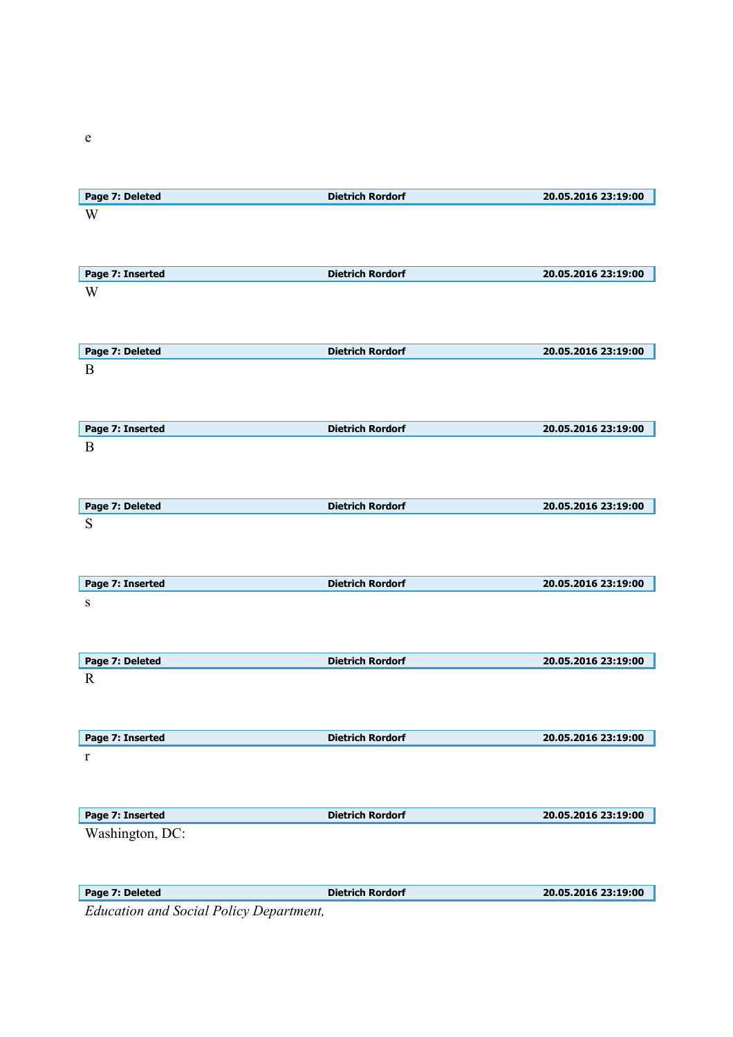e

**Page 7: Deleted** | **Dietrich Rordorf** | **20.05.2016 23:19:00**

W

**Page 7: Inserted** | **Dietrich Rordorf** | **20.05.2016 23:19:00**

W

**Page 7: Deleted** | **Dietrich Rordorf** | **20.05.2016 23:19:00**

B

**Page 7: Inserted** | **Dietrich Rordorf** | **20.05.2016 23:19:00**

B

**Page 7: Deleted** | **Dietrich Rordorf** | **20.05.2016 23:19:00**

S

**Page 7: Inserted** | **Dietrich Rordorf** | **20.05.2016 23:19:00**

s

**Page 7: Deleted** | **Dietrich Rordorf** | **20.05.2016 23:19:00**

R

**Page 7: Inserted** | **Dietrich Rordorf** | **20.05.2016 23:19:00**

r

**Page 7: Inserted** | **Dietrich Rordorf** | **20.05.2016 23:19:00**

Washington, DC:

**Page 7: Deleted** | **Dietrich Rordorf** | **20.05.2016 23:19:00**

*Education and Social Policy Department,*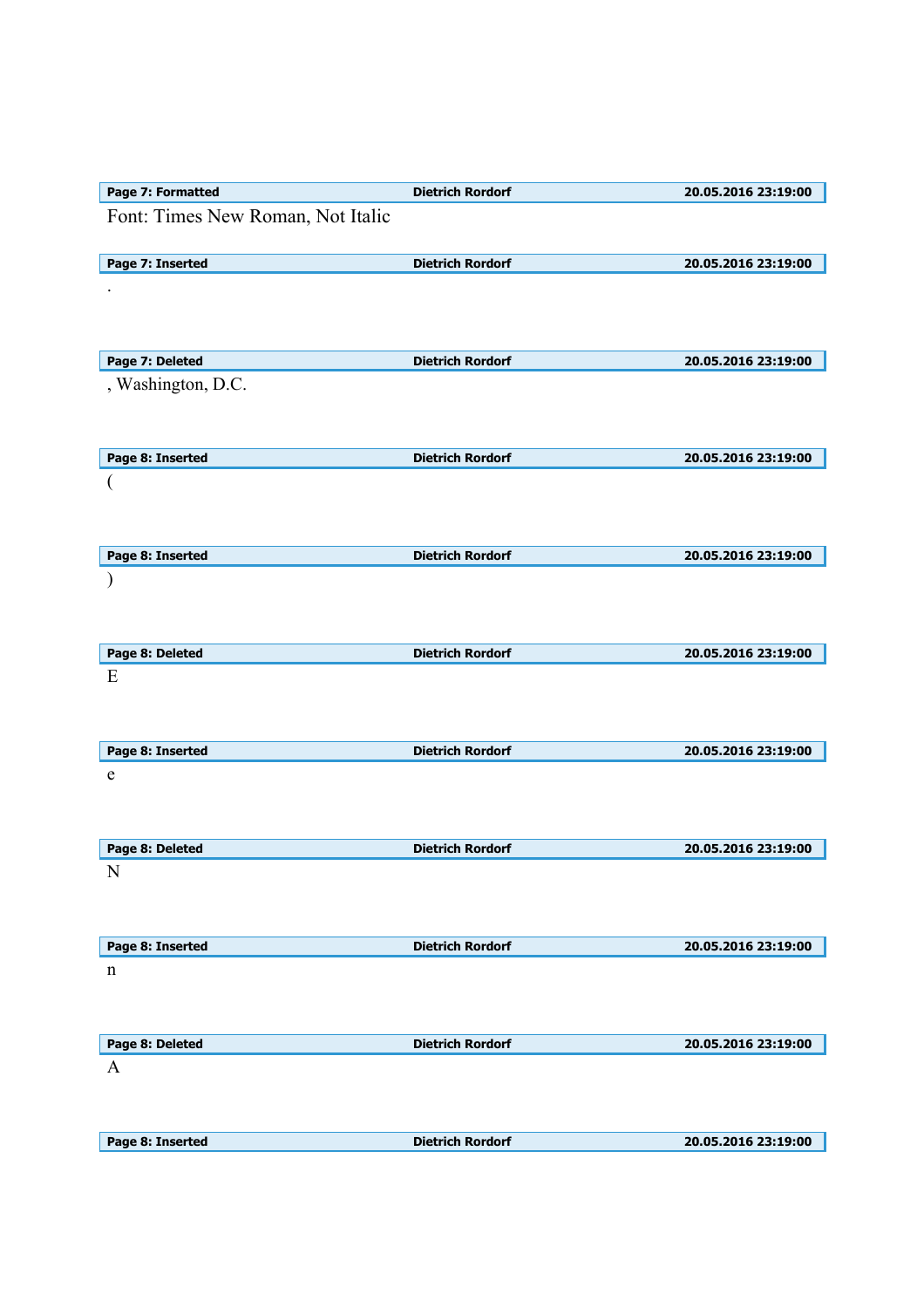| Page 7: Formatted | Dietrich Rordorf | 20.05.2016 23:19:00 |
|---|---|---|

Font: Times New Roman, Not Italic

| Page 7: Inserted | Dietrich Rordorf | 20.05.2016 23:19:00 |
|---|---|---|

.

| Page 7: Deleted | Dietrich Rordorf | 20.05.2016 23:19:00 |
|---|---|---|

, Washington, D.C.

| Page 8: Inserted | Dietrich Rordorf | 20.05.2016 23:19:00 |
|---|---|---|

(

| Page 8: Inserted | Dietrich Rordorf | 20.05.2016 23:19:00 |
|---|---|---|

)

| Page 8: Deleted | Dietrich Rordorf | 20.05.2016 23:19:00 |
|---|---|---|

E

| Page 8: Inserted | Dietrich Rordorf | 20.05.2016 23:19:00 |
|---|---|---|

e

| Page 8: Deleted | Dietrich Rordorf | 20.05.2016 23:19:00 |
|---|---|---|

N

| Page 8: Inserted | Dietrich Rordorf | 20.05.2016 23:19:00 |
|---|---|---|

n

| Page 8: Deleted | Dietrich Rordorf | 20.05.2016 23:19:00 |
|---|---|---|

A

| Page 8: Inserted | Dietrich Rordorf | 20.05.2016 23:19:00 |
|---|---|---|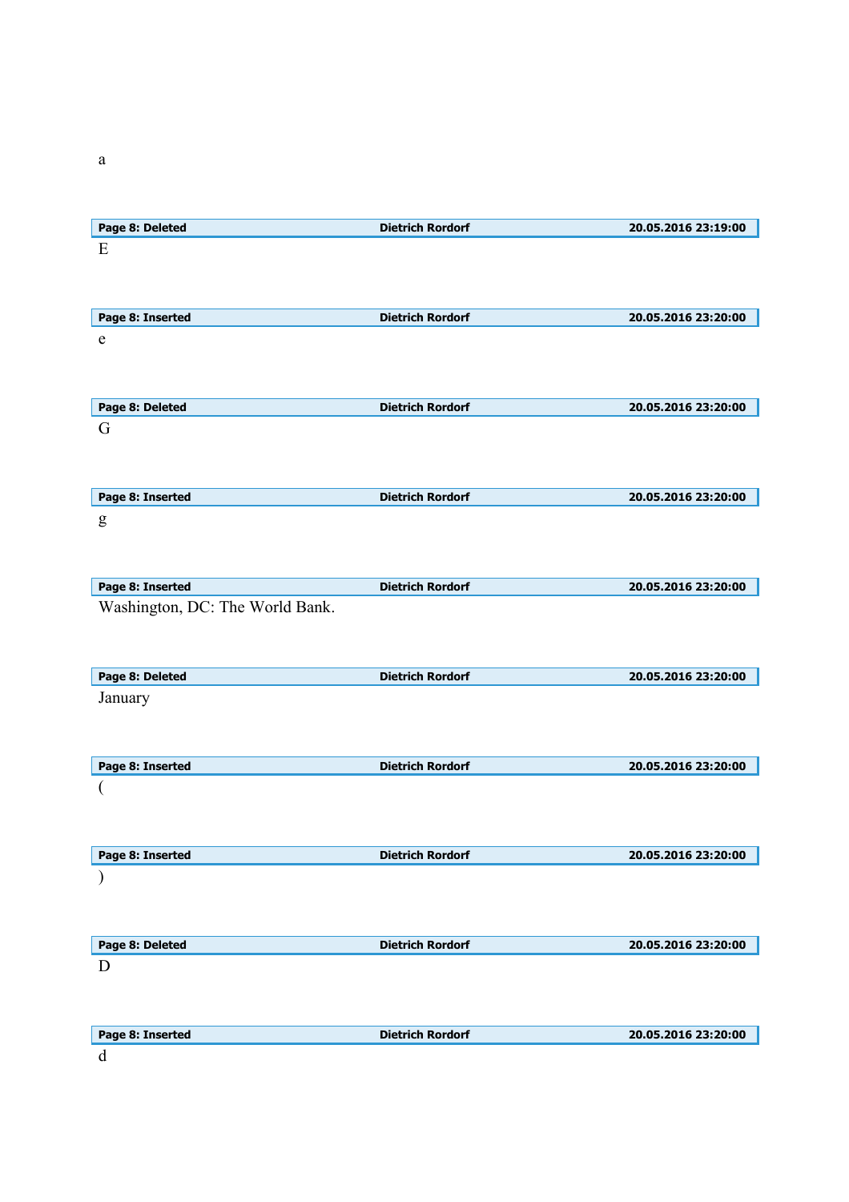a

| Page 8: Deleted | Dietrich Rordorf | 20.05.2016 23:19:00 |
|---|---|---|

E

| Page 8: Inserted | Dietrich Rordorf | 20.05.2016 23:20:00 |
|---|---|---|

e

| Page 8: Deleted | Dietrich Rordorf | 20.05.2016 23:20:00 |
|---|---|---|

G

| Page 8: Inserted | Dietrich Rordorf | 20.05.2016 23:20:00 |
|---|---|---|

g

| Page 8: Inserted | Dietrich Rordorf | 20.05.2016 23:20:00 |
|---|---|---|

Washington, DC: The World Bank.

| Page 8: Deleted | Dietrich Rordorf | 20.05.2016 23:20:00 |
|---|---|---|

January

| Page 8: Inserted | Dietrich Rordorf | 20.05.2016 23:20:00 |
|---|---|---|

(

| Page 8: Inserted | Dietrich Rordorf | 20.05.2016 23:20:00 |
|---|---|---|

)

| Page 8: Deleted | Dietrich Rordorf | 20.05.2016 23:20:00 |
|---|---|---|

D

| Page 8: Inserted | Dietrich Rordorf | 20.05.2016 23:20:00 |
|---|---|---|

d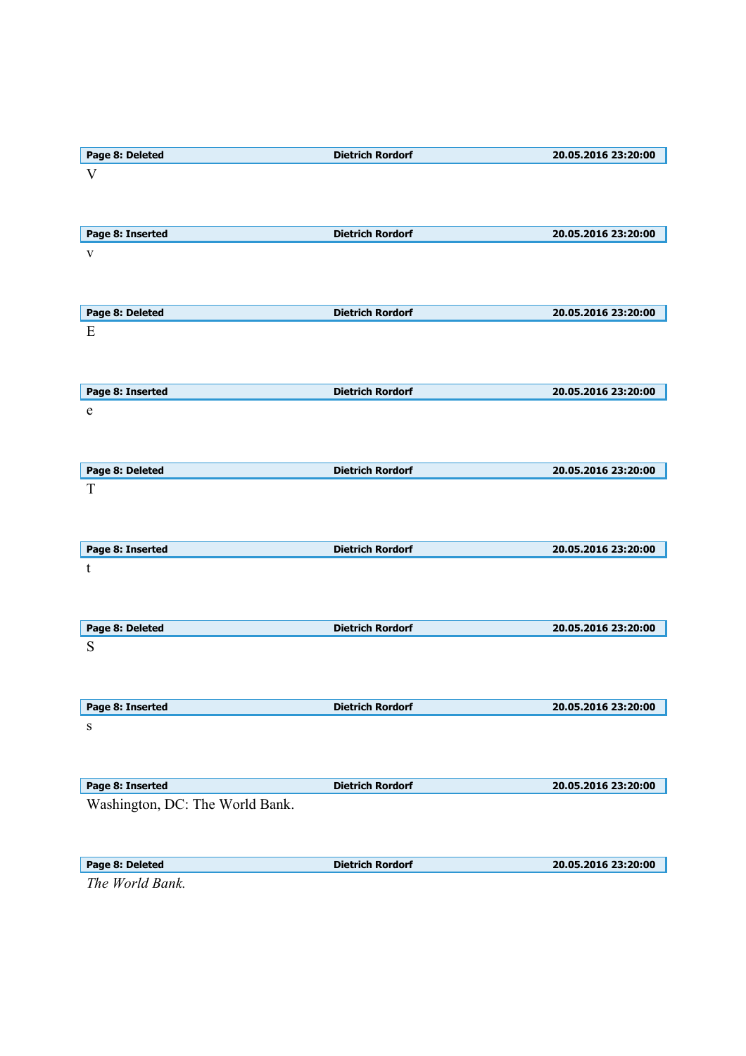| Page 8: Deleted | Dietrich Rordorf | 20.05.2016 23:20:00 |
| --- | --- | --- |

V

| Page 8: Inserted | Dietrich Rordorf | 20.05.2016 23:20:00 |
| --- | --- | --- |

v

| Page 8: Deleted | Dietrich Rordorf | 20.05.2016 23:20:00 |
| --- | --- | --- |

E

| Page 8: Inserted | Dietrich Rordorf | 20.05.2016 23:20:00 |
| --- | --- | --- |

e

| Page 8: Deleted | Dietrich Rordorf | 20.05.2016 23:20:00 |
| --- | --- | --- |

T

| Page 8: Inserted | Dietrich Rordorf | 20.05.2016 23:20:00 |
| --- | --- | --- |

t

| Page 8: Deleted | Dietrich Rordorf | 20.05.2016 23:20:00 |
| --- | --- | --- |

S

| Page 8: Inserted | Dietrich Rordorf | 20.05.2016 23:20:00 |
| --- | --- | --- |

s

| Page 8: Inserted | Dietrich Rordorf | 20.05.2016 23:20:00 |
| --- | --- | --- |

Washington, DC: The World Bank.

| Page 8: Deleted | Dietrich Rordorf | 20.05.2016 23:20:00 |
| --- | --- | --- |

*The World Bank.*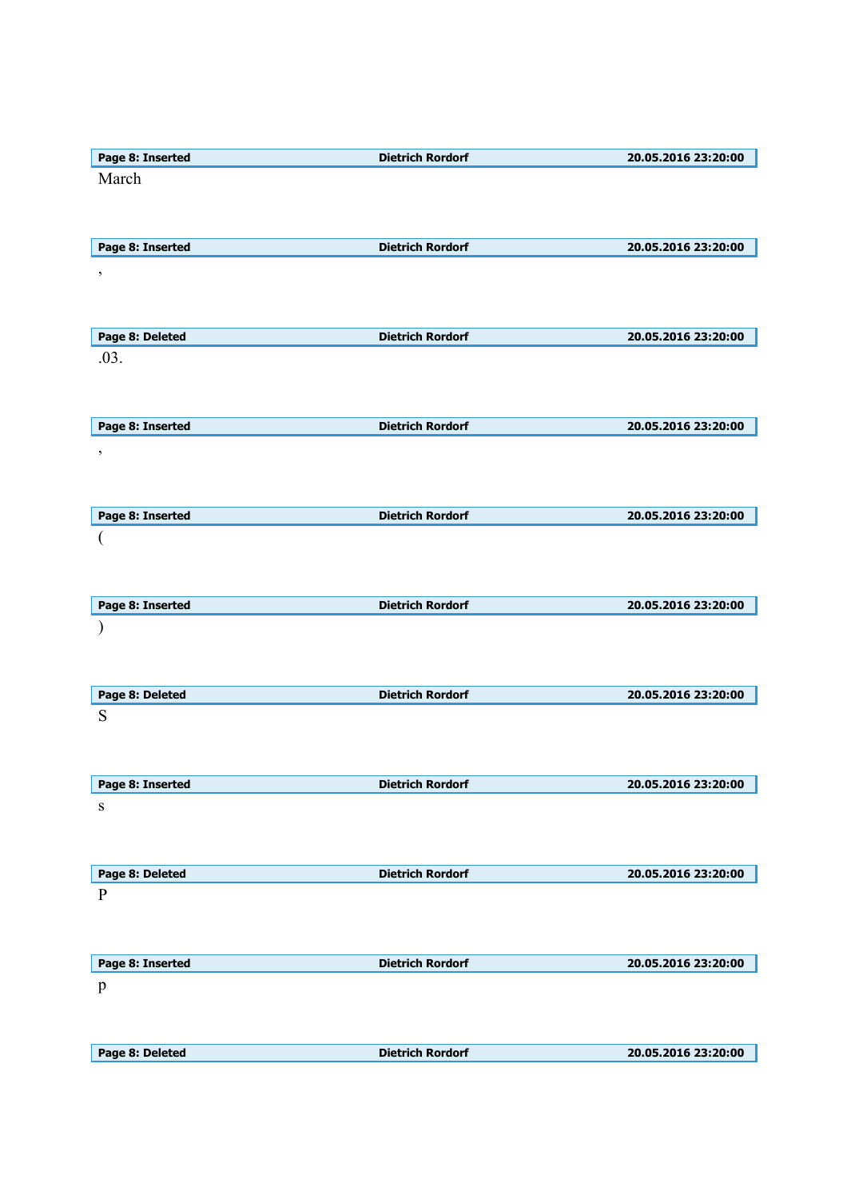| Page 8: Inserted | Dietrich Rordorf | 20.05.2016 23:20:00 |
|---|---|---|

March

| Page 8: Inserted | Dietrich Rordorf | 20.05.2016 23:20:00 |
|---|---|---|

,

| Page 8: Deleted | Dietrich Rordorf | 20.05.2016 23:20:00 |
|---|---|---|

.03.

| Page 8: Inserted | Dietrich Rordorf | 20.05.2016 23:20:00 |
|---|---|---|

,

| Page 8: Inserted | Dietrich Rordorf | 20.05.2016 23:20:00 |
|---|---|---|

(

| Page 8: Inserted | Dietrich Rordorf | 20.05.2016 23:20:00 |
|---|---|---|

)

| Page 8: Deleted | Dietrich Rordorf | 20.05.2016 23:20:00 |
|---|---|---|

S

| Page 8: Inserted | Dietrich Rordorf | 20.05.2016 23:20:00 |
|---|---|---|

s

| Page 8: Deleted | Dietrich Rordorf | 20.05.2016 23:20:00 |
|---|---|---|

P

| Page 8: Inserted | Dietrich Rordorf | 20.05.2016 23:20:00 |
|---|---|---|

p

| Page 8: Deleted | Dietrich Rordorf | 20.05.2016 23:20:00 |
|---|---|---|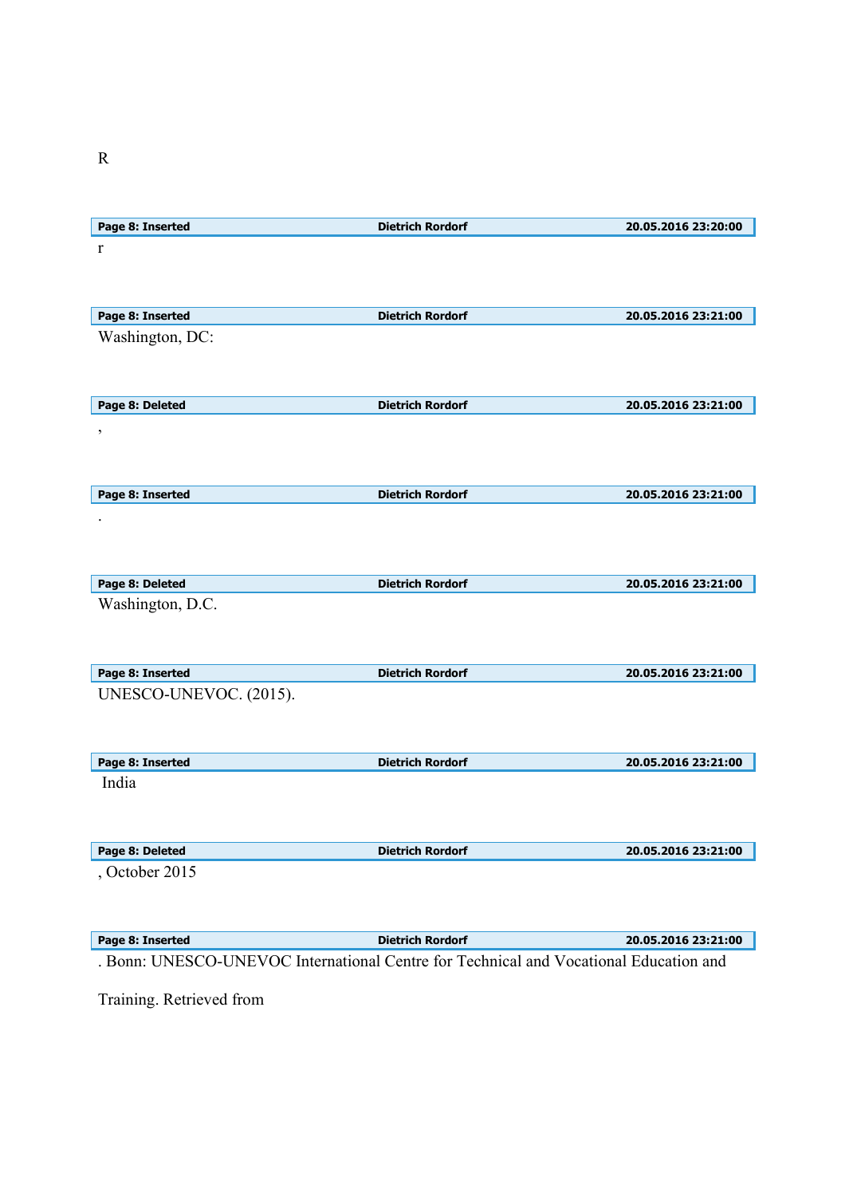R

| Page 8: Inserted | Dietrich Rordorf | 20.05.2016 23:20:00 |
|---|---|---|

r

| Page 8: Inserted | Dietrich Rordorf | 20.05.2016 23:21:00 |
|---|---|---|

Washington, DC:

| Page 8: Deleted | Dietrich Rordorf | 20.05.2016 23:21:00 |
|---|---|---|

,

| Page 8: Inserted | Dietrich Rordorf | 20.05.2016 23:21:00 |
|---|---|---|

.

| Page 8: Deleted | Dietrich Rordorf | 20.05.2016 23:21:00 |
|---|---|---|

Washington, D.C.

| Page 8: Inserted | Dietrich Rordorf | 20.05.2016 23:21:00 |
|---|---|---|

UNESCO-UNEVOC. (2015).

| Page 8: Inserted | Dietrich Rordorf | 20.05.2016 23:21:00 |
|---|---|---|

India

| Page 8: Deleted | Dietrich Rordorf | 20.05.2016 23:21:00 |
|---|---|---|

, October 2015

| Page 8: Inserted | Dietrich Rordorf | 20.05.2016 23:21:00 |
|---|---|---|

. Bonn: UNESCO-UNEVOC International Centre for Technical and Vocational Education and

Training. Retrieved from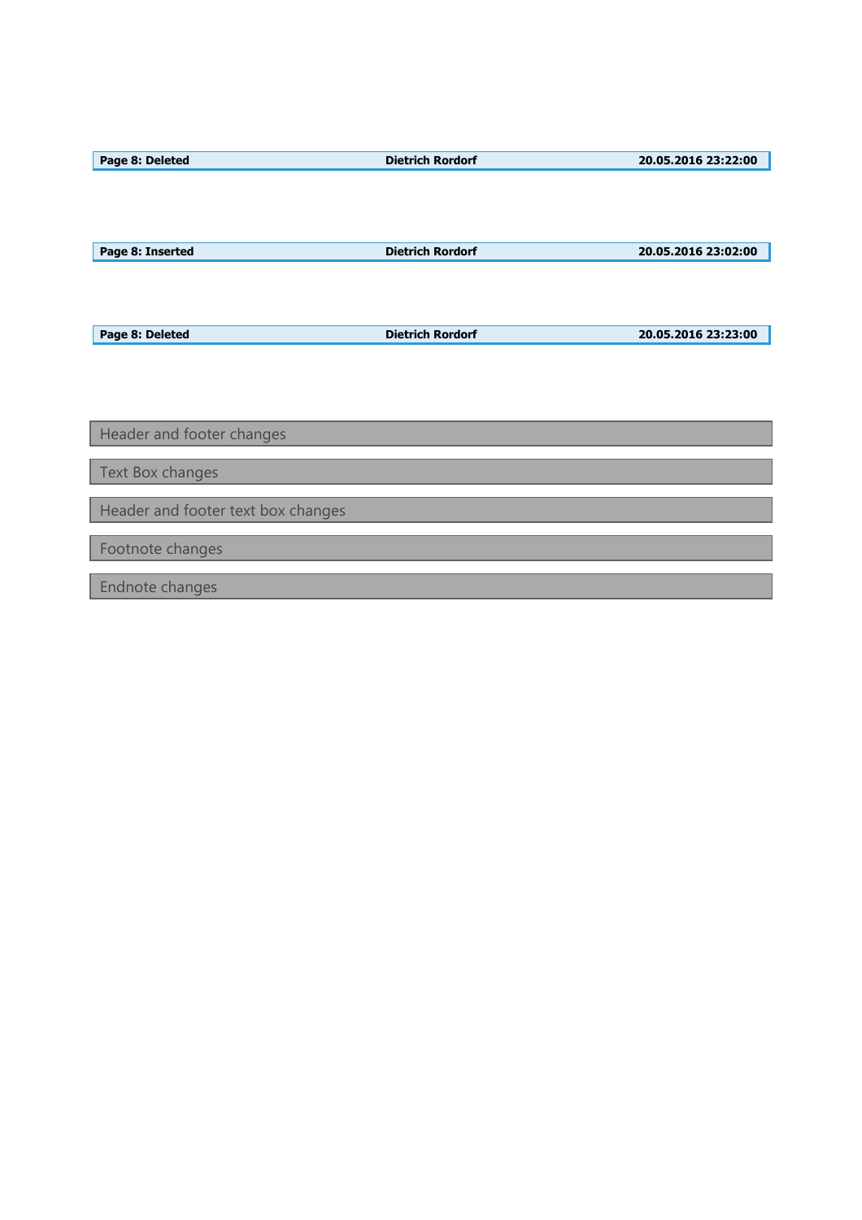| | | |
|---|---|---|
| **Page 8: Deleted** | **Dietrich Rordorf** | **20.05.2016 23:22:00** |

| | | |
|---|---|---|
| **Page 8: Inserted** | **Dietrich Rordorf** | **20.05.2016 23:02:00** |

| | | |
|---|---|---|
| **Page 8: Deleted** | **Dietrich Rordorf** | **20.05.2016 23:23:00** |

## Header and footer changes

## Text Box changes

## Header and footer text box changes

## Footnote changes

## Endnote changes